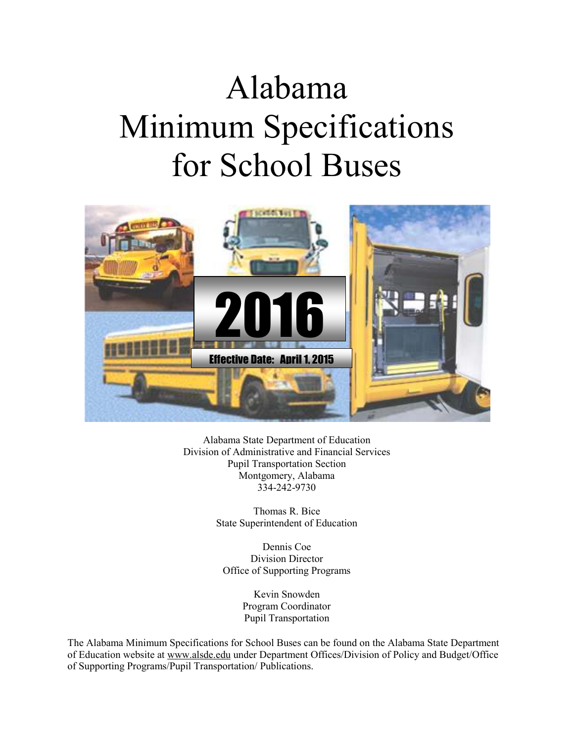# Alabama Minimum Specifications for School Buses

**2016**

**Effective Date: April 1, 2015**

Alabama State Department of Education
Division of Administrative and Financial Services
Pupil Transportation Section
Montgomery, Alabama
334-242-9730

Thomas R. Bice
State Superintendent of Education

Dennis Coe
Division Director
Office of Supporting Programs

Kevin Snowden
Program Coordinator
Pupil Transportation

The Alabama Minimum Specifications for School Buses can be found on the Alabama State Department of Education website at www.alsde.edu under Department Offices/Division of Policy and Budget/Office of Supporting Programs/Pupil Transportation/ Publications.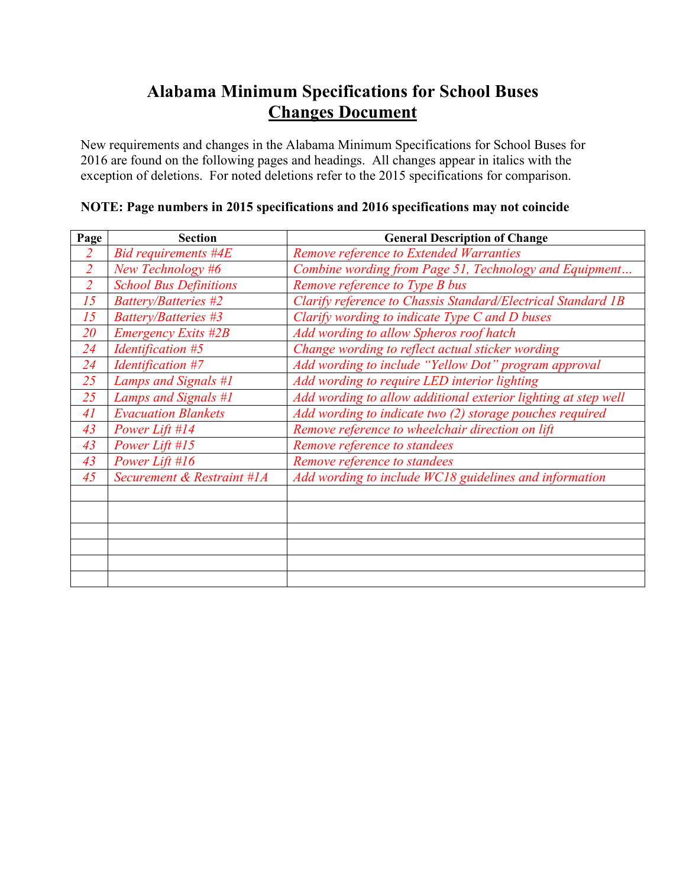# Alabama Minimum Specifications for School Buses

## Changes Document

New requirements and changes in the Alabama Minimum Specifications for School Buses for 2016 are found on the following pages and headings. All changes appear in italics with the exception of deletions. For noted deletions refer to the 2015 specifications for comparison.

**NOTE: Page numbers in 2015 specifications and 2016 specifications may not coincide**

| Page | Section | General Description of Change |
|---|---|---|
| *2* | *Bid requirements #4E* | *Remove reference to Extended Warranties* |
| *2* | *New Technology #6* | *Combine wording from Page 51, Technology and Equipment…* |
| *2* | *School Bus Definitions* | *Remove reference to Type B bus* |
| *15* | *Battery/Batteries #2* | *Clarify reference to Chassis Standard/Electrical Standard 1B* |
| *15* | *Battery/Batteries #3* | *Clarify wording to indicate Type C and D buses* |
| *20* | *Emergency Exits #2B* | *Add wording to allow Spheros roof hatch* |
| *24* | *Identification #5* | *Change wording to reflect actual sticker wording* |
| *24* | *Identification #7* | *Add wording to include "Yellow Dot" program approval* |
| *25* | *Lamps and Signals #1* | *Add wording to require LED interior lighting* |
| *25* | *Lamps and Signals #1* | *Add wording to allow additional exterior lighting at step well* |
| *41* | *Evacuation Blankets* | *Add wording to indicate two (2) storage pouches required* |
| *43* | *Power Lift #14* | *Remove reference to wheelchair direction on lift* |
| *43* | *Power Lift #15* | *Remove reference to standees* |
| *43* | *Power Lift #16* | *Remove reference to standees* |
| *45* | *Securement & Restraint #1A* | *Add wording to include WC18 guidelines and information* |
| | | |
| | | |
| | | |
| | | |
| | | |
| | | |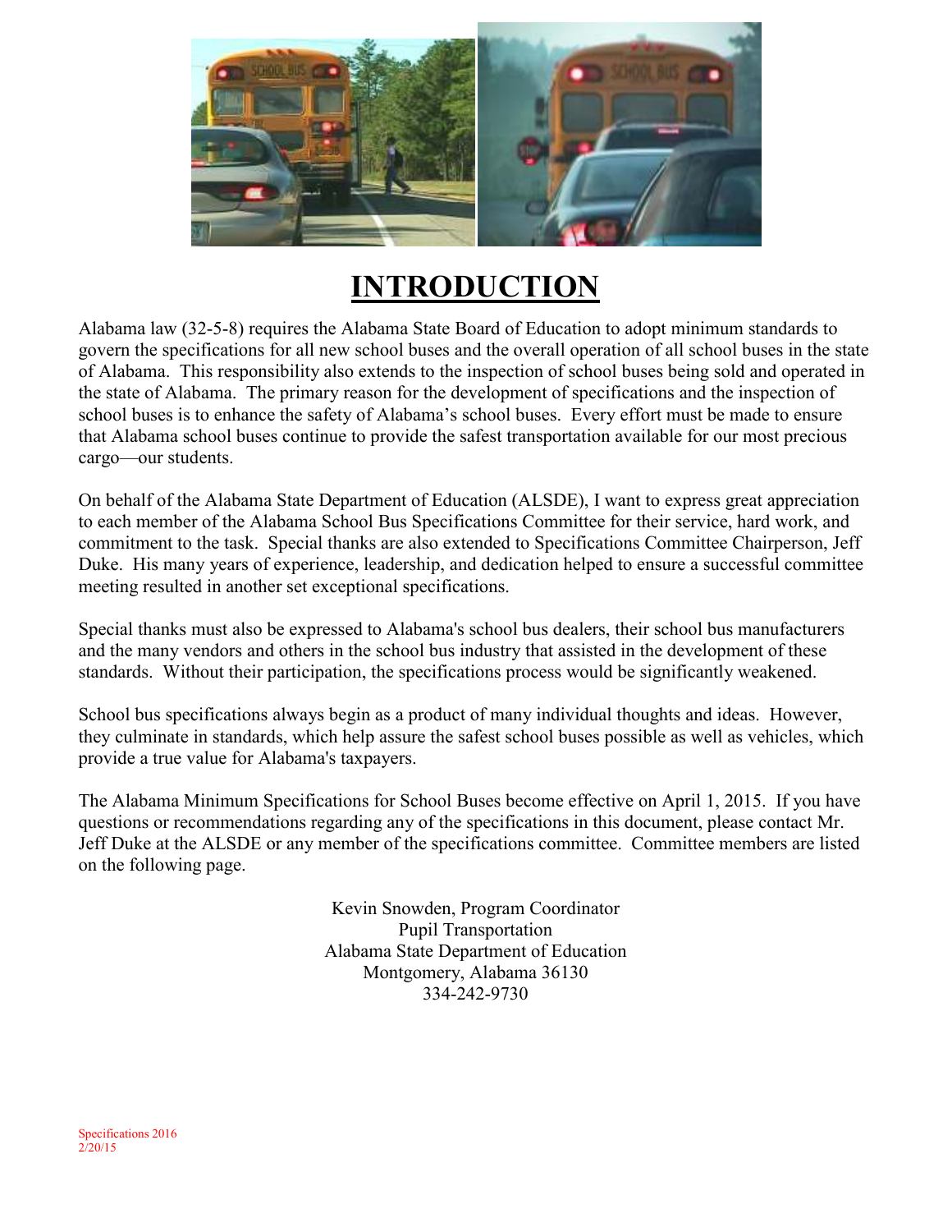# INTRODUCTION

Alabama law (32-5-8) requires the Alabama State Board of Education to adopt minimum standards to govern the specifications for all new school buses and the overall operation of all school buses in the state of Alabama. This responsibility also extends to the inspection of school buses being sold and operated in the state of Alabama. The primary reason for the development of specifications and the inspection of school buses is to enhance the safety of Alabama's school buses. Every effort must be made to ensure that Alabama school buses continue to provide the safest transportation available for our most precious cargo—our students.

On behalf of the Alabama State Department of Education (ALSDE), I want to express great appreciation to each member of the Alabama School Bus Specifications Committee for their service, hard work, and commitment to the task. Special thanks are also extended to Specifications Committee Chairperson, Jeff Duke. His many years of experience, leadership, and dedication helped to ensure a successful committee meeting resulted in another set exceptional specifications.

Special thanks must also be expressed to Alabama's school bus dealers, their school bus manufacturers and the many vendors and others in the school bus industry that assisted in the development of these standards. Without their participation, the specifications process would be significantly weakened.

School bus specifications always begin as a product of many individual thoughts and ideas. However, they culminate in standards, which help assure the safest school buses possible as well as vehicles, which provide a true value for Alabama's taxpayers.

The Alabama Minimum Specifications for School Buses become effective on April 1, 2015. If you have questions or recommendations regarding any of the specifications in this document, please contact Mr. Jeff Duke at the ALSDE or any member of the specifications committee. Committee members are listed on the following page.

Kevin Snowden, Program Coordinator
Pupil Transportation
Alabama State Department of Education
Montgomery, Alabama 36130
334-242-9730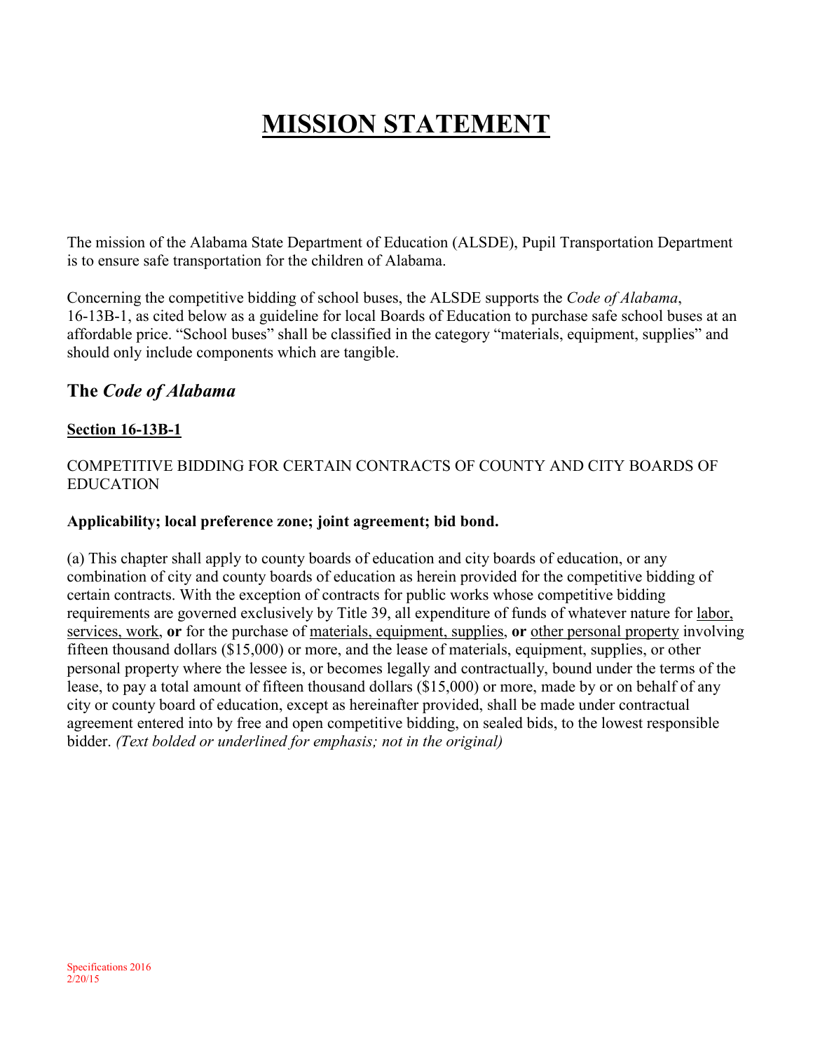# MISSION STATEMENT

The mission of the Alabama State Department of Education (ALSDE), Pupil Transportation Department is to ensure safe transportation for the children of Alabama.

Concerning the competitive bidding of school buses, the ALSDE supports the *Code of Alabama*, 16-13B-1, as cited below as a guideline for local Boards of Education to purchase safe school buses at an affordable price. "School buses" shall be classified in the category "materials, equipment, supplies" and should only include components which are tangible.

## The *Code of Alabama*

### Section 16-13B-1

COMPETITIVE BIDDING FOR CERTAIN CONTRACTS OF COUNTY AND CITY BOARDS OF EDUCATION

**Applicability; local preference zone; joint agreement; bid bond.**

(a) This chapter shall apply to county boards of education and city boards of education, or any combination of city and county boards of education as herein provided for the competitive bidding of certain contracts. With the exception of contracts for public works whose competitive bidding requirements are governed exclusively by Title 39, all expenditure of funds of whatever nature for labor, services, work, **or** for the purchase of materials, equipment, supplies, **or** other personal property involving fifteen thousand dollars ($15,000) or more, and the lease of materials, equipment, supplies, or other personal property where the lessee is, or becomes legally and contractually, bound under the terms of the lease, to pay a total amount of fifteen thousand dollars ($15,000) or more, made by or on behalf of any city or county board of education, except as hereinafter provided, shall be made under contractual agreement entered into by free and open competitive bidding, on sealed bids, to the lowest responsible bidder. *(Text bolded or underlined for emphasis; not in the original)*

Specifications 2016
2/20/15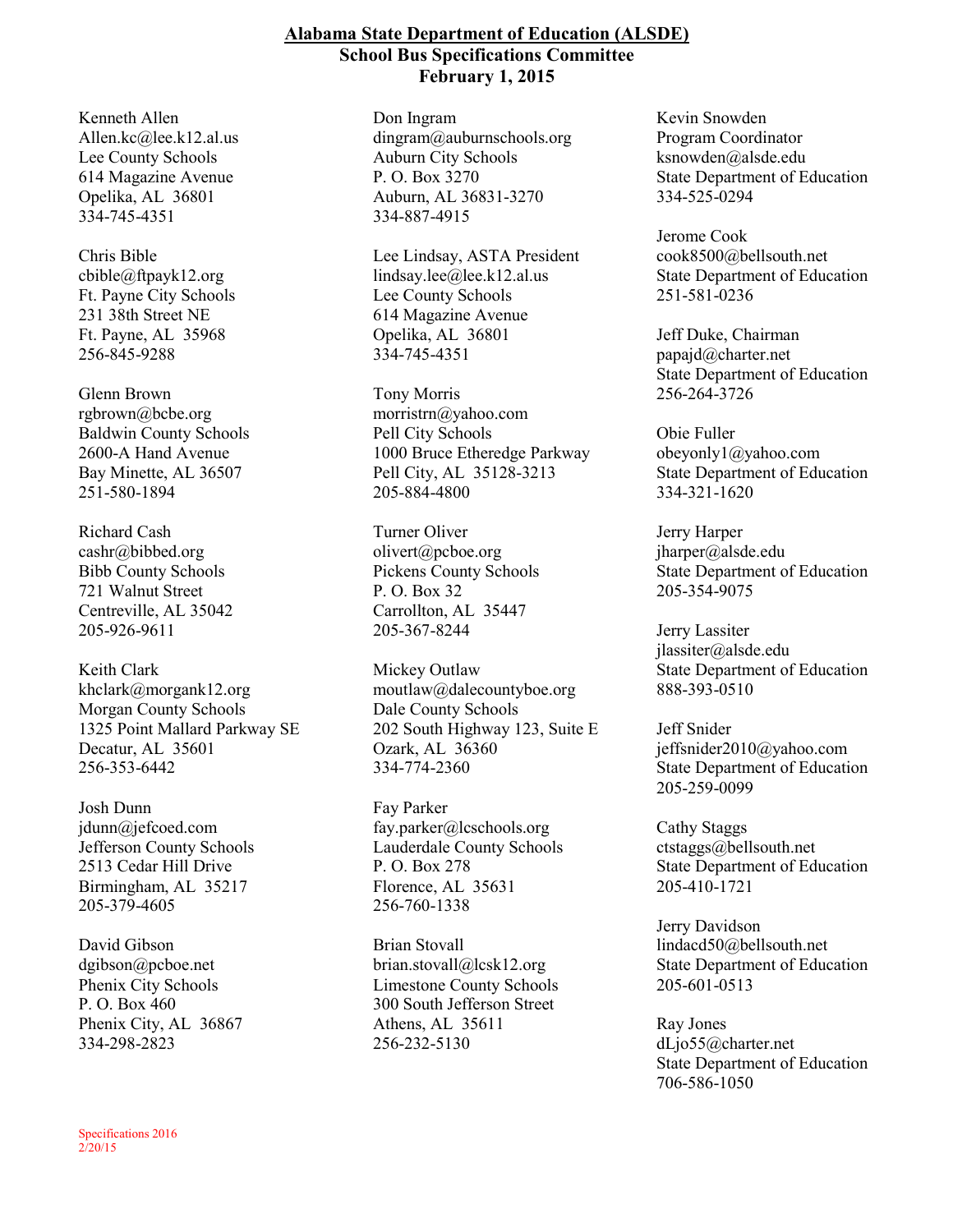# Alabama State Department of Education (ALSDE)

## School Bus Specifications Committee

## February 1, 2015

Kenneth Allen
Allen.kc@lee.k12.al.us
Lee County Schools
614 Magazine Avenue
Opelika, AL 36801
334-745-4351

Chris Bible
cbible@ftpayk12.org
Ft. Payne City Schools
231 38th Street NE
Ft. Payne, AL 35968
256-845-9288

Glenn Brown
rgbrown@bcbe.org
Baldwin County Schools
2600-A Hand Avenue
Bay Minette, AL 36507
251-580-1894

Richard Cash
cashr@bibbed.org
Bibb County Schools
721 Walnut Street
Centreville, AL 35042
205-926-9611

Keith Clark
khclark@morgank12.org
Morgan County Schools
1325 Point Mallard Parkway SE
Decatur, AL 35601
256-353-6442

Josh Dunn
jdunn@jefcoed.com
Jefferson County Schools
2513 Cedar Hill Drive
Birmingham, AL 35217
205-379-4605

David Gibson
dgibson@pcboe.net
Phenix City Schools
P. O. Box 460
Phenix City, AL 36867
334-298-2823

Don Ingram
dingram@auburnschools.org
Auburn City Schools
P. O. Box 3270
Auburn, AL 36831-3270
334-887-4915

Lee Lindsay, ASTA President
lindsay.lee@lee.k12.al.us
Lee County Schools
614 Magazine Avenue
Opelika, AL 36801
334-745-4351

Tony Morris
morristrn@yahoo.com
Pell City Schools
1000 Bruce Etheredge Parkway
Pell City, AL 35128-3213
205-884-4800

Turner Oliver
olivert@pcboe.org
Pickens County Schools
P. O. Box 32
Carrollton, AL 35447
205-367-8244

Mickey Outlaw
moutlaw@dalecountyboe.org
Dale County Schools
202 South Highway 123, Suite E
Ozark, AL 36360
334-774-2360

Fay Parker
fay.parker@lcschools.org
Lauderdale County Schools
P. O. Box 278
Florence, AL 35631
256-760-1338

Brian Stovall
brian.stovall@lcsk12.org
Limestone County Schools
300 South Jefferson Street
Athens, AL 35611
256-232-5130

Kevin Snowden
Program Coordinator
ksnowden@alsde.edu
State Department of Education
334-525-0294

Jerome Cook
cook8500@bellsouth.net
State Department of Education
251-581-0236

Jeff Duke, Chairman
papajd@charter.net
State Department of Education
256-264-3726

Obie Fuller
obeyonly1@yahoo.com
State Department of Education
334-321-1620

Jerry Harper
jharper@alsde.edu
State Department of Education
205-354-9075

Jerry Lassiter
jlassiter@alsde.edu
State Department of Education
888-393-0510

Jeff Snider
jeffsnider2010@yahoo.com
State Department of Education
205-259-0099

Cathy Staggs
ctstaggs@bellsouth.net
State Department of Education
205-410-1721

Jerry Davidson
lindacd50@bellsouth.net
State Department of Education
205-601-0513

Ray Jones
dLjo55@charter.net
State Department of Education
706-586-1050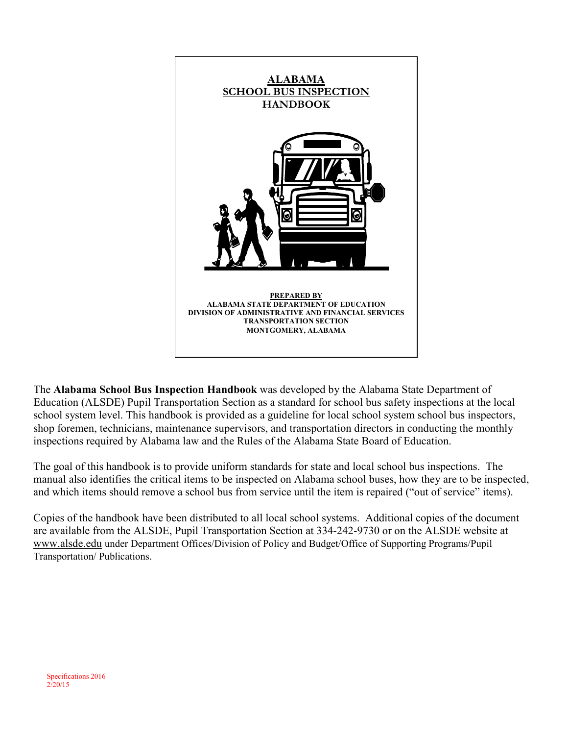# ALABAMA SCHOOL BUS INSPECTION HANDBOOK

**PREPARED BY**
**ALABAMA STATE DEPARTMENT OF EDUCATION**
**DIVISION OF ADMINISTRATIVE AND FINANCIAL SERVICES**
**TRANSPORTATION SECTION**
**MONTGOMERY, ALABAMA**

The **Alabama School Bus Inspection Handbook** was developed by the Alabama State Department of Education (ALSDE) Pupil Transportation Section as a standard for school bus safety inspections at the local school system level. This handbook is provided as a guideline for local school system school bus inspectors, shop foremen, technicians, maintenance supervisors, and transportation directors in conducting the monthly inspections required by Alabama law and the Rules of the Alabama State Board of Education.

The goal of this handbook is to provide uniform standards for state and local school bus inspections. The manual also identifies the critical items to be inspected on Alabama school buses, how they are to be inspected, and which items should remove a school bus from service until the item is repaired ("out of service" items).

Copies of the handbook have been distributed to all local school systems. Additional copies of the document are available from the ALSDE, Pupil Transportation Section at 334-242-9730 or on the ALSDE website at www.alsde.edu under Department Offices/Division of Policy and Budget/Office of Supporting Programs/Pupil Transportation/ Publications.

Specifications 2016
2/20/15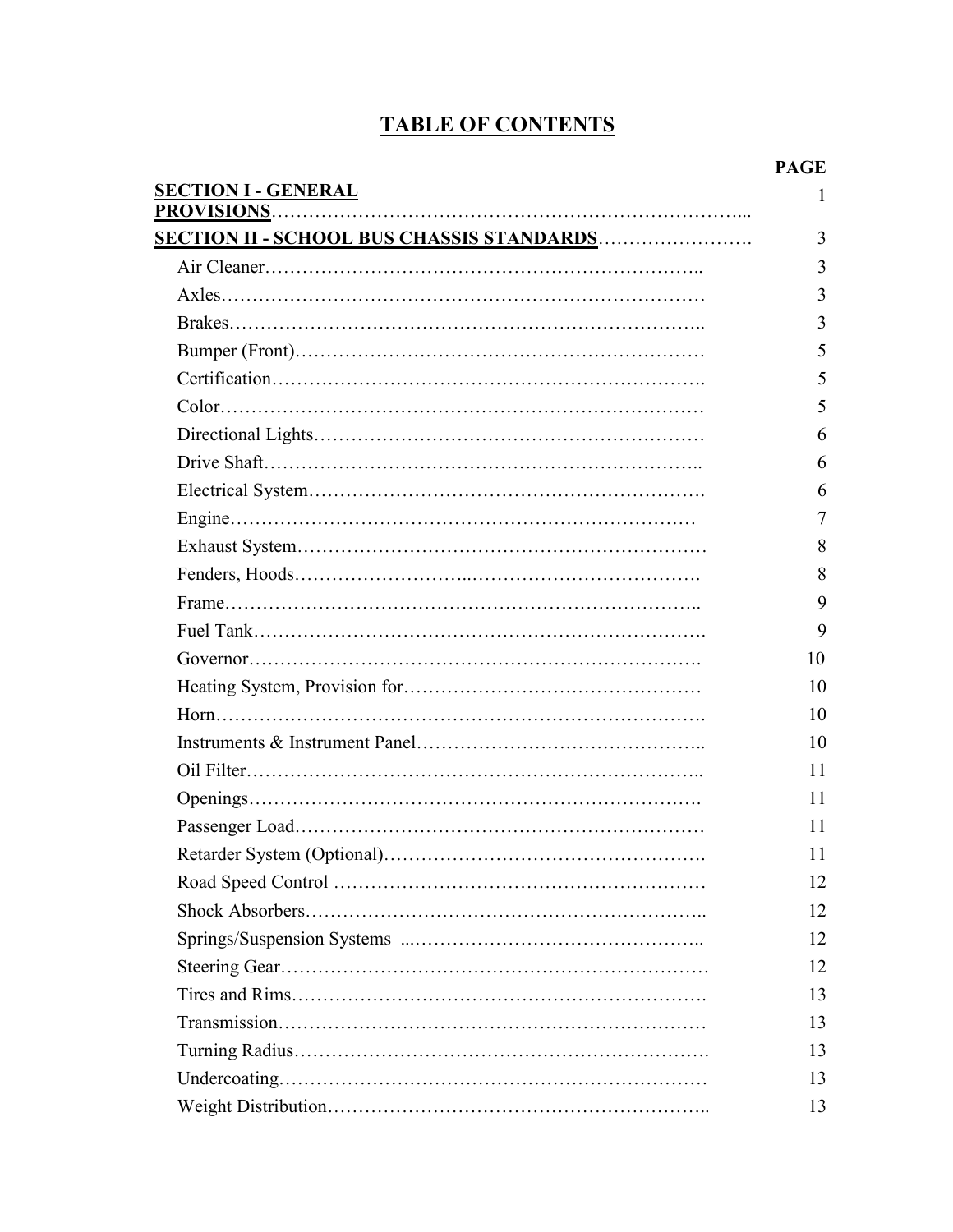# TABLE OF CONTENTS

| | PAGE |
|---|---|
| **SECTION I - GENERAL PROVISIONS** | 1 |
| **SECTION II - SCHOOL BUS CHASSIS STANDARDS** | 3 |
| Air Cleaner | 3 |
| Axles | 3 |
| Brakes | 3 |
| Bumper (Front) | 5 |
| Certification | 5 |
| Color | 5 |
| Directional Lights | 6 |
| Drive Shaft | 6 |
| Electrical System | 6 |
| Engine | 7 |
| Exhaust System | 8 |
| Fenders, Hoods | 8 |
| Frame | 9 |
| Fuel Tank | 9 |
| Governor | 10 |
| Heating System, Provision for | 10 |
| Horn | 10 |
| Instruments & Instrument Panel | 10 |
| Oil Filter | 11 |
| Openings | 11 |
| Passenger Load | 11 |
| Retarder System (Optional) | 11 |
| Road Speed Control | 12 |
| Shock Absorbers | 12 |
| Springs/Suspension Systems | 12 |
| Steering Gear | 12 |
| Tires and Rims | 13 |
| Transmission | 13 |
| Turning Radius | 13 |
| Undercoating | 13 |
| Weight Distribution | 13 |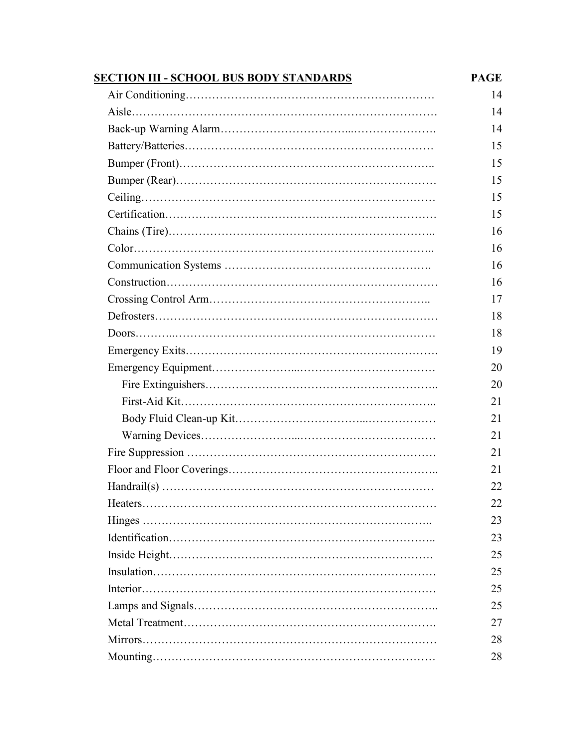| **SECTION III - SCHOOL BUS BODY STANDARDS** | **PAGE** |
|---|---|
| Air Conditioning | 14 |
| Aisle | 14 |
| Back-up Warning Alarm | 14 |
| Battery/Batteries | 15 |
| Bumper (Front) | 15 |
| Bumper (Rear) | 15 |
| Ceiling | 15 |
| Certification | 15 |
| Chains (Tire) | 16 |
| Color | 16 |
| Communication Systems | 16 |
| Construction | 16 |
| Crossing Control Arm | 17 |
| Defrosters | 18 |
| Doors | 18 |
| Emergency Exits | 19 |
| Emergency Equipment | 20 |
| &nbsp;&nbsp;&nbsp;&nbsp;Fire Extinguishers | 20 |
| &nbsp;&nbsp;&nbsp;&nbsp;First-Aid Kit | 21 |
| &nbsp;&nbsp;&nbsp;&nbsp;Body Fluid Clean-up Kit | 21 |
| &nbsp;&nbsp;&nbsp;&nbsp;Warning Devices | 21 |
| Fire Suppression | 21 |
| Floor and Floor Coverings | 21 |
| Handrail(s) | 22 |
| Heaters | 22 |
| Hinges | 23 |
| Identification | 23 |
| Inside Height | 25 |
| Insulation | 25 |
| Interior | 25 |
| Lamps and Signals | 25 |
| Metal Treatment | 27 |
| Mirrors | 28 |
| Mounting | 28 |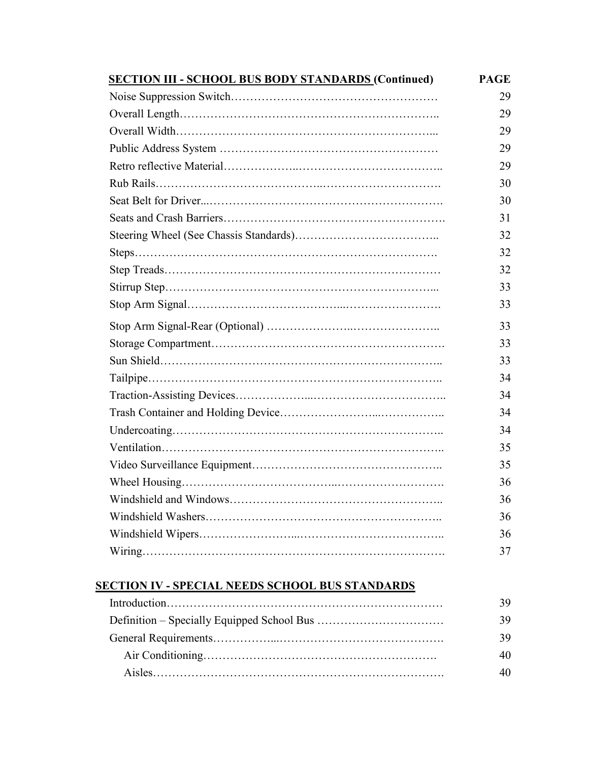| SECTION III - SCHOOL BUS BODY STANDARDS (Continued) | PAGE |
|---|---|
| Noise Suppression Switch | 29 |
| Overall Length | 29 |
| Overall Width | 29 |
| Public Address System | 29 |
| Retro reflective Material | 29 |
| Rub Rails | 30 |
| Seat Belt for Driver | 30 |
| Seats and Crash Barriers | 31 |
| Steering Wheel (See Chassis Standards) | 32 |
| Steps | 32 |
| Step Treads | 32 |
| Stirrup Step | 33 |
| Stop Arm Signal | 33 |
| Stop Arm Signal-Rear (Optional) | 33 |
| Storage Compartment | 33 |
| Sun Shield | 33 |
| Tailpipe | 34 |
| Traction-Assisting Devices | 34 |
| Trash Container and Holding Device | 34 |
| Undercoating | 34 |
| Ventilation | 35 |
| Video Surveillance Equipment | 35 |
| Wheel Housing | 36 |
| Windshield and Windows | 36 |
| Windshield Washers | 36 |
| Windshield Wipers | 36 |
| Wiring | 37 |

**SECTION IV - SPECIAL NEEDS SCHOOL BUS STANDARDS**

| | |
|---|---|
| Introduction | 39 |
| Definition – Specially Equipped School Bus | 39 |
| General Requirements | 39 |
| Air Conditioning | 40 |
| Aisles | 40 |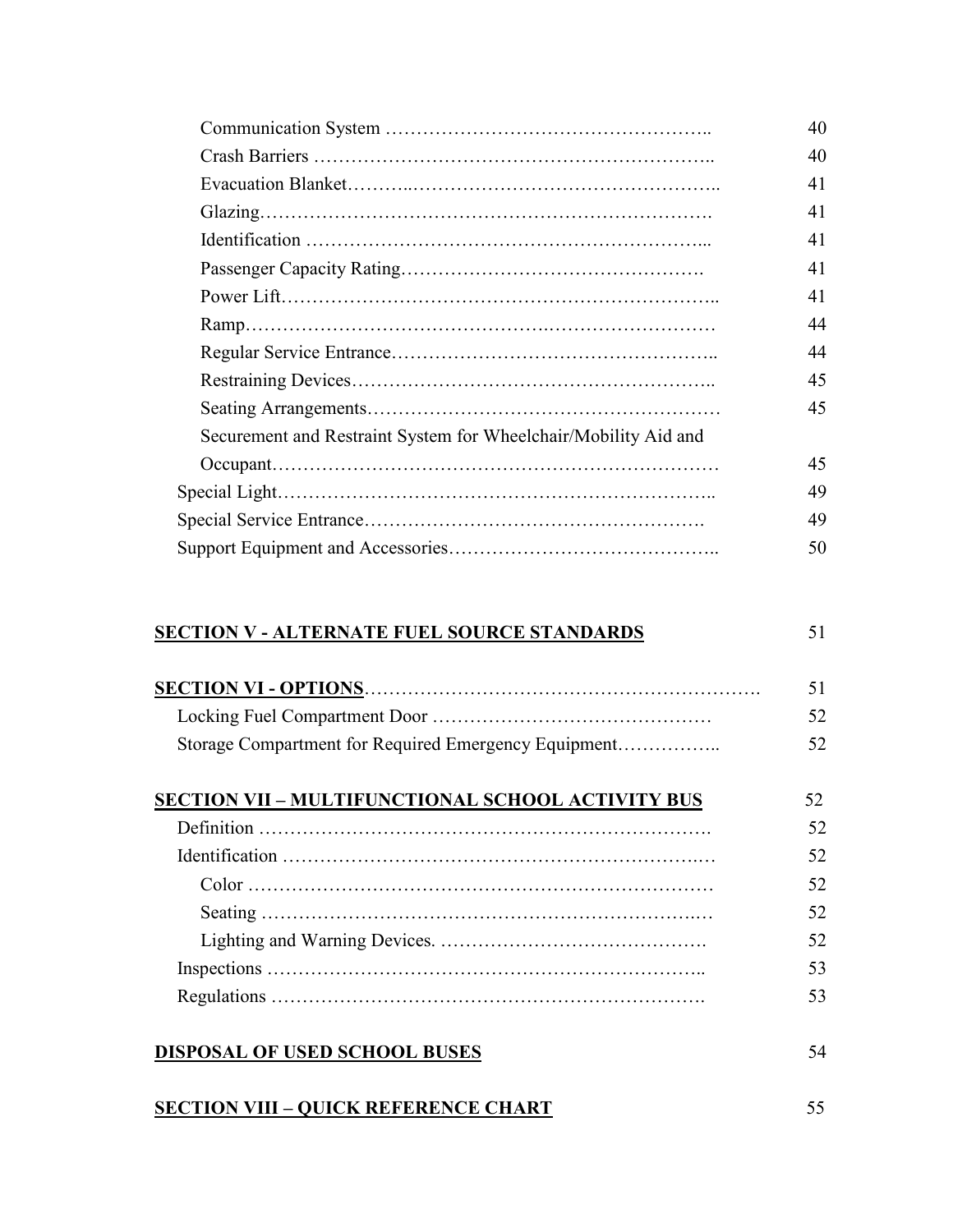Communication System …………………………………………….. 40
Crash Barriers …………………………………………………….. 40
Evacuation Blanket………..……………………………………….. 41
Glazing……………………………………………………………. 41
Identification ……………………………………………………... 41
Passenger Capacity Rating………………………………………. 41
Power Lift…………………………………………………………….. 41
Ramp………………………………………..……………………… 44
Regular Service Entrance…………………………….…………….. 44
Restraining Devices……………………………………………….. 45
Seating Arrangements……………………………………………… 45
Securement and Restraint System for Wheelchair/Mobility Aid and Occupant……………………………………………………………… 45
Special Light…………………………………………………………….. 49
Special Service Entrance……………………………….……………. 49
Support Equipment and Accessories…………………………….…….. 50

**SECTION V - ALTERNATE FUEL SOURCE STANDARDS** 51

**SECTION VI - OPTIONS**……………………………………………………. 51
Locking Fuel Compartment Door ……………………………………… 52
Storage Compartment for Required Emergency Equipment…………….. 52

**SECTION VII – MULTIFUNCTIONAL SCHOOL ACTIVITY BUS** 52
Definition ……………………………………………………………. 52
Identification ………………………………………………………..… 52
Color ………………………………………………………………… 52
Seating ………………………………………………………….… 52
Lighting and Warning Devices. ……………………………………. 52
Inspections ……………………………………………………….…….. 53
Regulations ……………………………………………………….……. 53

**DISPOSAL OF USED SCHOOL BUSES** 54

**SECTION VIII – QUICK REFERENCE CHART** 55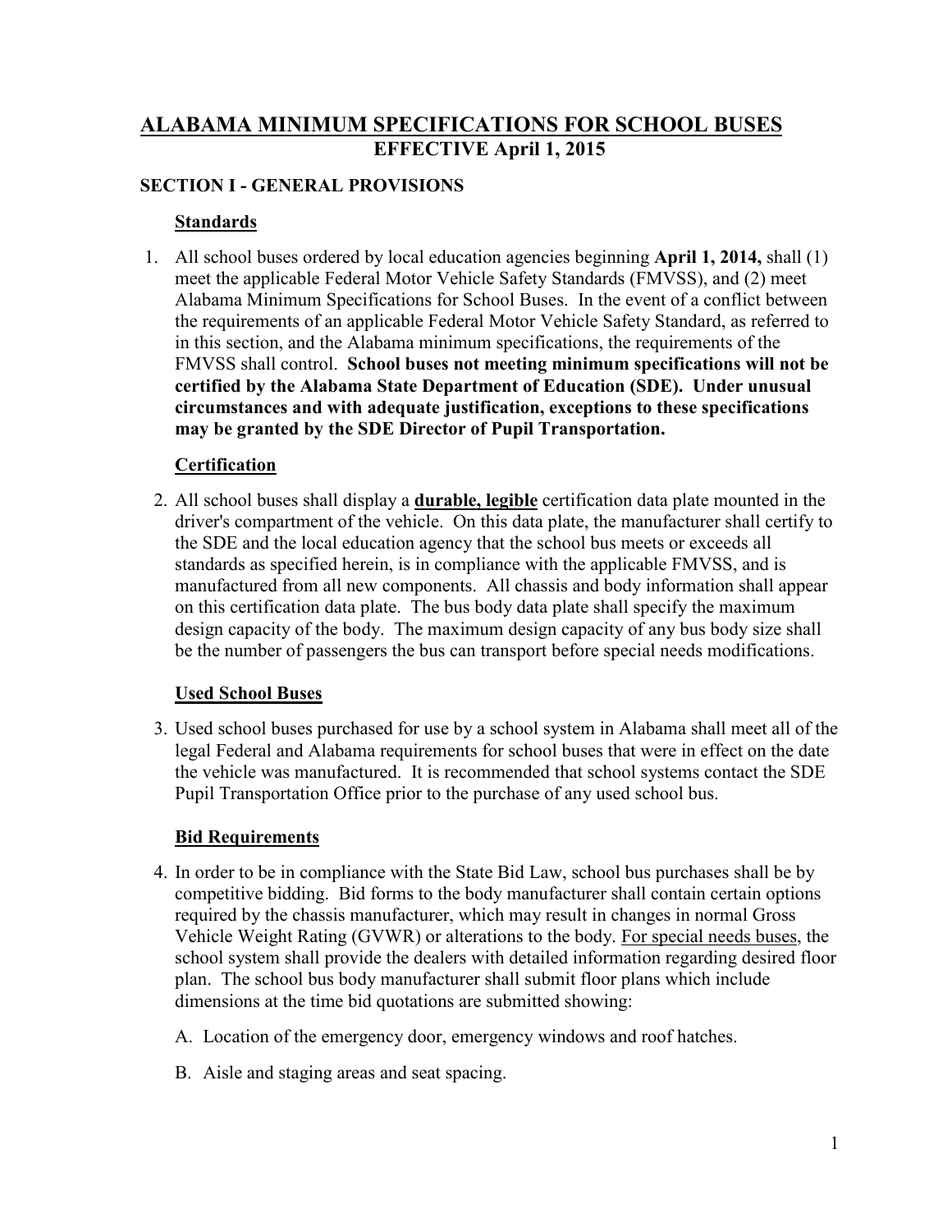# ALABAMA MINIMUM SPECIFICATIONS FOR SCHOOL BUSES

**EFFECTIVE April 1, 2015**

## SECTION I - GENERAL PROVISIONS

### Standards

1. All school buses ordered by local education agencies beginning **April 1, 2014,** shall (1) meet the applicable Federal Motor Vehicle Safety Standards (FMVSS), and (2) meet Alabama Minimum Specifications for School Buses. In the event of a conflict between the requirements of an applicable Federal Motor Vehicle Safety Standard, as referred to in this section, and the Alabama minimum specifications, the requirements of the FMVSS shall control. **School buses not meeting minimum specifications will not be certified by the Alabama State Department of Education (SDE). Under unusual circumstances and with adequate justification, exceptions to these specifications may be granted by the SDE Director of Pupil Transportation.**

### Certification

2. All school buses shall display a **durable, legible** certification data plate mounted in the driver's compartment of the vehicle. On this data plate, the manufacturer shall certify to the SDE and the local education agency that the school bus meets or exceeds all standards as specified herein, is in compliance with the applicable FMVSS, and is manufactured from all new components. All chassis and body information shall appear on this certification data plate. The bus body data plate shall specify the maximum design capacity of the body. The maximum design capacity of any bus body size shall be the number of passengers the bus can transport before special needs modifications.

### Used School Buses

3. Used school buses purchased for use by a school system in Alabama shall meet all of the legal Federal and Alabama requirements for school buses that were in effect on the date the vehicle was manufactured. It is recommended that school systems contact the SDE Pupil Transportation Office prior to the purchase of any used school bus.

### Bid Requirements

4. In order to be in compliance with the State Bid Law, school bus purchases shall be by competitive bidding. Bid forms to the body manufacturer shall contain certain options required by the chassis manufacturer, which may result in changes in normal Gross Vehicle Weight Rating (GVWR) or alterations to the body. For special needs buses, the school system shall provide the dealers with detailed information regarding desired floor plan. The school bus body manufacturer shall submit floor plans which include dimensions at the time bid quotations are submitted showing:

   A. Location of the emergency door, emergency windows and roof hatches.

   B. Aisle and staging areas and seat spacing.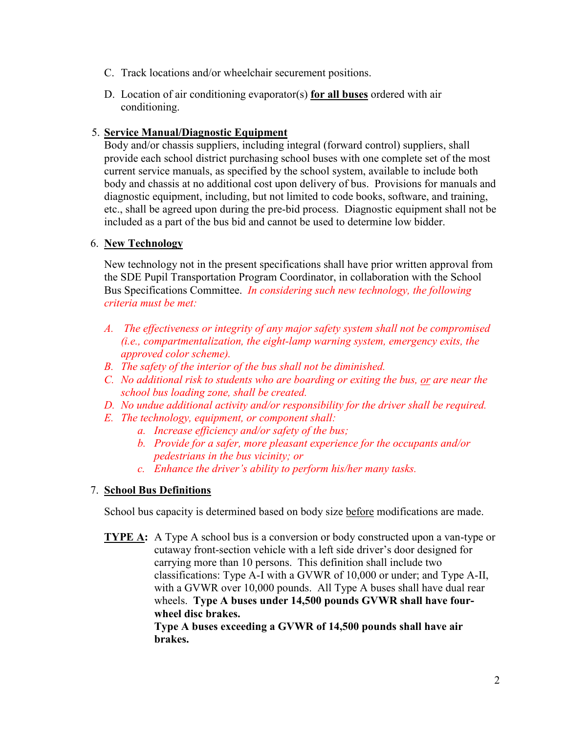C. Track locations and/or wheelchair securement positions.

D. Location of air conditioning evaporator(s) **for all buses** ordered with air conditioning.

5. **Service Manual/Diagnostic Equipment**

   Body and/or chassis suppliers, including integral (forward control) suppliers, shall provide each school district purchasing school buses with one complete set of the most current service manuals, as specified by the school system, available to include both body and chassis at no additional cost upon delivery of bus. Provisions for manuals and diagnostic equipment, including, but not limited to code books, software, and training, etc., shall be agreed upon during the pre-bid process. Diagnostic equipment shall not be included as a part of the bus bid and cannot be used to determine low bidder.

6. **New Technology**

   New technology not in the present specifications shall have prior written approval from the SDE Pupil Transportation Program Coordinator, in collaboration with the School Bus Specifications Committee. *In considering such new technology, the following criteria must be met:*

   *A. The effectiveness or integrity of any major safety system shall not be compromised (i.e., compartmentalization, the eight-lamp warning system, emergency exits, the approved color scheme).*
   
   *B. The safety of the interior of the bus shall not be diminished.*
   
   *C. No additional risk to students who are boarding or exiting the bus, or are near the school bus loading zone, shall be created.*
   
   *D. No undue additional activity and/or responsibility for the driver shall be required.*
   
   *E. The technology, equipment, or component shall:*
   
   *a. Increase efficiency and/or safety of the bus;*
   
   *b. Provide for a safer, more pleasant experience for the occupants and/or pedestrians in the bus vicinity; or*
   
   *c. Enhance the driver's ability to perform his/her many tasks.*

7. **School Bus Definitions**

   School bus capacity is determined based on body size before modifications are made.

   **TYPE A:** A Type A school bus is a conversion or body constructed upon a van-type or cutaway front-section vehicle with a left side driver's door designed for carrying more than 10 persons. This definition shall include two classifications: Type A-I with a GVWR of 10,000 or under; and Type A-II, with a GVWR over 10,000 pounds. All Type A buses shall have dual rear wheels. **Type A buses under 14,500 pounds GVWR shall have four-wheel disc brakes.**
   
   **Type A buses exceeding a GVWR of 14,500 pounds shall have air brakes.**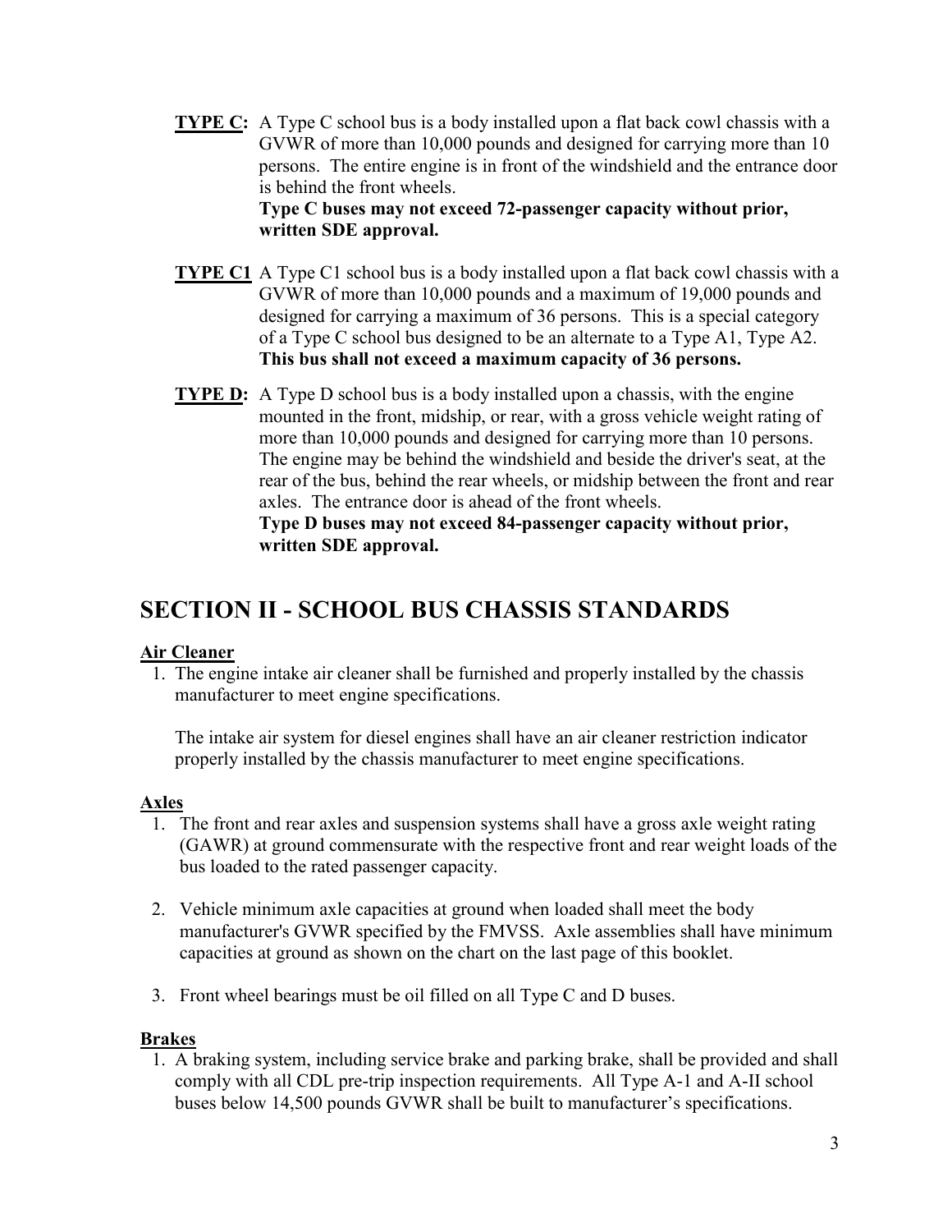**TYPE C:** A Type C school bus is a body installed upon a flat back cowl chassis with a GVWR of more than 10,000 pounds and designed for carrying more than 10 persons. The entire engine is in front of the windshield and the entrance door is behind the front wheels.
**Type C buses may not exceed 72-passenger capacity without prior, written SDE approval.**

**TYPE C1** A Type C1 school bus is a body installed upon a flat back cowl chassis with a GVWR of more than 10,000 pounds and a maximum of 19,000 pounds and designed for carrying a maximum of 36 persons. This is a special category of a Type C school bus designed to be an alternate to a Type A1, Type A2.
**This bus shall not exceed a maximum capacity of 36 persons.**

**TYPE D:** A Type D school bus is a body installed upon a chassis, with the engine mounted in the front, midship, or rear, with a gross vehicle weight rating of more than 10,000 pounds and designed for carrying more than 10 persons. The engine may be behind the windshield and beside the driver's seat, at the rear of the bus, behind the rear wheels, or midship between the front and rear axles. The entrance door is ahead of the front wheels.
**Type D buses may not exceed 84-passenger capacity without prior, written SDE approval.**

# SECTION II - SCHOOL BUS CHASSIS STANDARDS

**Air Cleaner**

1. The engine intake air cleaner shall be furnished and properly installed by the chassis manufacturer to meet engine specifications.

   The intake air system for diesel engines shall have an air cleaner restriction indicator properly installed by the chassis manufacturer to meet engine specifications.

**Axles**

1. The front and rear axles and suspension systems shall have a gross axle weight rating (GAWR) at ground commensurate with the respective front and rear weight loads of the bus loaded to the rated passenger capacity.
2. Vehicle minimum axle capacities at ground when loaded shall meet the body manufacturer's GVWR specified by the FMVSS. Axle assemblies shall have minimum capacities at ground as shown on the chart on the last page of this booklet.
3. Front wheel bearings must be oil filled on all Type C and D buses.

**Brakes**

1. A braking system, including service brake and parking brake, shall be provided and shall comply with all CDL pre-trip inspection requirements. All Type A-1 and A-II school buses below 14,500 pounds GVWR shall be built to manufacturer's specifications.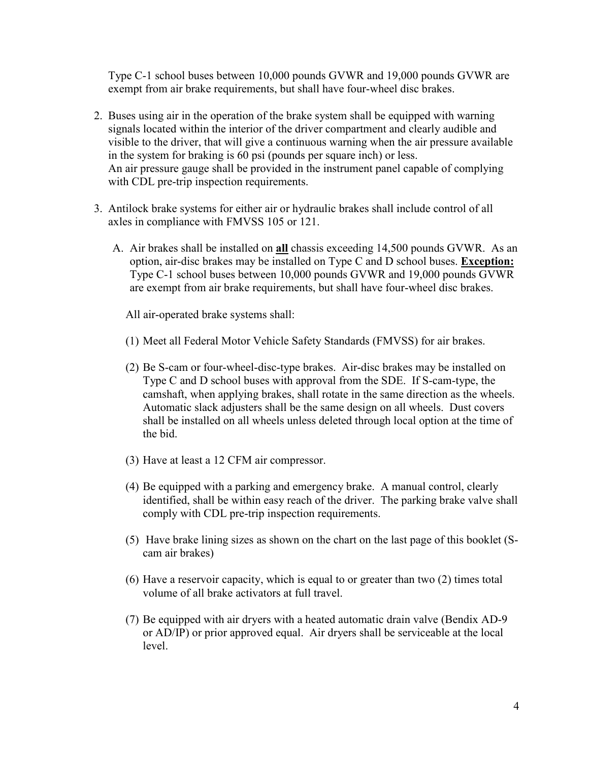Type C-1 school buses between 10,000 pounds GVWR and 19,000 pounds GVWR are exempt from air brake requirements, but shall have four-wheel disc brakes.

2. Buses using air in the operation of the brake system shall be equipped with warning signals located within the interior of the driver compartment and clearly audible and visible to the driver, that will give a continuous warning when the air pressure available in the system for braking is 60 psi (pounds per square inch) or less.
   An air pressure gauge shall be provided in the instrument panel capable of complying with CDL pre-trip inspection requirements.

3. Antilock brake systems for either air or hydraulic brakes shall include control of all axles in compliance with FMVSS 105 or 121.

   A. Air brakes shall be installed on **<u>all</u>** chassis exceeding 14,500 pounds GVWR. As an option, air-disc brakes may be installed on Type C and D school buses. **<u>Exception:</u>** Type C-1 school buses between 10,000 pounds GVWR and 19,000 pounds GVWR are exempt from air brake requirements, but shall have four-wheel disc brakes.

   All air-operated brake systems shall:

   (1) Meet all Federal Motor Vehicle Safety Standards (FMVSS) for air brakes.

   (2) Be S-cam or four-wheel-disc-type brakes. Air-disc brakes may be installed on Type C and D school buses with approval from the SDE. If S-cam-type, the camshaft, when applying brakes, shall rotate in the same direction as the wheels. Automatic slack adjusters shall be the same design on all wheels. Dust covers shall be installed on all wheels unless deleted through local option at the time of the bid.

   (3) Have at least a 12 CFM air compressor.

   (4) Be equipped with a parking and emergency brake. A manual control, clearly identified, shall be within easy reach of the driver. The parking brake valve shall comply with CDL pre-trip inspection requirements.

   (5) Have brake lining sizes as shown on the chart on the last page of this booklet (S-cam air brakes)

   (6) Have a reservoir capacity, which is equal to or greater than two (2) times total volume of all brake activators at full travel.

   (7) Be equipped with air dryers with a heated automatic drain valve (Bendix AD-9 or AD/IP) or prior approved equal. Air dryers shall be serviceable at the local level.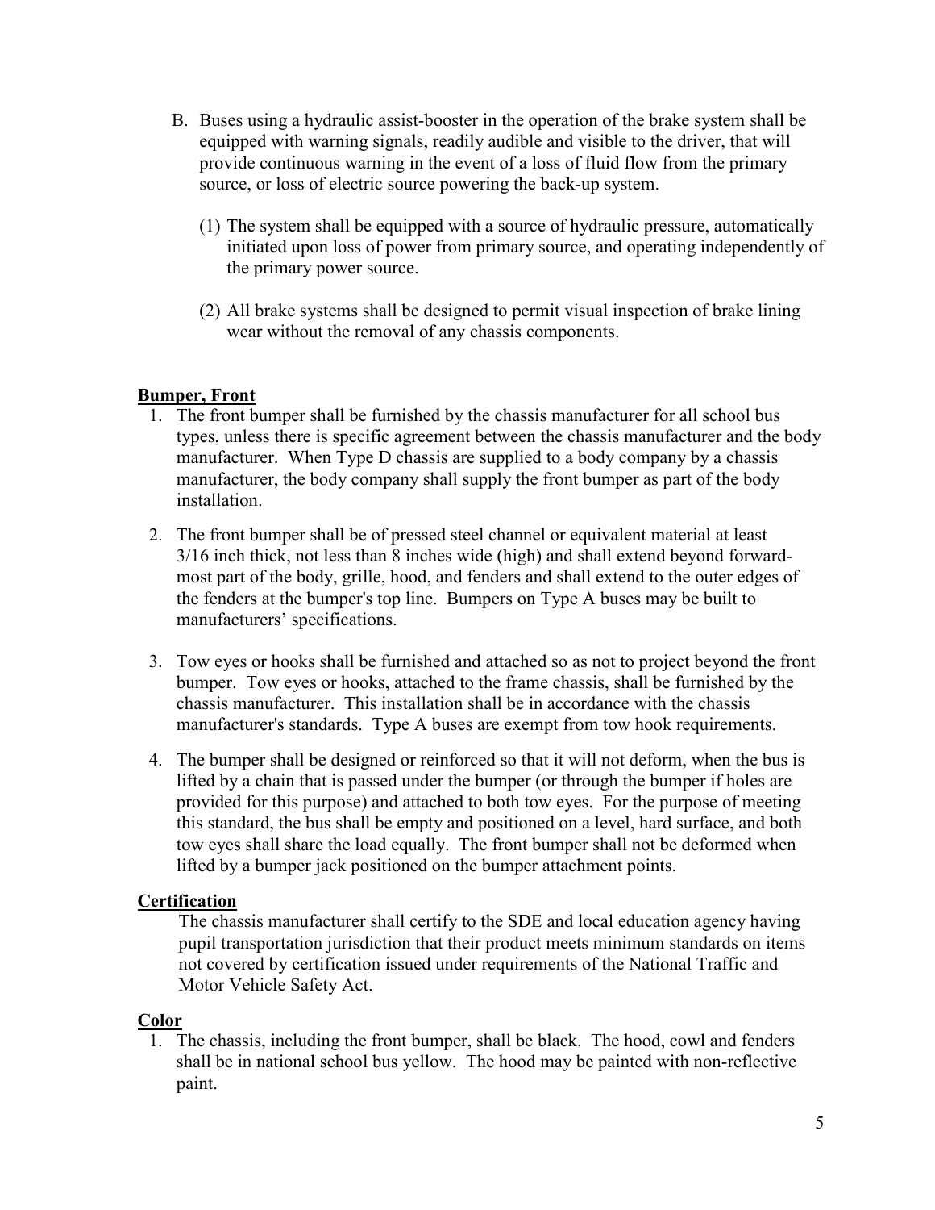B. Buses using a hydraulic assist-booster in the operation of the brake system shall be equipped with warning signals, readily audible and visible to the driver, that will provide continuous warning in the event of a loss of fluid flow from the primary source, or loss of electric source powering the back-up system.

   (1) The system shall be equipped with a source of hydraulic pressure, automatically initiated upon loss of power from primary source, and operating independently of the primary power source.

   (2) All brake systems shall be designed to permit visual inspection of brake lining wear without the removal of any chassis components.

## Bumper, Front

1. The front bumper shall be furnished by the chassis manufacturer for all school bus types, unless there is specific agreement between the chassis manufacturer and the body manufacturer. When Type D chassis are supplied to a body company by a chassis manufacturer, the body company shall supply the front bumper as part of the body installation.

2. The front bumper shall be of pressed steel channel or equivalent material at least 3/16 inch thick, not less than 8 inches wide (high) and shall extend beyond forward-most part of the body, grille, hood, and fenders and shall extend to the outer edges of the fenders at the bumper's top line. Bumpers on Type A buses may be built to manufacturers' specifications.

3. Tow eyes or hooks shall be furnished and attached so as not to project beyond the front bumper. Tow eyes or hooks, attached to the frame chassis, shall be furnished by the chassis manufacturer. This installation shall be in accordance with the chassis manufacturer's standards. Type A buses are exempt from tow hook requirements.

4. The bumper shall be designed or reinforced so that it will not deform, when the bus is lifted by a chain that is passed under the bumper (or through the bumper if holes are provided for this purpose) and attached to both tow eyes. For the purpose of meeting this standard, the bus shall be empty and positioned on a level, hard surface, and both tow eyes shall share the load equally. The front bumper shall not be deformed when lifted by a bumper jack positioned on the bumper attachment points.

## Certification

The chassis manufacturer shall certify to the SDE and local education agency having pupil transportation jurisdiction that their product meets minimum standards on items not covered by certification issued under requirements of the National Traffic and Motor Vehicle Safety Act.

## Color

1. The chassis, including the front bumper, shall be black. The hood, cowl and fenders shall be in national school bus yellow. The hood may be painted with non-reflective paint.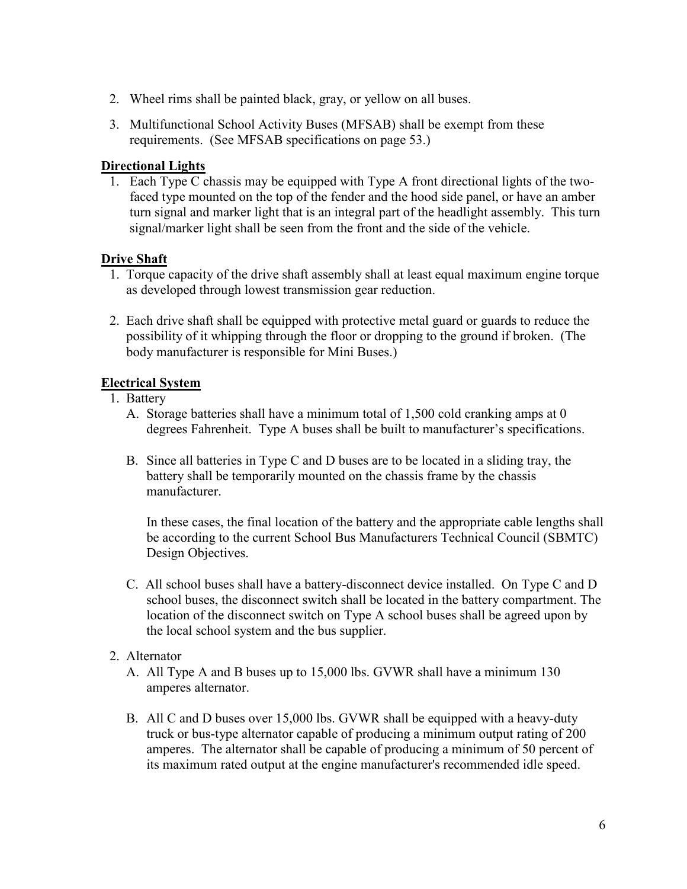2. Wheel rims shall be painted black, gray, or yellow on all buses.

3. Multifunctional School Activity Buses (MFSAB) shall be exempt from these requirements. (See MFSAB specifications on page 53.)

**Directional Lights**

1. Each Type C chassis may be equipped with Type A front directional lights of the two-faced type mounted on the top of the fender and the hood side panel, or have an amber turn signal and marker light that is an integral part of the headlight assembly. This turn signal/marker light shall be seen from the front and the side of the vehicle.

**Drive Shaft**

1. Torque capacity of the drive shaft assembly shall at least equal maximum engine torque as developed through lowest transmission gear reduction.

2. Each drive shaft shall be equipped with protective metal guard or guards to reduce the possibility of it whipping through the floor or dropping to the ground if broken. (The body manufacturer is responsible for Mini Buses.)

**Electrical System**

1. Battery
   - A. Storage batteries shall have a minimum total of 1,500 cold cranking amps at 0 degrees Fahrenheit. Type A buses shall be built to manufacturer's specifications.

   - B. Since all batteries in Type C and D buses are to be located in a sliding tray, the battery shall be temporarily mounted on the chassis frame by the chassis manufacturer.

     In these cases, the final location of the battery and the appropriate cable lengths shall be according to the current School Bus Manufacturers Technical Council (SBMTC) Design Objectives.

   - C. All school buses shall have a battery-disconnect device installed. On Type C and D school buses, the disconnect switch shall be located in the battery compartment. The location of the disconnect switch on Type A school buses shall be agreed upon by the local school system and the bus supplier.

2. Alternator
   - A. All Type A and B buses up to 15,000 lbs. GVWR shall have a minimum 130 amperes alternator.

   - B. All C and D buses over 15,000 lbs. GVWR shall be equipped with a heavy-duty truck or bus-type alternator capable of producing a minimum output rating of 200 amperes. The alternator shall be capable of producing a minimum of 50 percent of its maximum rated output at the engine manufacturer's recommended idle speed.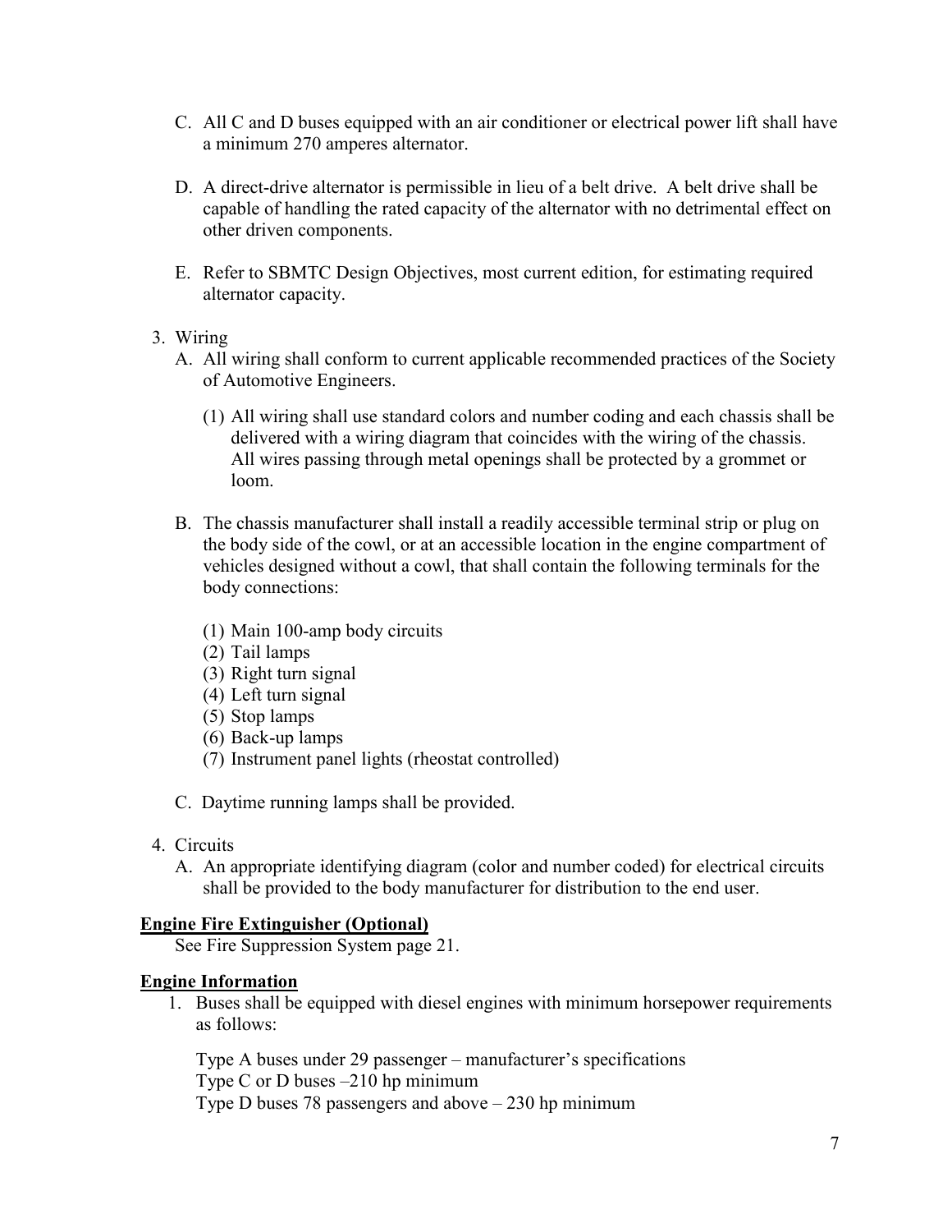C. All C and D buses equipped with an air conditioner or electrical power lift shall have a minimum 270 amperes alternator.

D. A direct-drive alternator is permissible in lieu of a belt drive. A belt drive shall be capable of handling the rated capacity of the alternator with no detrimental effect on other driven components.

E. Refer to SBMTC Design Objectives, most current edition, for estimating required alternator capacity.

3. Wiring

   A. All wiring shall conform to current applicable recommended practices of the Society of Automotive Engineers.

      (1) All wiring shall use standard colors and number coding and each chassis shall be delivered with a wiring diagram that coincides with the wiring of the chassis. All wires passing through metal openings shall be protected by a grommet or loom.

   B. The chassis manufacturer shall install a readily accessible terminal strip or plug on the body side of the cowl, or at an accessible location in the engine compartment of vehicles designed without a cowl, that shall contain the following terminals for the body connections:

      (1) Main 100-amp body circuits
      (2) Tail lamps
      (3) Right turn signal
      (4) Left turn signal
      (5) Stop lamps
      (6) Back-up lamps
      (7) Instrument panel lights (rheostat controlled)

   C. Daytime running lamps shall be provided.

4. Circuits

   A. An appropriate identifying diagram (color and number coded) for electrical circuits shall be provided to the body manufacturer for distribution to the end user.

**Engine Fire Extinguisher (Optional)**

See Fire Suppression System page 21.

**Engine Information**

1. Buses shall be equipped with diesel engines with minimum horsepower requirements as follows:

   Type A buses under 29 passenger – manufacturer's specifications
   Type C or D buses –210 hp minimum
   Type D buses 78 passengers and above – 230 hp minimum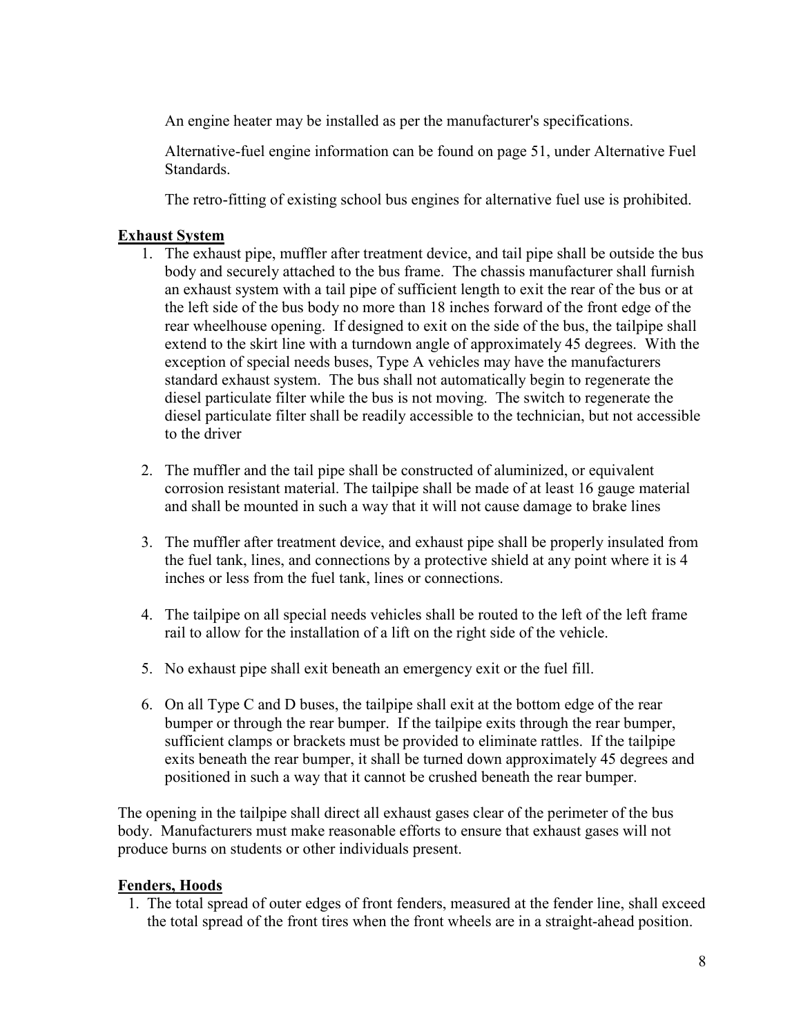An engine heater may be installed as per the manufacturer's specifications.

Alternative-fuel engine information can be found on page 51, under Alternative Fuel Standards.

The retro-fitting of existing school bus engines for alternative fuel use is prohibited.

**Exhaust System**

1. The exhaust pipe, muffler after treatment device, and tail pipe shall be outside the bus body and securely attached to the bus frame. The chassis manufacturer shall furnish an exhaust system with a tail pipe of sufficient length to exit the rear of the bus or at the left side of the bus body no more than 18 inches forward of the front edge of the rear wheelhouse opening. If designed to exit on the side of the bus, the tailpipe shall extend to the skirt line with a turndown angle of approximately 45 degrees. With the exception of special needs buses, Type A vehicles may have the manufacturers standard exhaust system. The bus shall not automatically begin to regenerate the diesel particulate filter while the bus is not moving. The switch to regenerate the diesel particulate filter shall be readily accessible to the technician, but not accessible to the driver

2. The muffler and the tail pipe shall be constructed of aluminized, or equivalent corrosion resistant material. The tailpipe shall be made of at least 16 gauge material and shall be mounted in such a way that it will not cause damage to brake lines

3. The muffler after treatment device, and exhaust pipe shall be properly insulated from the fuel tank, lines, and connections by a protective shield at any point where it is 4 inches or less from the fuel tank, lines or connections.

4. The tailpipe on all special needs vehicles shall be routed to the left of the left frame rail to allow for the installation of a lift on the right side of the vehicle.

5. No exhaust pipe shall exit beneath an emergency exit or the fuel fill.

6. On all Type C and D buses, the tailpipe shall exit at the bottom edge of the rear bumper or through the rear bumper. If the tailpipe exits through the rear bumper, sufficient clamps or brackets must be provided to eliminate rattles. If the tailpipe exits beneath the rear bumper, it shall be turned down approximately 45 degrees and positioned in such a way that it cannot be crushed beneath the rear bumper.

The opening in the tailpipe shall direct all exhaust gases clear of the perimeter of the bus body. Manufacturers must make reasonable efforts to ensure that exhaust gases will not produce burns on students or other individuals present.

**Fenders, Hoods**

1. The total spread of outer edges of front fenders, measured at the fender line, shall exceed the total spread of the front tires when the front wheels are in a straight-ahead position.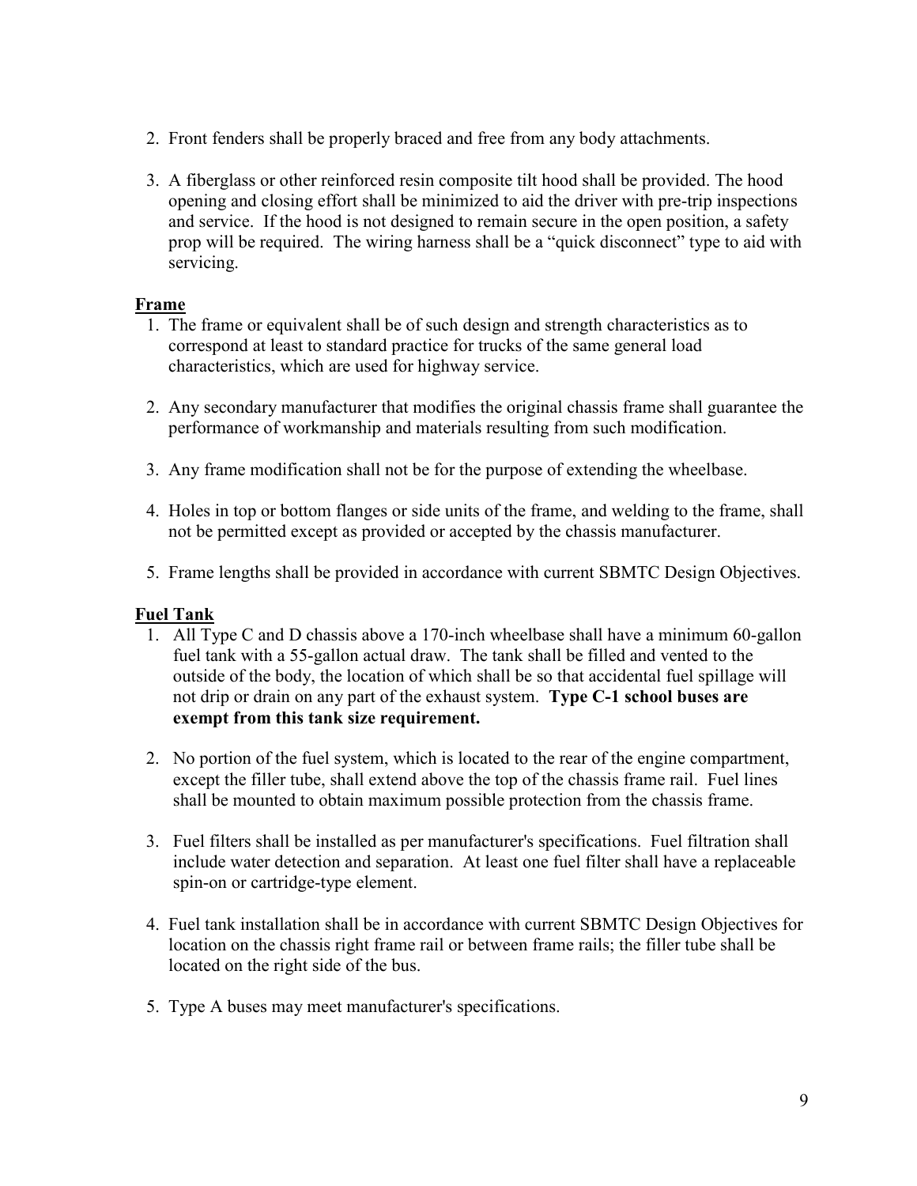2. Front fenders shall be properly braced and free from any body attachments.

3. A fiberglass or other reinforced resin composite tilt hood shall be provided. The hood opening and closing effort shall be minimized to aid the driver with pre-trip inspections and service. If the hood is not designed to remain secure in the open position, a safety prop will be required. The wiring harness shall be a "quick disconnect" type to aid with servicing.

**Frame**

1. The frame or equivalent shall be of such design and strength characteristics as to correspond at least to standard practice for trucks of the same general load characteristics, which are used for highway service.

2. Any secondary manufacturer that modifies the original chassis frame shall guarantee the performance of workmanship and materials resulting from such modification.

3. Any frame modification shall not be for the purpose of extending the wheelbase.

4. Holes in top or bottom flanges or side units of the frame, and welding to the frame, shall not be permitted except as provided or accepted by the chassis manufacturer.

5. Frame lengths shall be provided in accordance with current SBMTC Design Objectives.

**Fuel Tank**

1. All Type C and D chassis above a 170-inch wheelbase shall have a minimum 60-gallon fuel tank with a 55-gallon actual draw. The tank shall be filled and vented to the outside of the body, the location of which shall be so that accidental fuel spillage will not drip or drain on any part of the exhaust system. **Type C-1 school buses are exempt from this tank size requirement.**

2. No portion of the fuel system, which is located to the rear of the engine compartment, except the filler tube, shall extend above the top of the chassis frame rail. Fuel lines shall be mounted to obtain maximum possible protection from the chassis frame.

3. Fuel filters shall be installed as per manufacturer's specifications. Fuel filtration shall include water detection and separation. At least one fuel filter shall have a replaceable spin-on or cartridge-type element.

4. Fuel tank installation shall be in accordance with current SBMTC Design Objectives for location on the chassis right frame rail or between frame rails; the filler tube shall be located on the right side of the bus.

5. Type A buses may meet manufacturer's specifications.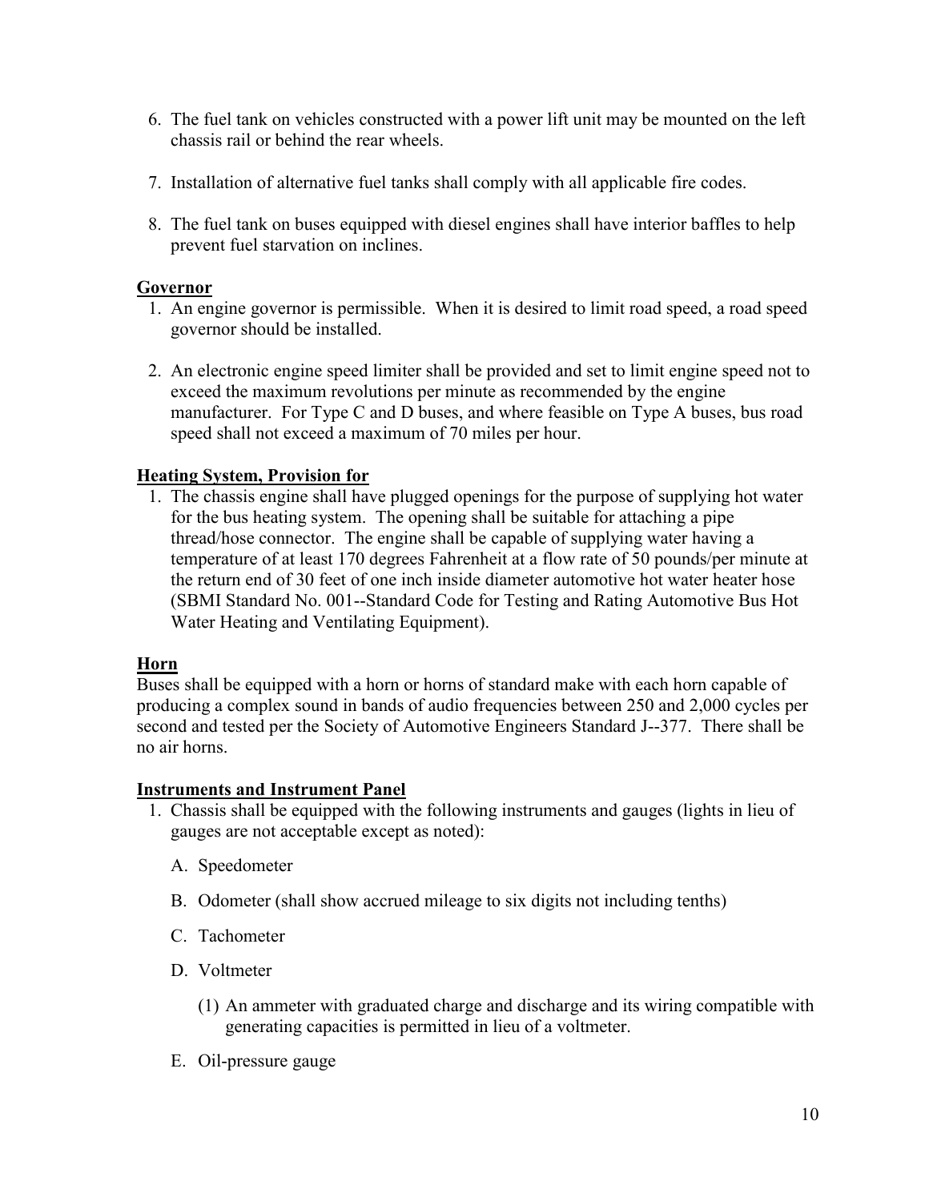6. The fuel tank on vehicles constructed with a power lift unit may be mounted on the left chassis rail or behind the rear wheels.

7. Installation of alternative fuel tanks shall comply with all applicable fire codes.

8. The fuel tank on buses equipped with diesel engines shall have interior baffles to help prevent fuel starvation on inclines.

**Governor**

1. An engine governor is permissible. When it is desired to limit road speed, a road speed governor should be installed.

2. An electronic engine speed limiter shall be provided and set to limit engine speed not to exceed the maximum revolutions per minute as recommended by the engine manufacturer. For Type C and D buses, and where feasible on Type A buses, bus road speed shall not exceed a maximum of 70 miles per hour.

**Heating System, Provision for**

1. The chassis engine shall have plugged openings for the purpose of supplying hot water for the bus heating system. The opening shall be suitable for attaching a pipe thread/hose connector. The engine shall be capable of supplying water having a temperature of at least 170 degrees Fahrenheit at a flow rate of 50 pounds/per minute at the return end of 30 feet of one inch inside diameter automotive hot water heater hose (SBMI Standard No. 001--Standard Code for Testing and Rating Automotive Bus Hot Water Heating and Ventilating Equipment).

**Horn**

Buses shall be equipped with a horn or horns of standard make with each horn capable of producing a complex sound in bands of audio frequencies between 250 and 2,000 cycles per second and tested per the Society of Automotive Engineers Standard J--377. There shall be no air horns.

**Instruments and Instrument Panel**

1. Chassis shall be equipped with the following instruments and gauges (lights in lieu of gauges are not acceptable except as noted):

   A. Speedometer

   B. Odometer (shall show accrued mileage to six digits not including tenths)

   C. Tachometer

   D. Voltmeter

      (1) An ammeter with graduated charge and discharge and its wiring compatible with generating capacities is permitted in lieu of a voltmeter.

   E. Oil-pressure gauge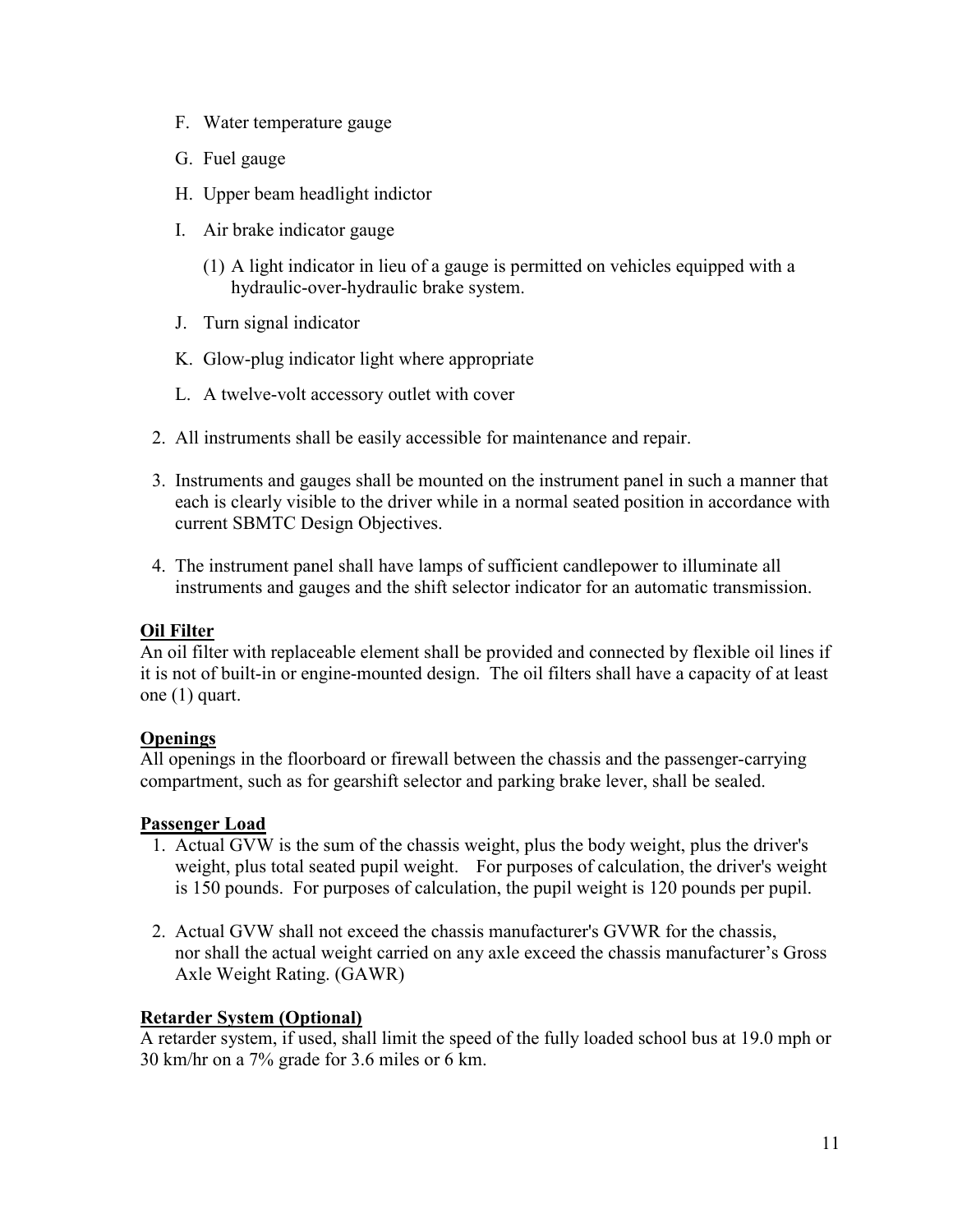F. Water temperature gauge

G. Fuel gauge

H. Upper beam headlight indictor

I. Air brake indicator gauge

   (1) A light indicator in lieu of a gauge is permitted on vehicles equipped with a hydraulic-over-hydraulic brake system.

J. Turn signal indicator

K. Glow-plug indicator light where appropriate

L. A twelve-volt accessory outlet with cover

2. All instruments shall be easily accessible for maintenance and repair.

3. Instruments and gauges shall be mounted on the instrument panel in such a manner that each is clearly visible to the driver while in a normal seated position in accordance with current SBMTC Design Objectives.

4. The instrument panel shall have lamps of sufficient candlepower to illuminate all instruments and gauges and the shift selector indicator for an automatic transmission.

**Oil Filter**

An oil filter with replaceable element shall be provided and connected by flexible oil lines if it is not of built-in or engine-mounted design. The oil filters shall have a capacity of at least one (1) quart.

**Openings**

All openings in the floorboard or firewall between the chassis and the passenger-carrying compartment, such as for gearshift selector and parking brake lever, shall be sealed.

**Passenger Load**

1. Actual GVW is the sum of the chassis weight, plus the body weight, plus the driver's weight, plus total seated pupil weight. For purposes of calculation, the driver's weight is 150 pounds. For purposes of calculation, the pupil weight is 120 pounds per pupil.

2. Actual GVW shall not exceed the chassis manufacturer's GVWR for the chassis, nor shall the actual weight carried on any axle exceed the chassis manufacturer's Gross Axle Weight Rating. (GAWR)

**Retarder System (Optional)**

A retarder system, if used, shall limit the speed of the fully loaded school bus at 19.0 mph or 30 km/hr on a 7% grade for 3.6 miles or 6 km.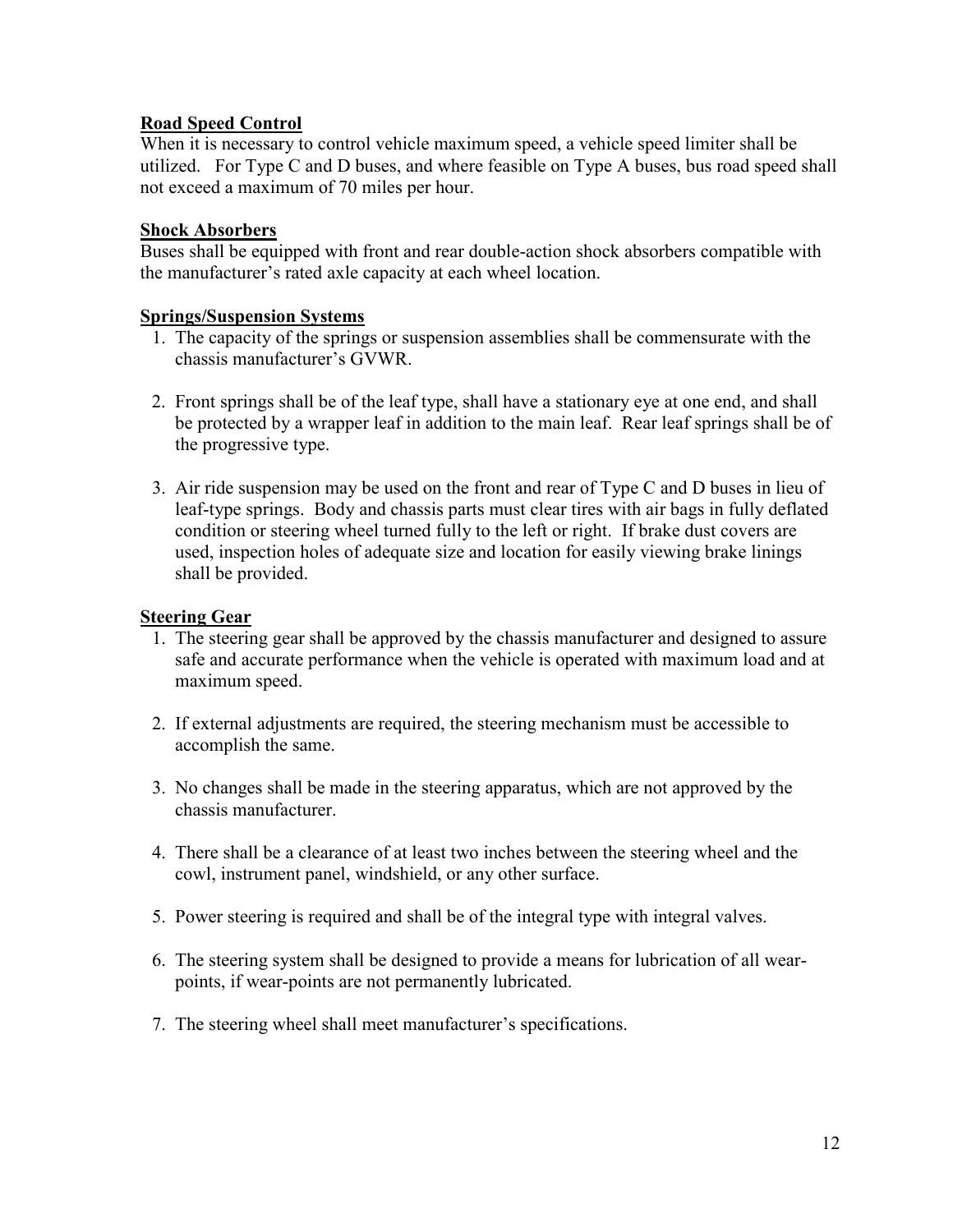**Road Speed Control**

When it is necessary to control vehicle maximum speed, a vehicle speed limiter shall be utilized. For Type C and D buses, and where feasible on Type A buses, bus road speed shall not exceed a maximum of 70 miles per hour.

**Shock Absorbers**

Buses shall be equipped with front and rear double-action shock absorbers compatible with the manufacturer's rated axle capacity at each wheel location.

**Springs/Suspension Systems**

1. The capacity of the springs or suspension assemblies shall be commensurate with the chassis manufacturer's GVWR.

2. Front springs shall be of the leaf type, shall have a stationary eye at one end, and shall be protected by a wrapper leaf in addition to the main leaf. Rear leaf springs shall be of the progressive type.

3. Air ride suspension may be used on the front and rear of Type C and D buses in lieu of leaf-type springs. Body and chassis parts must clear tires with air bags in fully deflated condition or steering wheel turned fully to the left or right. If brake dust covers are used, inspection holes of adequate size and location for easily viewing brake linings shall be provided.

**Steering Gear**

1. The steering gear shall be approved by the chassis manufacturer and designed to assure safe and accurate performance when the vehicle is operated with maximum load and at maximum speed.

2. If external adjustments are required, the steering mechanism must be accessible to accomplish the same.

3. No changes shall be made in the steering apparatus, which are not approved by the chassis manufacturer.

4. There shall be a clearance of at least two inches between the steering wheel and the cowl, instrument panel, windshield, or any other surface.

5. Power steering is required and shall be of the integral type with integral valves.

6. The steering system shall be designed to provide a means for lubrication of all wear-points, if wear-points are not permanently lubricated.

7. The steering wheel shall meet manufacturer's specifications.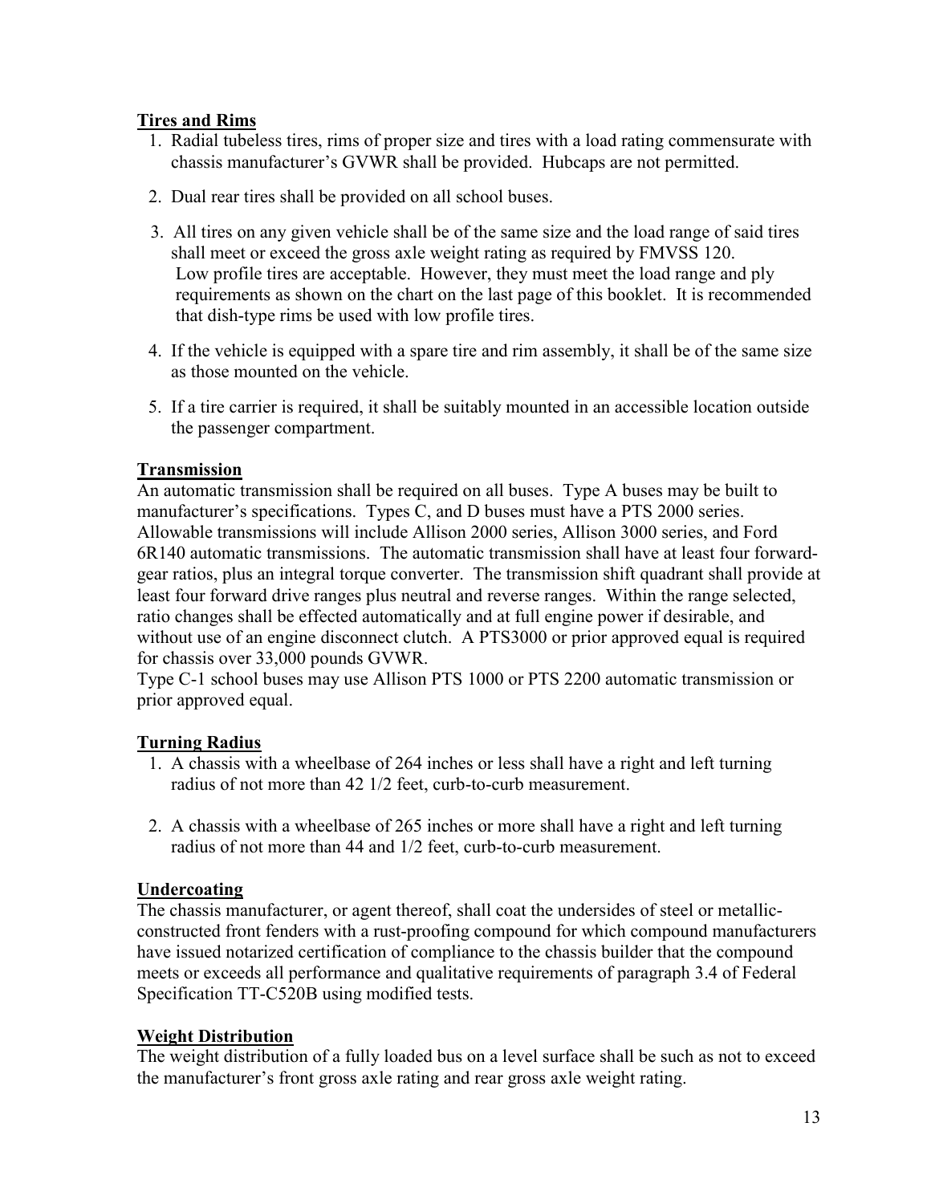**Tires and Rims**

1. Radial tubeless tires, rims of proper size and tires with a load rating commensurate with chassis manufacturer's GVWR shall be provided. Hubcaps are not permitted.
2. Dual rear tires shall be provided on all school buses.
3. All tires on any given vehicle shall be of the same size and the load range of said tires shall meet or exceed the gross axle weight rating as required by FMVSS 120. Low profile tires are acceptable. However, they must meet the load range and ply requirements as shown on the chart on the last page of this booklet. It is recommended that dish-type rims be used with low profile tires.
4. If the vehicle is equipped with a spare tire and rim assembly, it shall be of the same size as those mounted on the vehicle.
5. If a tire carrier is required, it shall be suitably mounted in an accessible location outside the passenger compartment.

**Transmission**

An automatic transmission shall be required on all buses. Type A buses may be built to manufacturer's specifications. Types C, and D buses must have a PTS 2000 series. Allowable transmissions will include Allison 2000 series, Allison 3000 series, and Ford 6R140 automatic transmissions. The automatic transmission shall have at least four forward-gear ratios, plus an integral torque converter. The transmission shift quadrant shall provide at least four forward drive ranges plus neutral and reverse ranges. Within the range selected, ratio changes shall be effected automatically and at full engine power if desirable, and without use of an engine disconnect clutch. A PTS3000 or prior approved equal is required for chassis over 33,000 pounds GVWR.
Type C-1 school buses may use Allison PTS 1000 or PTS 2200 automatic transmission or prior approved equal.

**Turning Radius**

1. A chassis with a wheelbase of 264 inches or less shall have a right and left turning radius of not more than 42 1/2 feet, curb-to-curb measurement.
2. A chassis with a wheelbase of 265 inches or more shall have a right and left turning radius of not more than 44 and 1/2 feet, curb-to-curb measurement.

**Undercoating**

The chassis manufacturer, or agent thereof, shall coat the undersides of steel or metallic-constructed front fenders with a rust-proofing compound for which compound manufacturers have issued notarized certification of compliance to the chassis builder that the compound meets or exceeds all performance and qualitative requirements of paragraph 3.4 of Federal Specification TT-C520B using modified tests.

**Weight Distribution**

The weight distribution of a fully loaded bus on a level surface shall be such as not to exceed the manufacturer's front gross axle rating and rear gross axle weight rating.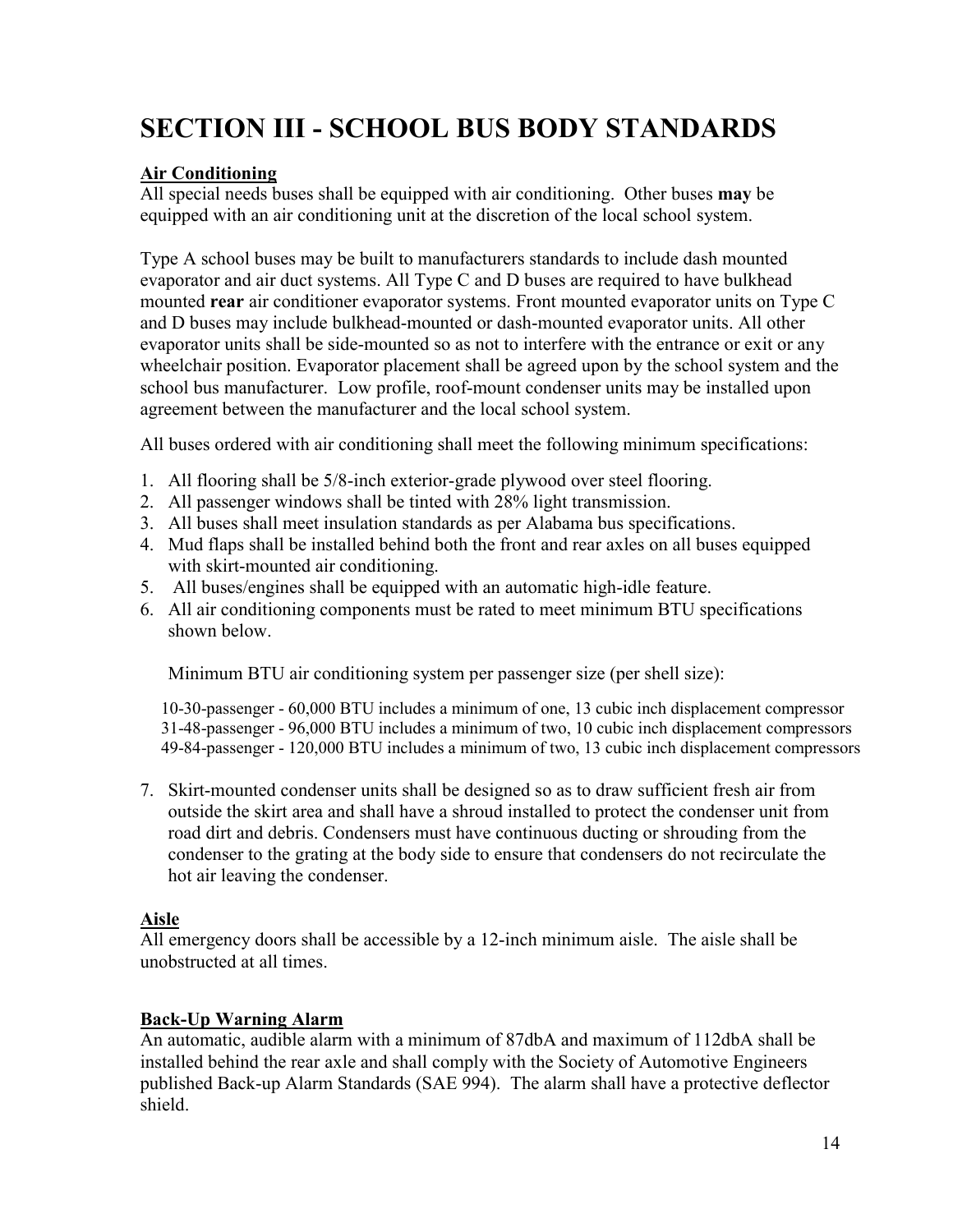# SECTION III - SCHOOL BUS BODY STANDARDS

**Air Conditioning**

All special needs buses shall be equipped with air conditioning. Other buses **may** be equipped with an air conditioning unit at the discretion of the local school system.

Type A school buses may be built to manufacturers standards to include dash mounted evaporator and air duct systems. All Type C and D buses are required to have bulkhead mounted **rear** air conditioner evaporator systems. Front mounted evaporator units on Type C and D buses may include bulkhead-mounted or dash-mounted evaporator units. All other evaporator units shall be side-mounted so as not to interfere with the entrance or exit or any wheelchair position. Evaporator placement shall be agreed upon by the school system and the school bus manufacturer. Low profile, roof-mount condenser units may be installed upon agreement between the manufacturer and the local school system.

All buses ordered with air conditioning shall meet the following minimum specifications:

1. All flooring shall be 5/8-inch exterior-grade plywood over steel flooring.
2. All passenger windows shall be tinted with 28% light transmission.
3. All buses shall meet insulation standards as per Alabama bus specifications.
4. Mud flaps shall be installed behind both the front and rear axles on all buses equipped with skirt-mounted air conditioning.
5. All buses/engines shall be equipped with an automatic high-idle feature.
6. All air conditioning components must be rated to meet minimum BTU specifications shown below.

   Minimum BTU air conditioning system per passenger size (per shell size):

   10-30-passenger - 60,000 BTU includes a minimum of one, 13 cubic inch displacement compressor
   31-48-passenger - 96,000 BTU includes a minimum of two, 10 cubic inch displacement compressors
   49-84-passenger - 120,000 BTU includes a minimum of two, 13 cubic inch displacement compressors

7. Skirt-mounted condenser units shall be designed so as to draw sufficient fresh air from outside the skirt area and shall have a shroud installed to protect the condenser unit from road dirt and debris. Condensers must have continuous ducting or shrouding from the condenser to the grating at the body side to ensure that condensers do not recirculate the hot air leaving the condenser.

**Aisle**

All emergency doors shall be accessible by a 12-inch minimum aisle. The aisle shall be unobstructed at all times.

**Back-Up Warning Alarm**

An automatic, audible alarm with a minimum of 87dbA and maximum of 112dbA shall be installed behind the rear axle and shall comply with the Society of Automotive Engineers published Back-up Alarm Standards (SAE 994). The alarm shall have a protective deflector shield.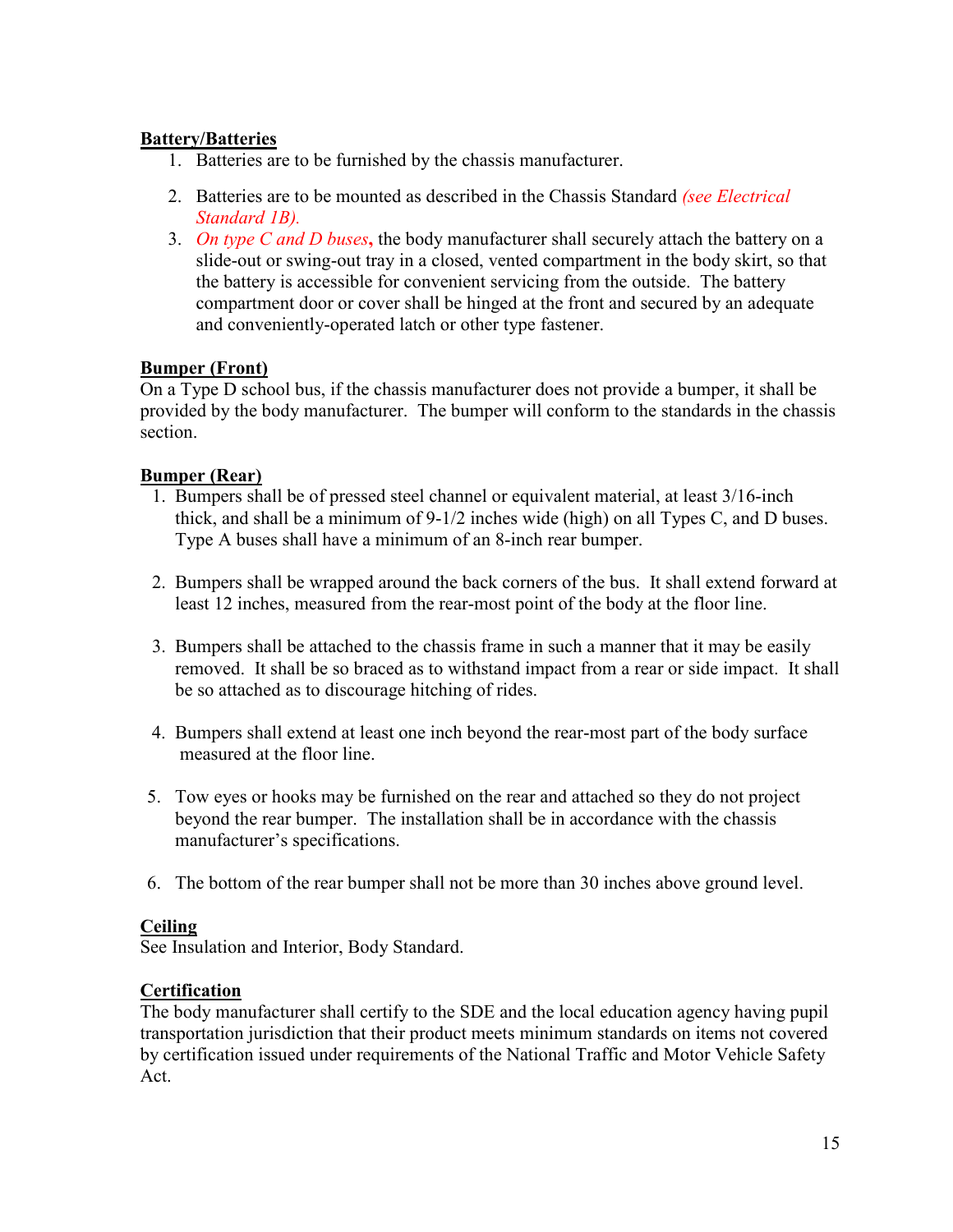**Battery/Batteries**

1. Batteries are to be furnished by the chassis manufacturer.
2. Batteries are to be mounted as described in the Chassis Standard *(see Electrical Standard 1B).*
3. *On type C and D buses*, the body manufacturer shall securely attach the battery on a slide-out or swing-out tray in a closed, vented compartment in the body skirt, so that the battery is accessible for convenient servicing from the outside. The battery compartment door or cover shall be hinged at the front and secured by an adequate and conveniently-operated latch or other type fastener.

**Bumper (Front)**

On a Type D school bus, if the chassis manufacturer does not provide a bumper, it shall be provided by the body manufacturer. The bumper will conform to the standards in the chassis section.

**Bumper (Rear)**

1. Bumpers shall be of pressed steel channel or equivalent material, at least 3/16-inch thick, and shall be a minimum of 9-1/2 inches wide (high) on all Types C, and D buses. Type A buses shall have a minimum of an 8-inch rear bumper.
2. Bumpers shall be wrapped around the back corners of the bus. It shall extend forward at least 12 inches, measured from the rear-most point of the body at the floor line.
3. Bumpers shall be attached to the chassis frame in such a manner that it may be easily removed. It shall be so braced as to withstand impact from a rear or side impact. It shall be so attached as to discourage hitching of rides.
4. Bumpers shall extend at least one inch beyond the rear-most part of the body surface measured at the floor line.
5. Tow eyes or hooks may be furnished on the rear and attached so they do not project beyond the rear bumper. The installation shall be in accordance with the chassis manufacturer's specifications.
6. The bottom of the rear bumper shall not be more than 30 inches above ground level.

**Ceiling**

See Insulation and Interior, Body Standard.

**Certification**

The body manufacturer shall certify to the SDE and the local education agency having pupil transportation jurisdiction that their product meets minimum standards on items not covered by certification issued under requirements of the National Traffic and Motor Vehicle Safety Act.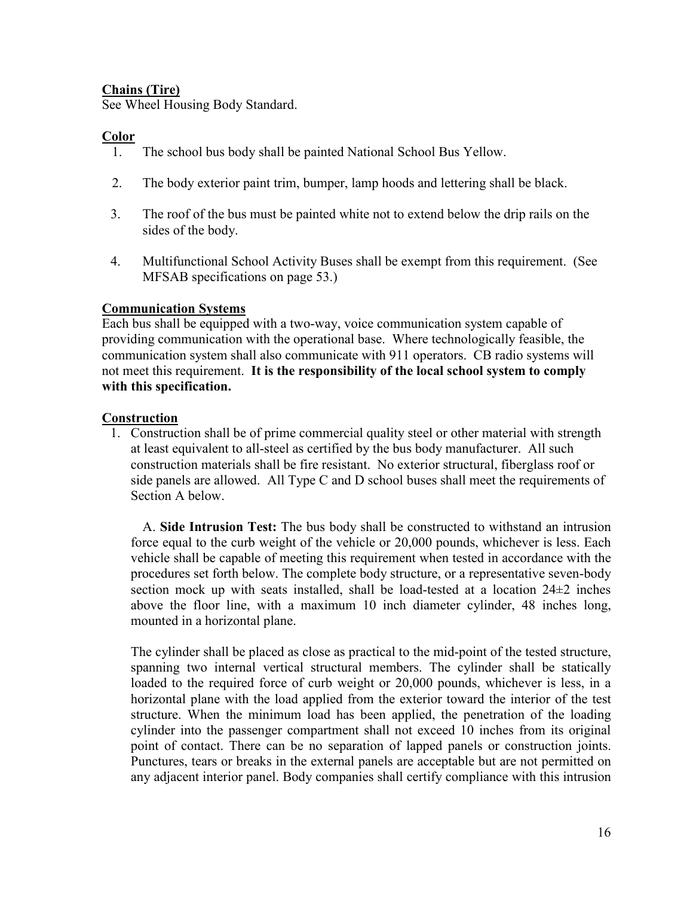**Chains (Tire)**
See Wheel Housing Body Standard.

**Color**

1. The school bus body shall be painted National School Bus Yellow.
2. The body exterior paint trim, bumper, lamp hoods and lettering shall be black.
3. The roof of the bus must be painted white not to extend below the drip rails on the sides of the body.
4. Multifunctional School Activity Buses shall be exempt from this requirement. (See MFSAB specifications on page 53.)

**Communication Systems**
Each bus shall be equipped with a two-way, voice communication system capable of providing communication with the operational base. Where technologically feasible, the communication system shall also communicate with 911 operators. CB radio systems will not meet this requirement. **It is the responsibility of the local school system to comply with this specification.**

**Construction**

1. Construction shall be of prime commercial quality steel or other material with strength at least equivalent to all-steel as certified by the bus body manufacturer. All such construction materials shall be fire resistant. No exterior structural, fiberglass roof or side panels are allowed. All Type C and D school buses shall meet the requirements of Section A below.

   A. **Side Intrusion Test:** The bus body shall be constructed to withstand an intrusion force equal to the curb weight of the vehicle or 20,000 pounds, whichever is less. Each vehicle shall be capable of meeting this requirement when tested in accordance with the procedures set forth below. The complete body structure, or a representative seven-body section mock up with seats installed, shall be load-tested at a location 24±2 inches above the floor line, with a maximum 10 inch diameter cylinder, 48 inches long, mounted in a horizontal plane.

   The cylinder shall be placed as close as practical to the mid-point of the tested structure, spanning two internal vertical structural members. The cylinder shall be statically loaded to the required force of curb weight or 20,000 pounds, whichever is less, in a horizontal plane with the load applied from the exterior toward the interior of the test structure. When the minimum load has been applied, the penetration of the loading cylinder into the passenger compartment shall not exceed 10 inches from its original point of contact. There can be no separation of lapped panels or construction joints. Punctures, tears or breaks in the external panels are acceptable but are not permitted on any adjacent interior panel. Body companies shall certify compliance with this intrusion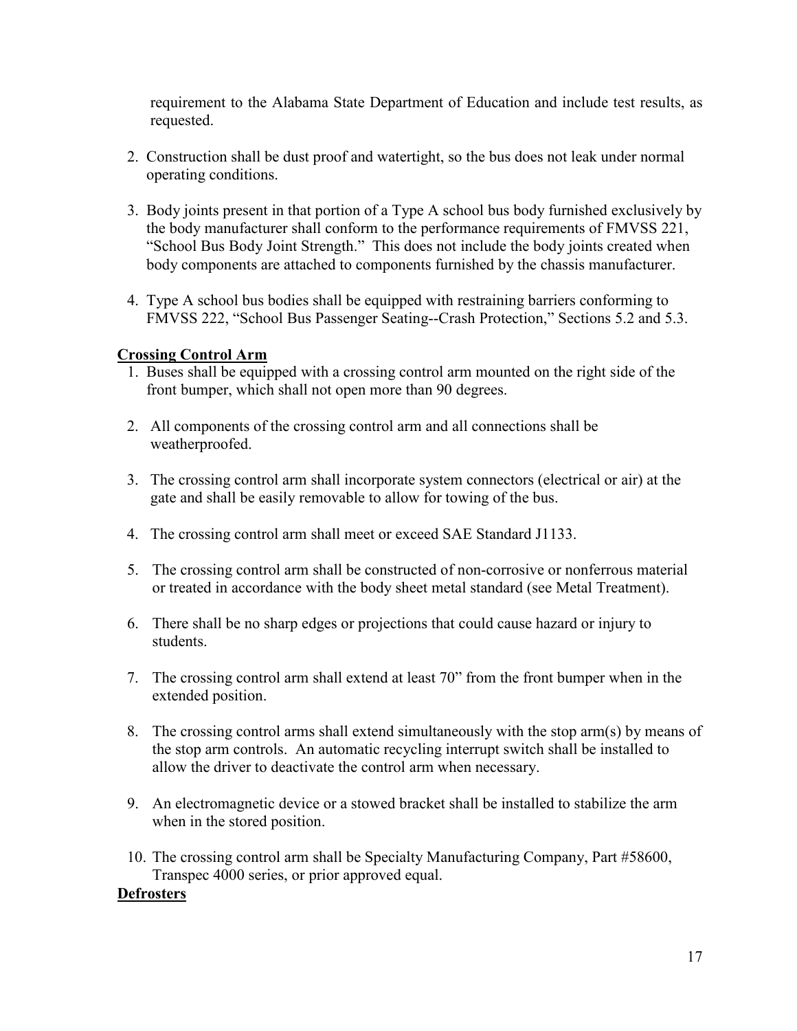requirement to the Alabama State Department of Education and include test results, as requested.

2. Construction shall be dust proof and watertight, so the bus does not leak under normal operating conditions.

3. Body joints present in that portion of a Type A school bus body furnished exclusively by the body manufacturer shall conform to the performance requirements of FMVSS 221, "School Bus Body Joint Strength." This does not include the body joints created when body components are attached to components furnished by the chassis manufacturer.

4. Type A school bus bodies shall be equipped with restraining barriers conforming to FMVSS 222, "School Bus Passenger Seating--Crash Protection," Sections 5.2 and 5.3.

**Crossing Control Arm**

1. Buses shall be equipped with a crossing control arm mounted on the right side of the front bumper, which shall not open more than 90 degrees.

2. All components of the crossing control arm and all connections shall be weatherproofed.

3. The crossing control arm shall incorporate system connectors (electrical or air) at the gate and shall be easily removable to allow for towing of the bus.

4. The crossing control arm shall meet or exceed SAE Standard J1133.

5. The crossing control arm shall be constructed of non-corrosive or nonferrous material or treated in accordance with the body sheet metal standard (see Metal Treatment).

6. There shall be no sharp edges or projections that could cause hazard or injury to students.

7. The crossing control arm shall extend at least 70" from the front bumper when in the extended position.

8. The crossing control arms shall extend simultaneously with the stop arm(s) by means of the stop arm controls. An automatic recycling interrupt switch shall be installed to allow the driver to deactivate the control arm when necessary.

9. An electromagnetic device or a stowed bracket shall be installed to stabilize the arm when in the stored position.

10. The crossing control arm shall be Specialty Manufacturing Company, Part #58600, Transpec 4000 series, or prior approved equal.

**Defrosters**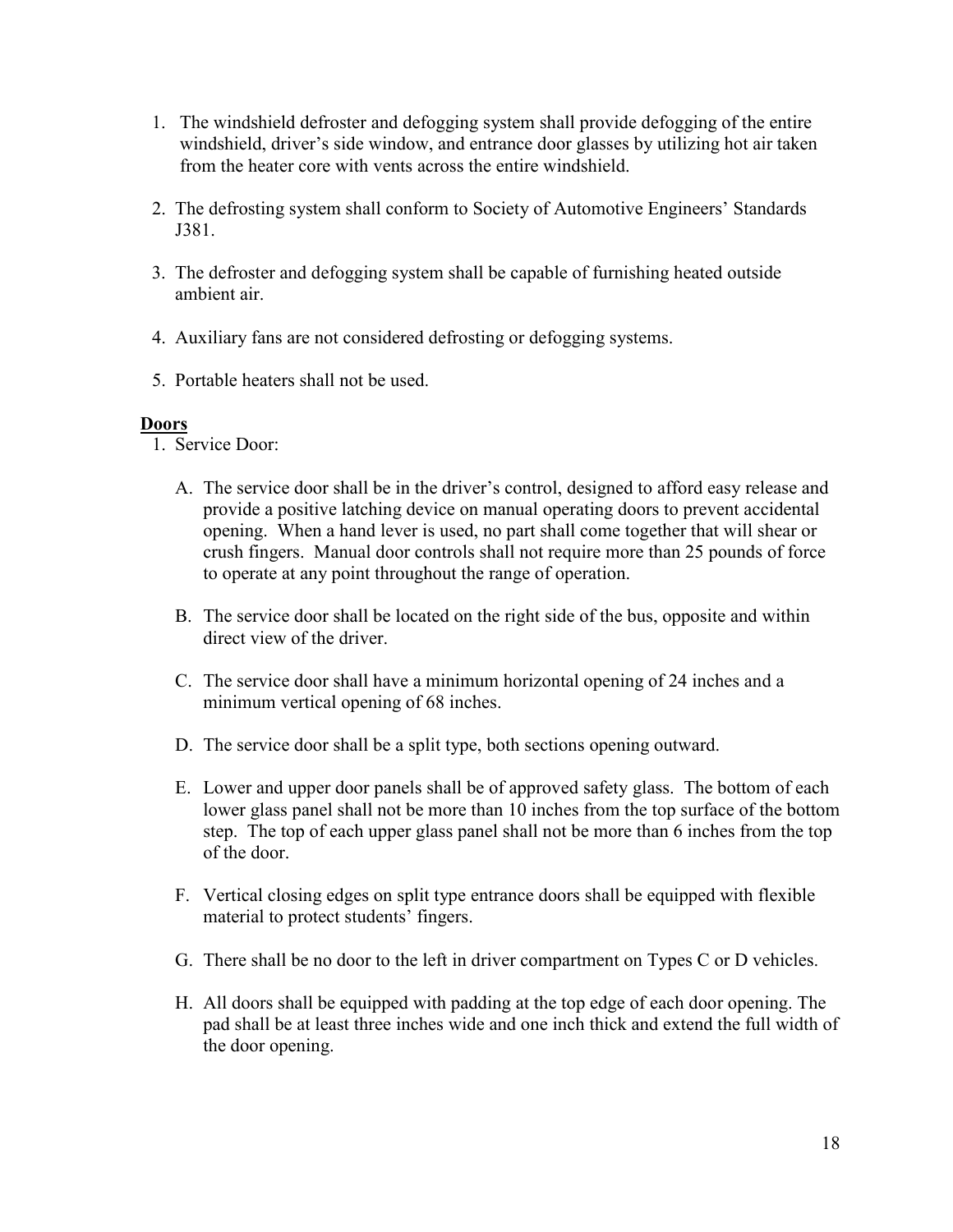1. The windshield defroster and defogging system shall provide defogging of the entire windshield, driver's side window, and entrance door glasses by utilizing hot air taken from the heater core with vents across the entire windshield.

2. The defrosting system shall conform to Society of Automotive Engineers' Standards J381.

3. The defroster and defogging system shall be capable of furnishing heated outside ambient air.

4. Auxiliary fans are not considered defrosting or defogging systems.

5. Portable heaters shall not be used.

**Doors**

1. Service Door:

   A. The service door shall be in the driver's control, designed to afford easy release and provide a positive latching device on manual operating doors to prevent accidental opening. When a hand lever is used, no part shall come together that will shear or crush fingers. Manual door controls shall not require more than 25 pounds of force to operate at any point throughout the range of operation.

   B. The service door shall be located on the right side of the bus, opposite and within direct view of the driver.

   C. The service door shall have a minimum horizontal opening of 24 inches and a minimum vertical opening of 68 inches.

   D. The service door shall be a split type, both sections opening outward.

   E. Lower and upper door panels shall be of approved safety glass. The bottom of each lower glass panel shall not be more than 10 inches from the top surface of the bottom step. The top of each upper glass panel shall not be more than 6 inches from the top of the door.

   F. Vertical closing edges on split type entrance doors shall be equipped with flexible material to protect students' fingers.

   G. There shall be no door to the left in driver compartment on Types C or D vehicles.

   H. All doors shall be equipped with padding at the top edge of each door opening. The pad shall be at least three inches wide and one inch thick and extend the full width of the door opening.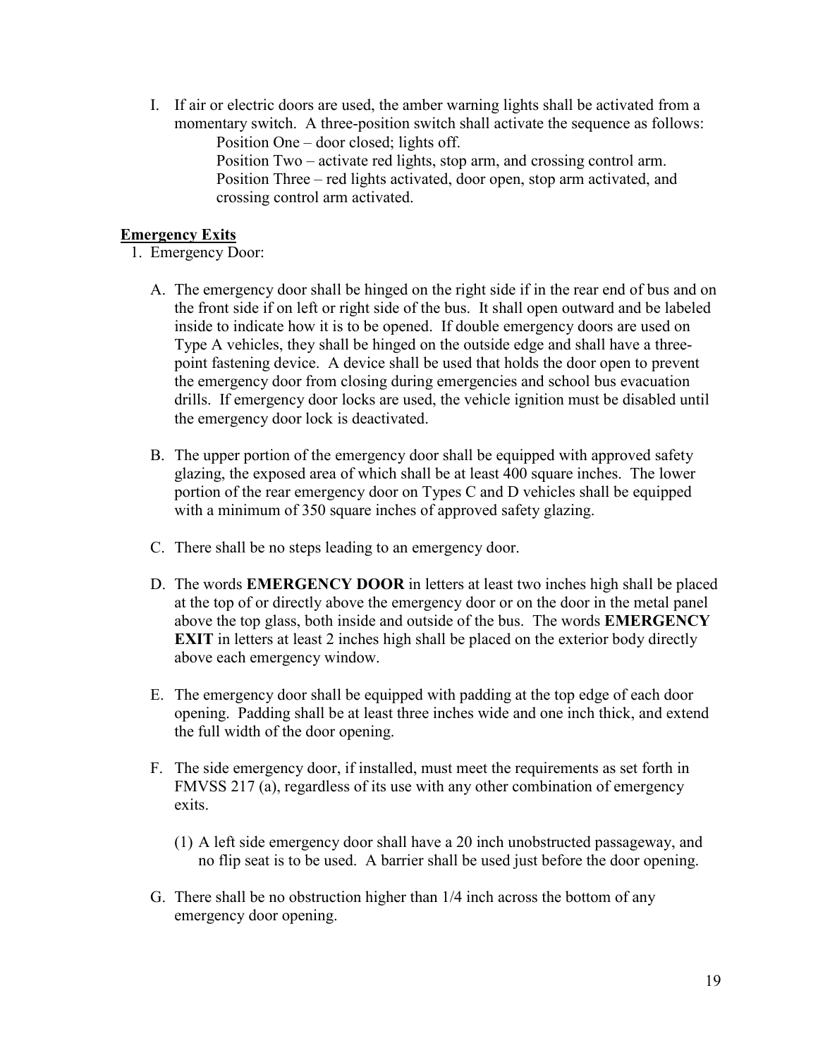I. If air or electric doors are used, the amber warning lights shall be activated from a momentary switch. A three-position switch shall activate the sequence as follows:
   Position One – door closed; lights off.
   Position Two – activate red lights, stop arm, and crossing control arm.
   Position Three – red lights activated, door open, stop arm activated, and crossing control arm activated.

## Emergency Exits

1. Emergency Door:

   A. The emergency door shall be hinged on the right side if in the rear end of bus and on the front side if on left or right side of the bus. It shall open outward and be labeled inside to indicate how it is to be opened. If double emergency doors are used on Type A vehicles, they shall be hinged on the outside edge and shall have a three-point fastening device. A device shall be used that holds the door open to prevent the emergency door from closing during emergencies and school bus evacuation drills. If emergency door locks are used, the vehicle ignition must be disabled until the emergency door lock is deactivated.

   B. The upper portion of the emergency door shall be equipped with approved safety glazing, the exposed area of which shall be at least 400 square inches. The lower portion of the rear emergency door on Types C and D vehicles shall be equipped with a minimum of 350 square inches of approved safety glazing.

   C. There shall be no steps leading to an emergency door.

   D. The words **EMERGENCY DOOR** in letters at least two inches high shall be placed at the top of or directly above the emergency door or on the door in the metal panel above the top glass, both inside and outside of the bus. The words **EMERGENCY EXIT** in letters at least 2 inches high shall be placed on the exterior body directly above each emergency window.

   E. The emergency door shall be equipped with padding at the top edge of each door opening. Padding shall be at least three inches wide and one inch thick, and extend the full width of the door opening.

   F. The side emergency door, if installed, must meet the requirements as set forth in FMVSS 217 (a), regardless of its use with any other combination of emergency exits.

      (1) A left side emergency door shall have a 20 inch unobstructed passageway, and no flip seat is to be used. A barrier shall be used just before the door opening.

   G. There shall be no obstruction higher than 1/4 inch across the bottom of any emergency door opening.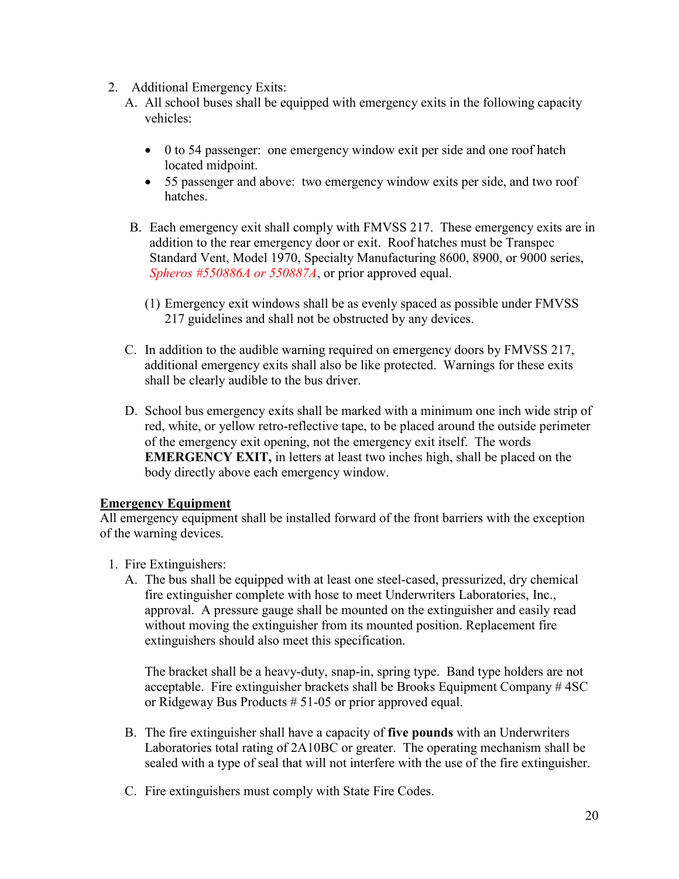2. Additional Emergency Exits:
   A. All school buses shall be equipped with emergency exits in the following capacity vehicles:

      - 0 to 54 passenger: one emergency window exit per side and one roof hatch located midpoint.
      - 55 passenger and above: two emergency window exits per side, and two roof hatches.

   B. Each emergency exit shall comply with FMVSS 217. These emergency exits are in addition to the rear emergency door or exit. Roof hatches must be Transpec Standard Vent, Model 1970, Specialty Manufacturing 8600, 8900, or 9000 series, *Spheros #550886A or 550887A*, or prior approved equal.

      (1) Emergency exit windows shall be as evenly spaced as possible under FMVSS 217 guidelines and shall not be obstructed by any devices.

   C. In addition to the audible warning required on emergency doors by FMVSS 217, additional emergency exits shall also be like protected. Warnings for these exits shall be clearly audible to the bus driver.

   D. School bus emergency exits shall be marked with a minimum one inch wide strip of red, white, or yellow retro-reflective tape, to be placed around the outside perimeter of the emergency exit opening, not the emergency exit itself. The words **EMERGENCY EXIT,** in letters at least two inches high, shall be placed on the body directly above each emergency window.

<u>**Emergency Equipment**</u>

All emergency equipment shall be installed forward of the front barriers with the exception of the warning devices.

1. Fire Extinguishers:
   A. The bus shall be equipped with at least one steel-cased, pressurized, dry chemical fire extinguisher complete with hose to meet Underwriters Laboratories, Inc., approval. A pressure gauge shall be mounted on the extinguisher and easily read without moving the extinguisher from its mounted position. Replacement fire extinguishers should also meet this specification.

      The bracket shall be a heavy-duty, snap-in, spring type. Band type holders are not acceptable. Fire extinguisher brackets shall be Brooks Equipment Company # 4SC or Ridgeway Bus Products # 51-05 or prior approved equal.

   B. The fire extinguisher shall have a capacity of **five pounds** with an Underwriters Laboratories total rating of 2A10BC or greater. The operating mechanism shall be sealed with a type of seal that will not interfere with the use of the fire extinguisher.

   C. Fire extinguishers must comply with State Fire Codes.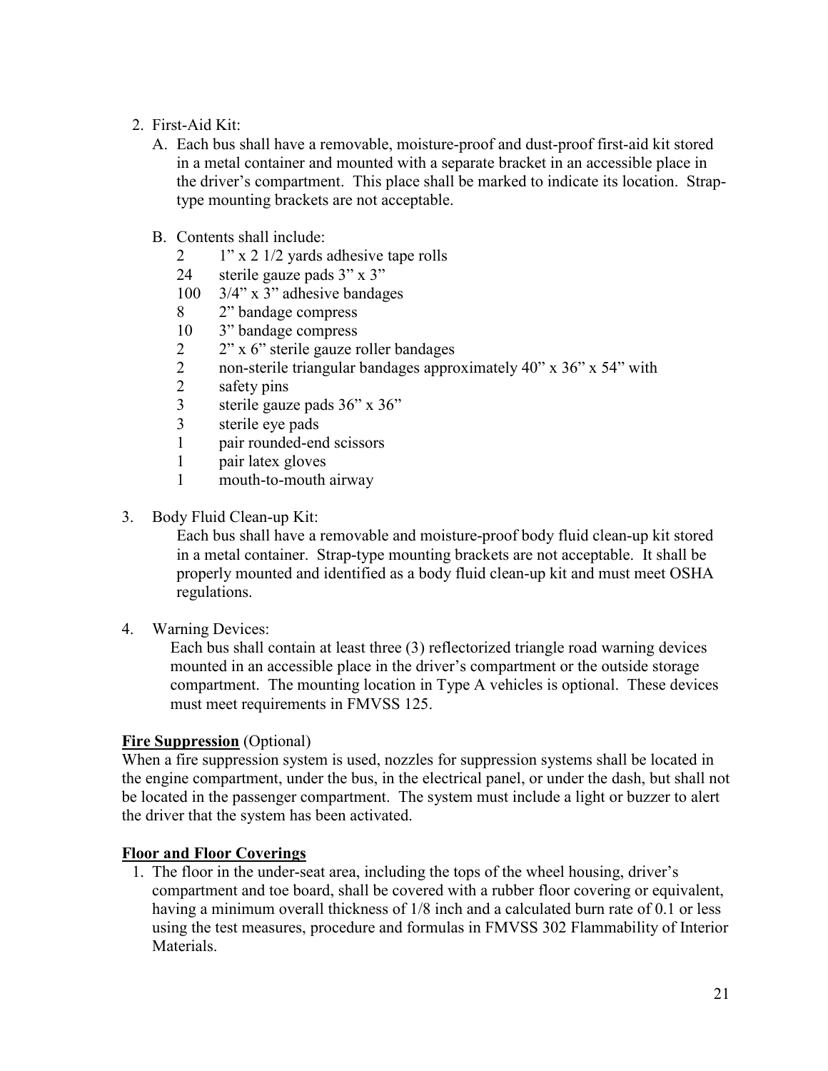2. First-Aid Kit:
   A. Each bus shall have a removable, moisture-proof and dust-proof first-aid kit stored in a metal container and mounted with a separate bracket in an accessible place in the driver's compartment. This place shall be marked to indicate its location. Strap-type mounting brackets are not acceptable.

   B. Contents shall include:
      - 2 1" x 2 1/2 yards adhesive tape rolls
      - 24 sterile gauze pads 3" x 3"
      - 100 3/4" x 3" adhesive bandages
      - 8 2" bandage compress
      - 10 3" bandage compress
      - 2 2" x 6" sterile gauze roller bandages
      - 2 non-sterile triangular bandages approximately 40" x 36" x 54" with
      - 2 safety pins
      - 3 sterile gauze pads 36" x 36"
      - 3 sterile eye pads
      - 1 pair rounded-end scissors
      - 1 pair latex gloves
      - 1 mouth-to-mouth airway

3. Body Fluid Clean-up Kit:

   Each bus shall have a removable and moisture-proof body fluid clean-up kit stored in a metal container. Strap-type mounting brackets are not acceptable. It shall be properly mounted and identified as a body fluid clean-up kit and must meet OSHA regulations.

4. Warning Devices:

   Each bus shall contain at least three (3) reflectorized triangle road warning devices mounted in an accessible place in the driver's compartment or the outside storage compartment. The mounting location in Type A vehicles is optional. These devices must meet requirements in FMVSS 125.

**Fire Suppression** (Optional)

When a fire suppression system is used, nozzles for suppression systems shall be located in the engine compartment, under the bus, in the electrical panel, or under the dash, but shall not be located in the passenger compartment. The system must include a light or buzzer to alert the driver that the system has been activated.

**Floor and Floor Coverings**

1. The floor in the under-seat area, including the tops of the wheel housing, driver's compartment and toe board, shall be covered with a rubber floor covering or equivalent, having a minimum overall thickness of 1/8 inch and a calculated burn rate of 0.1 or less using the test measures, procedure and formulas in FMVSS 302 Flammability of Interior Materials.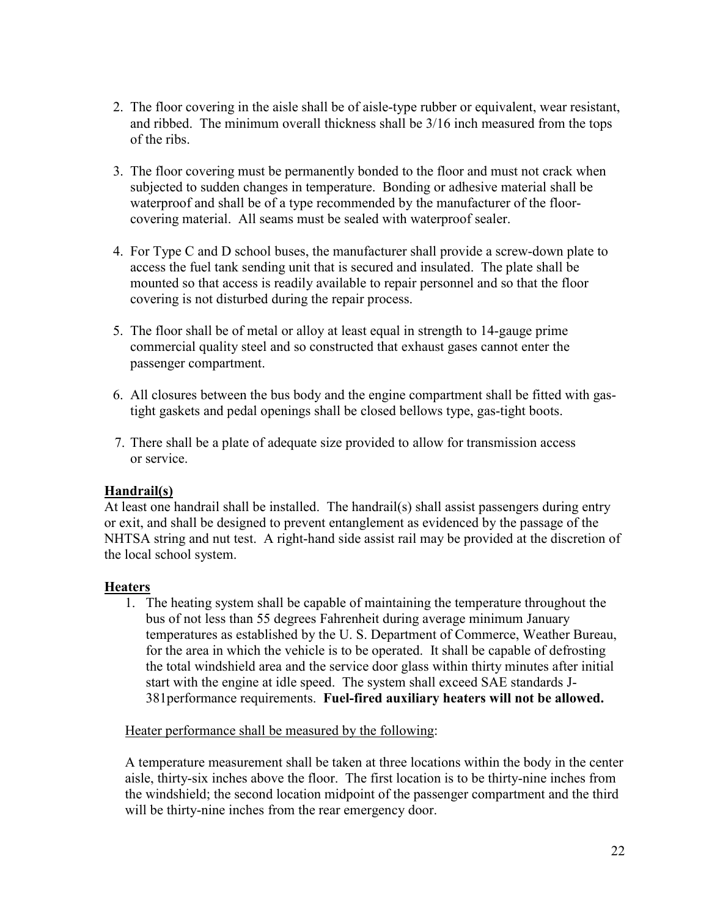2. The floor covering in the aisle shall be of aisle-type rubber or equivalent, wear resistant, and ribbed. The minimum overall thickness shall be 3/16 inch measured from the tops of the ribs.

3. The floor covering must be permanently bonded to the floor and must not crack when subjected to sudden changes in temperature. Bonding or adhesive material shall be waterproof and shall be of a type recommended by the manufacturer of the floor-covering material. All seams must be sealed with waterproof sealer.

4. For Type C and D school buses, the manufacturer shall provide a screw-down plate to access the fuel tank sending unit that is secured and insulated. The plate shall be mounted so that access is readily available to repair personnel and so that the floor covering is not disturbed during the repair process.

5. The floor shall be of metal or alloy at least equal in strength to 14-gauge prime commercial quality steel and so constructed that exhaust gases cannot enter the passenger compartment.

6. All closures between the bus body and the engine compartment shall be fitted with gas-tight gaskets and pedal openings shall be closed bellows type, gas-tight boots.

7. There shall be a plate of adequate size provided to allow for transmission access or service.

**Handrail(s)**

At least one handrail shall be installed. The handrail(s) shall assist passengers during entry or exit, and shall be designed to prevent entanglement as evidenced by the passage of the NHTSA string and nut test. A right-hand side assist rail may be provided at the discretion of the local school system.

**Heaters**

1. The heating system shall be capable of maintaining the temperature throughout the bus of not less than 55 degrees Fahrenheit during average minimum January temperatures as established by the U. S. Department of Commerce, Weather Bureau, for the area in which the vehicle is to be operated. It shall be capable of defrosting the total windshield area and the service door glass within thirty minutes after initial start with the engine at idle speed. The system shall exceed SAE standards J-381performance requirements. **Fuel-fired auxiliary heaters will not be allowed.**

   Heater performance shall be measured by the following:

   A temperature measurement shall be taken at three locations within the body in the center aisle, thirty-six inches above the floor. The first location is to be thirty-nine inches from the windshield; the second location midpoint of the passenger compartment and the third will be thirty-nine inches from the rear emergency door.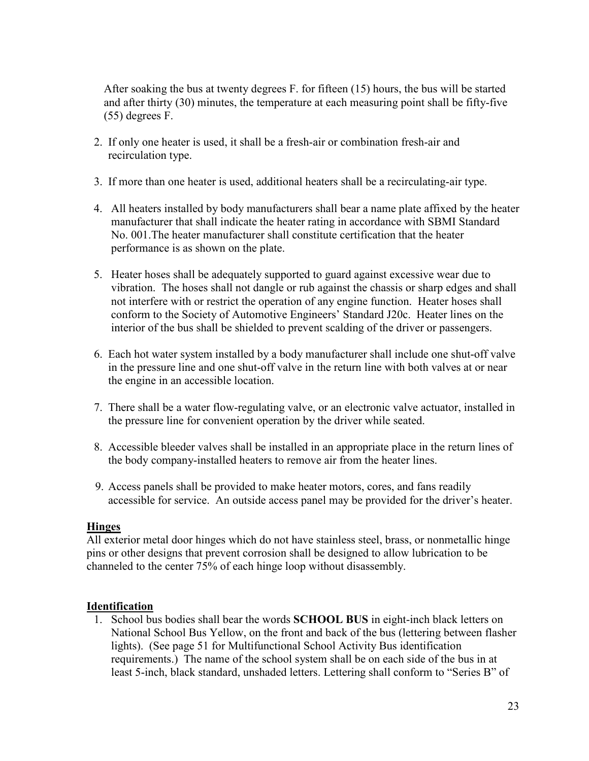After soaking the bus at twenty degrees F. for fifteen (15) hours, the bus will be started and after thirty (30) minutes, the temperature at each measuring point shall be fifty-five (55) degrees F.

2. If only one heater is used, it shall be a fresh-air or combination fresh-air and recirculation type.

3. If more than one heater is used, additional heaters shall be a recirculating-air type.

4. All heaters installed by body manufacturers shall bear a name plate affixed by the heater manufacturer that shall indicate the heater rating in accordance with SBMI Standard No. 001.The heater manufacturer shall constitute certification that the heater performance is as shown on the plate.

5. Heater hoses shall be adequately supported to guard against excessive wear due to vibration. The hoses shall not dangle or rub against the chassis or sharp edges and shall not interfere with or restrict the operation of any engine function. Heater hoses shall conform to the Society of Automotive Engineers' Standard J20c. Heater lines on the interior of the bus shall be shielded to prevent scalding of the driver or passengers.

6. Each hot water system installed by a body manufacturer shall include one shut-off valve in the pressure line and one shut-off valve in the return line with both valves at or near the engine in an accessible location.

7. There shall be a water flow-regulating valve, or an electronic valve actuator, installed in the pressure line for convenient operation by the driver while seated.

8. Accessible bleeder valves shall be installed in an appropriate place in the return lines of the body company-installed heaters to remove air from the heater lines.

9. Access panels shall be provided to make heater motors, cores, and fans readily accessible for service. An outside access panel may be provided for the driver's heater.

## Hinges

All exterior metal door hinges which do not have stainless steel, brass, or nonmetallic hinge pins or other designs that prevent corrosion shall be designed to allow lubrication to be channeled to the center 75% of each hinge loop without disassembly.

## Identification

1. School bus bodies shall bear the words **SCHOOL BUS** in eight-inch black letters on National School Bus Yellow, on the front and back of the bus (lettering between flasher lights). (See page 51 for Multifunctional School Activity Bus identification requirements.) The name of the school system shall be on each side of the bus in at least 5-inch, black standard, unshaded letters. Lettering shall conform to "Series B" of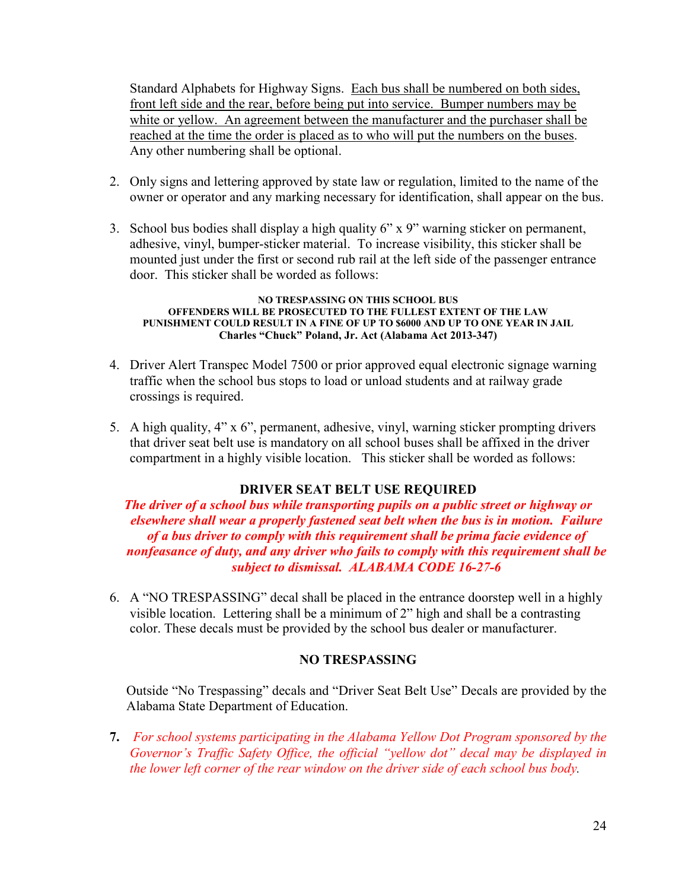Standard Alphabets for Highway Signs. Each bus shall be numbered on both sides, front left side and the rear, before being put into service. Bumper numbers may be white or yellow. An agreement between the manufacturer and the purchaser shall be reached at the time the order is placed as to who will put the numbers on the buses. Any other numbering shall be optional.

2. Only signs and lettering approved by state law or regulation, limited to the name of the owner or operator and any marking necessary for identification, shall appear on the bus.

3. School bus bodies shall display a high quality 6" x 9" warning sticker on permanent, adhesive, vinyl, bumper-sticker material. To increase visibility, this sticker shall be mounted just under the first or second rub rail at the left side of the passenger entrance door. This sticker shall be worded as follows:

   **NO TRESPASSING ON THIS SCHOOL BUS**
   **OFFENDERS WILL BE PROSECUTED TO THE FULLEST EXTENT OF THE LAW**
   **PUNISHMENT COULD RESULT IN A FINE OF UP TO $6000 AND UP TO ONE YEAR IN JAIL**
   **Charles "Chuck" Poland, Jr. Act (Alabama Act 2013-347)**

4. Driver Alert Transpec Model 7500 or prior approved equal electronic signage warning traffic when the school bus stops to load or unload students and at railway grade crossings is required.

5. A high quality, 4" x 6", permanent, adhesive, vinyl, warning sticker prompting drivers that driver seat belt use is mandatory on all school buses shall be affixed in the driver compartment in a highly visible location. This sticker shall be worded as follows:

   **DRIVER SEAT BELT USE REQUIRED**
   ***The driver of a school bus while transporting pupils on a public street or highway or elsewhere shall wear a properly fastened seat belt when the bus is in motion. Failure of a bus driver to comply with this requirement shall be prima facie evidence of nonfeasance of duty, and any driver who fails to comply with this requirement shall be subject to dismissal. ALABAMA CODE 16-27-6***

6. A "NO TRESPASSING" decal shall be placed in the entrance doorstep well in a highly visible location. Lettering shall be a minimum of 2" high and shall be a contrasting color. These decals must be provided by the school bus dealer or manufacturer.

   **NO TRESPASSING**

   Outside "No Trespassing" decals and "Driver Seat Belt Use" Decals are provided by the Alabama State Department of Education.

7. *For school systems participating in the Alabama Yellow Dot Program sponsored by the Governor's Traffic Safety Office, the official "yellow dot" decal may be displayed in the lower left corner of the rear window on the driver side of each school bus body.*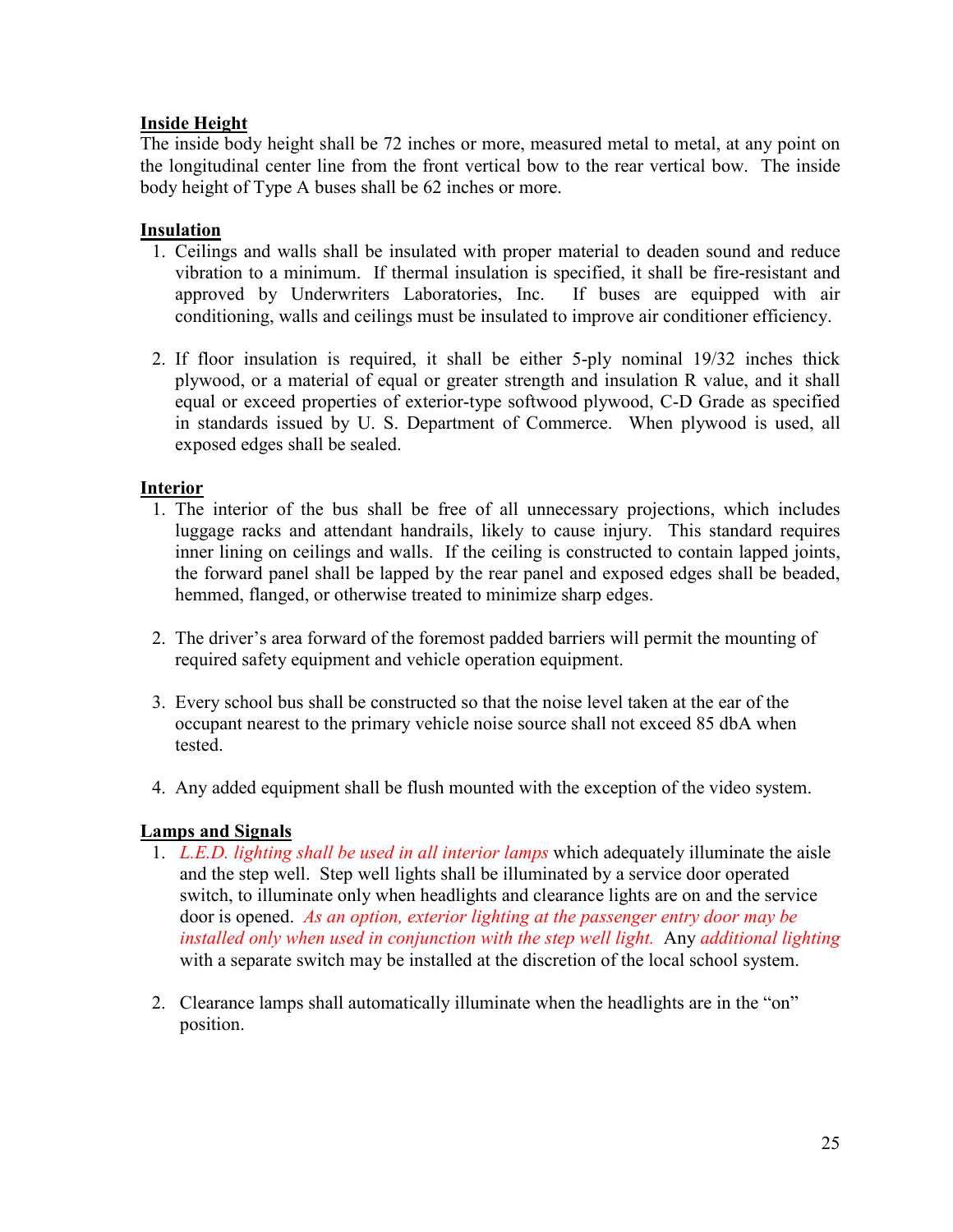**Inside Height**

The inside body height shall be 72 inches or more, measured metal to metal, at any point on the longitudinal center line from the front vertical bow to the rear vertical bow. The inside body height of Type A buses shall be 62 inches or more.

**Insulation**

1. Ceilings and walls shall be insulated with proper material to deaden sound and reduce vibration to a minimum. If thermal insulation is specified, it shall be fire-resistant and approved by Underwriters Laboratories, Inc. If buses are equipped with air conditioning, walls and ceilings must be insulated to improve air conditioner efficiency.

2. If floor insulation is required, it shall be either 5-ply nominal 19/32 inches thick plywood, or a material of equal or greater strength and insulation R value, and it shall equal or exceed properties of exterior-type softwood plywood, C-D Grade as specified in standards issued by U. S. Department of Commerce. When plywood is used, all exposed edges shall be sealed.

**Interior**

1. The interior of the bus shall be free of all unnecessary projections, which includes luggage racks and attendant handrails, likely to cause injury. This standard requires inner lining on ceilings and walls. If the ceiling is constructed to contain lapped joints, the forward panel shall be lapped by the rear panel and exposed edges shall be beaded, hemmed, flanged, or otherwise treated to minimize sharp edges.

2. The driver's area forward of the foremost padded barriers will permit the mounting of required safety equipment and vehicle operation equipment.

3. Every school bus shall be constructed so that the noise level taken at the ear of the occupant nearest to the primary vehicle noise source shall not exceed 85 dbA when tested.

4. Any added equipment shall be flush mounted with the exception of the video system.

**Lamps and Signals**

1. *L.E.D. lighting shall be used in all interior lamps* which adequately illuminate the aisle and the step well. Step well lights shall be illuminated by a service door operated switch, to illuminate only when headlights and clearance lights are on and the service door is opened. *As an option, exterior lighting at the passenger entry door may be installed only when used in conjunction with the step well light.* Any additional lighting with a separate switch may be installed at the discretion of the local school system.

2. Clearance lamps shall automatically illuminate when the headlights are in the "on" position.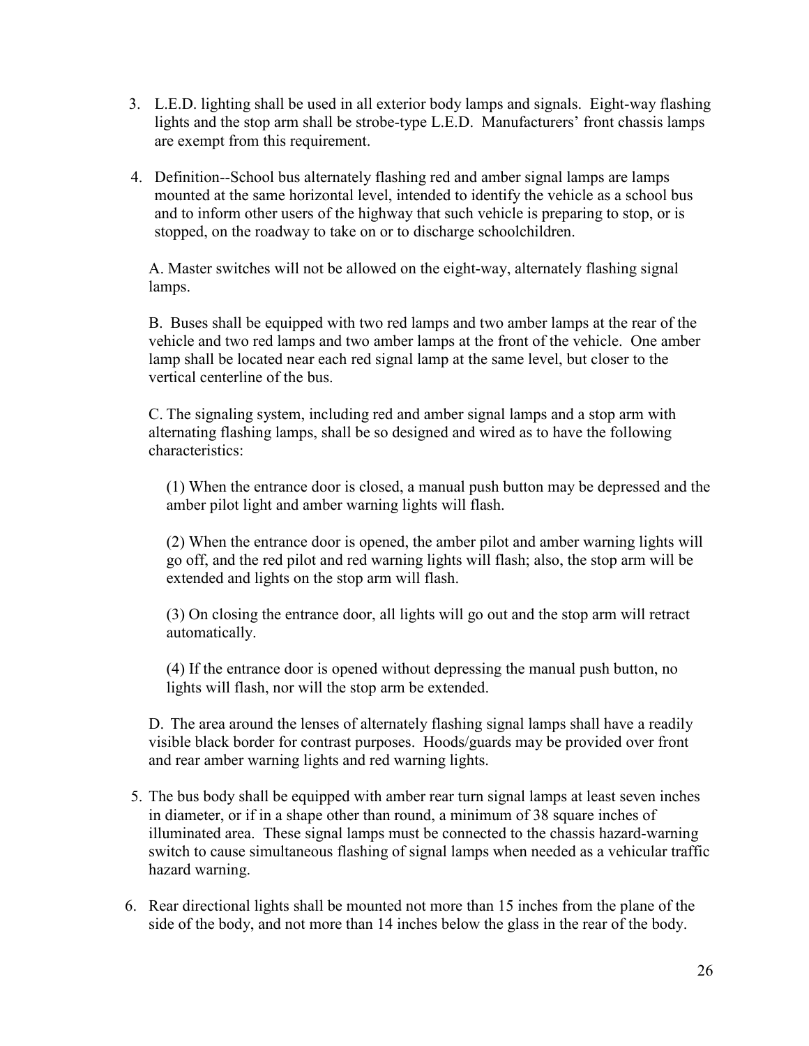3. L.E.D. lighting shall be used in all exterior body lamps and signals. Eight-way flashing lights and the stop arm shall be strobe-type L.E.D. Manufacturers' front chassis lamps are exempt from this requirement.

4. Definition--School bus alternately flashing red and amber signal lamps are lamps mounted at the same horizontal level, intended to identify the vehicle as a school bus and to inform other users of the highway that such vehicle is preparing to stop, or is stopped, on the roadway to take on or to discharge schoolchildren.

   A. Master switches will not be allowed on the eight-way, alternately flashing signal lamps.

   B. Buses shall be equipped with two red lamps and two amber lamps at the rear of the vehicle and two red lamps and two amber lamps at the front of the vehicle. One amber lamp shall be located near each red signal lamp at the same level, but closer to the vertical centerline of the bus.

   C. The signaling system, including red and amber signal lamps and a stop arm with alternating flashing lamps, shall be so designed and wired as to have the following characteristics:

      (1) When the entrance door is closed, a manual push button may be depressed and the amber pilot light and amber warning lights will flash.

      (2) When the entrance door is opened, the amber pilot and amber warning lights will go off, and the red pilot and red warning lights will flash; also, the stop arm will be extended and lights on the stop arm will flash.

      (3) On closing the entrance door, all lights will go out and the stop arm will retract automatically.

      (4) If the entrance door is opened without depressing the manual push button, no lights will flash, nor will the stop arm be extended.

   D. The area around the lenses of alternately flashing signal lamps shall have a readily visible black border for contrast purposes. Hoods/guards may be provided over front and rear amber warning lights and red warning lights.

5. The bus body shall be equipped with amber rear turn signal lamps at least seven inches in diameter, or if in a shape other than round, a minimum of 38 square inches of illuminated area. These signal lamps must be connected to the chassis hazard-warning switch to cause simultaneous flashing of signal lamps when needed as a vehicular traffic hazard warning.

6. Rear directional lights shall be mounted not more than 15 inches from the plane of the side of the body, and not more than 14 inches below the glass in the rear of the body.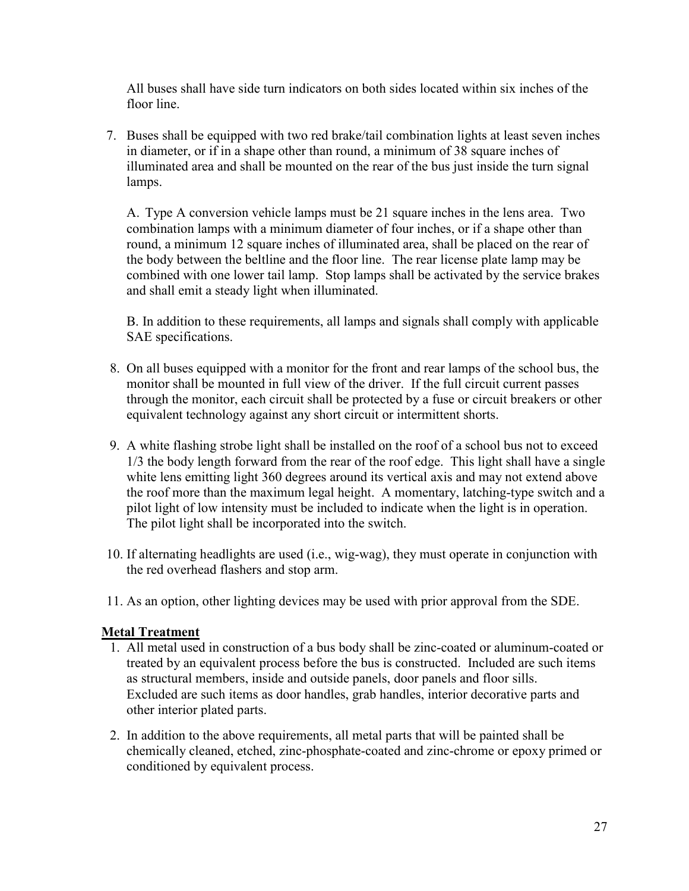All buses shall have side turn indicators on both sides located within six inches of the floor line.

7. Buses shall be equipped with two red brake/tail combination lights at least seven inches in diameter, or if in a shape other than round, a minimum of 38 square inches of illuminated area and shall be mounted on the rear of the bus just inside the turn signal lamps.

   A. Type A conversion vehicle lamps must be 21 square inches in the lens area. Two combination lamps with a minimum diameter of four inches, or if a shape other than round, a minimum 12 square inches of illuminated area, shall be placed on the rear of the body between the beltline and the floor line. The rear license plate lamp may be combined with one lower tail lamp. Stop lamps shall be activated by the service brakes and shall emit a steady light when illuminated.

   B. In addition to these requirements, all lamps and signals shall comply with applicable SAE specifications.

8. On all buses equipped with a monitor for the front and rear lamps of the school bus, the monitor shall be mounted in full view of the driver. If the full circuit current passes through the monitor, each circuit shall be protected by a fuse or circuit breakers or other equivalent technology against any short circuit or intermittent shorts.

9. A white flashing strobe light shall be installed on the roof of a school bus not to exceed 1/3 the body length forward from the rear of the roof edge. This light shall have a single white lens emitting light 360 degrees around its vertical axis and may not extend above the roof more than the maximum legal height. A momentary, latching-type switch and a pilot light of low intensity must be included to indicate when the light is in operation. The pilot light shall be incorporated into the switch.

10. If alternating headlights are used (i.e., wig-wag), they must operate in conjunction with the red overhead flashers and stop arm.

11. As an option, other lighting devices may be used with prior approval from the SDE.

**Metal Treatment**

1. All metal used in construction of a bus body shall be zinc-coated or aluminum-coated or treated by an equivalent process before the bus is constructed. Included are such items as structural members, inside and outside panels, door panels and floor sills. Excluded are such items as door handles, grab handles, interior decorative parts and other interior plated parts.

2. In addition to the above requirements, all metal parts that will be painted shall be chemically cleaned, etched, zinc-phosphate-coated and zinc-chrome or epoxy primed or conditioned by equivalent process.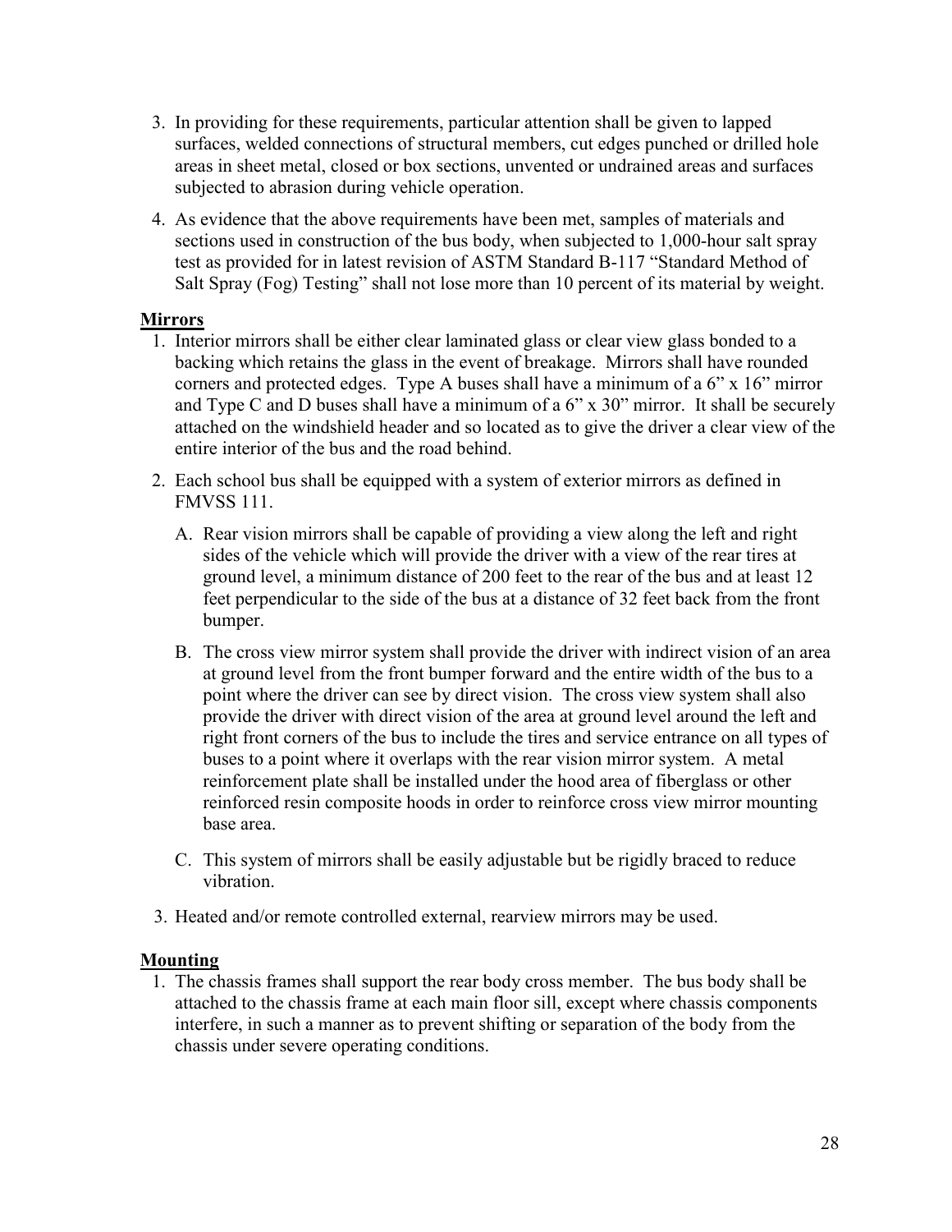3. In providing for these requirements, particular attention shall be given to lapped surfaces, welded connections of structural members, cut edges punched or drilled hole areas in sheet metal, closed or box sections, unvented or undrained areas and surfaces subjected to abrasion during vehicle operation.

4. As evidence that the above requirements have been met, samples of materials and sections used in construction of the bus body, when subjected to 1,000-hour salt spray test as provided for in latest revision of ASTM Standard B-117 "Standard Method of Salt Spray (Fog) Testing" shall not lose more than 10 percent of its material by weight.

**Mirrors**

1. Interior mirrors shall be either clear laminated glass or clear view glass bonded to a backing which retains the glass in the event of breakage. Mirrors shall have rounded corners and protected edges. Type A buses shall have a minimum of a 6" x 16" mirror and Type C and D buses shall have a minimum of a 6" x 30" mirror. It shall be securely attached on the windshield header and so located as to give the driver a clear view of the entire interior of the bus and the road behind.

2. Each school bus shall be equipped with a system of exterior mirrors as defined in FMVSS 111.

   A. Rear vision mirrors shall be capable of providing a view along the left and right sides of the vehicle which will provide the driver with a view of the rear tires at ground level, a minimum distance of 200 feet to the rear of the bus and at least 12 feet perpendicular to the side of the bus at a distance of 32 feet back from the front bumper.

   B. The cross view mirror system shall provide the driver with indirect vision of an area at ground level from the front bumper forward and the entire width of the bus to a point where the driver can see by direct vision. The cross view system shall also provide the driver with direct vision of the area at ground level around the left and right front corners of the bus to include the tires and service entrance on all types of buses to a point where it overlaps with the rear vision mirror system. A metal reinforcement plate shall be installed under the hood area of fiberglass or other reinforced resin composite hoods in order to reinforce cross view mirror mounting base area.

   C. This system of mirrors shall be easily adjustable but be rigidly braced to reduce vibration.

3. Heated and/or remote controlled external, rearview mirrors may be used.

**Mounting**

1. The chassis frames shall support the rear body cross member. The bus body shall be attached to the chassis frame at each main floor sill, except where chassis components interfere, in such a manner as to prevent shifting or separation of the body from the chassis under severe operating conditions.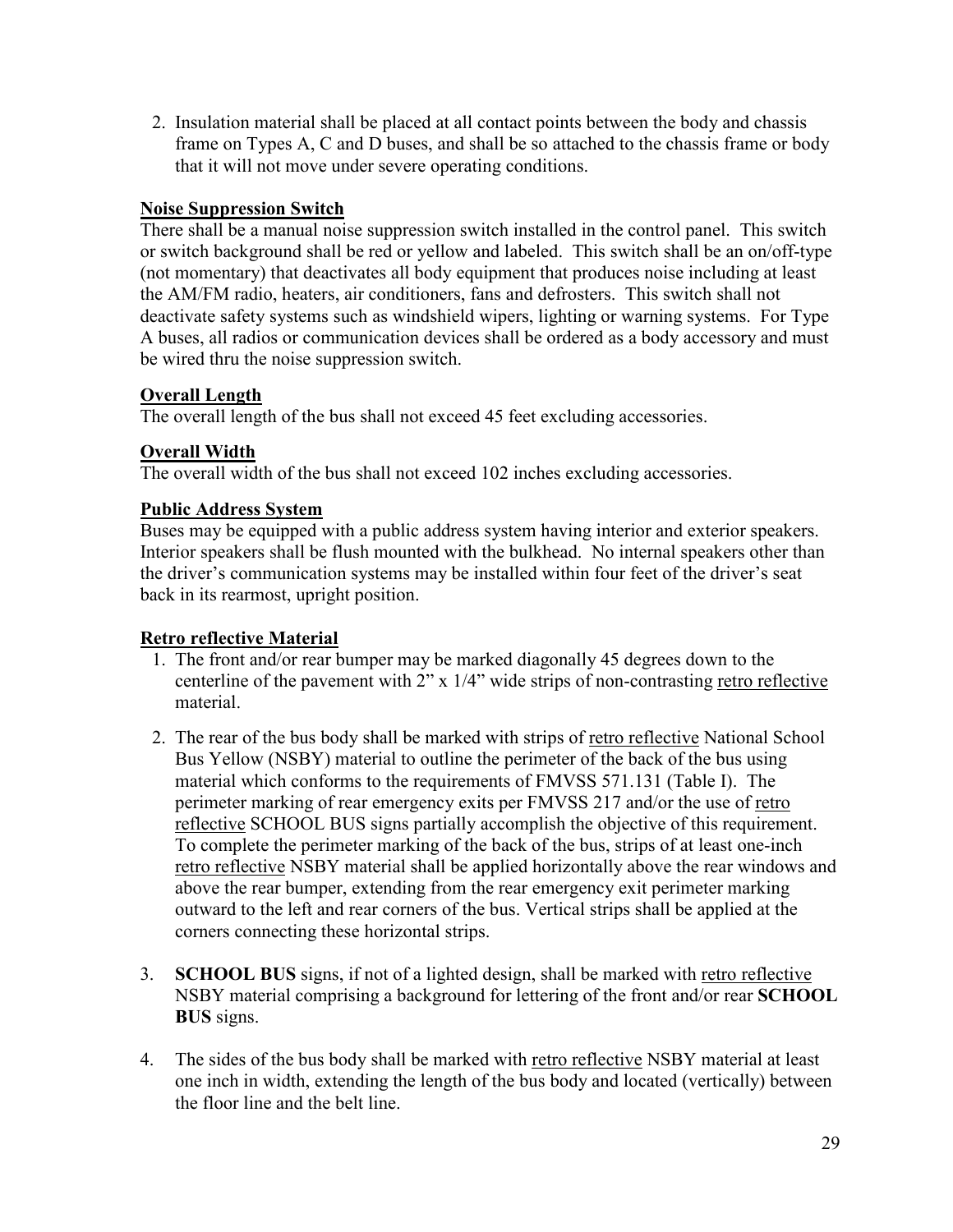2. Insulation material shall be placed at all contact points between the body and chassis frame on Types A, C and D buses, and shall be so attached to the chassis frame or body that it will not move under severe operating conditions.

**Noise Suppression Switch**

There shall be a manual noise suppression switch installed in the control panel. This switch or switch background shall be red or yellow and labeled. This switch shall be an on/off-type (not momentary) that deactivates all body equipment that produces noise including at least the AM/FM radio, heaters, air conditioners, fans and defrosters. This switch shall not deactivate safety systems such as windshield wipers, lighting or warning systems. For Type A buses, all radios or communication devices shall be ordered as a body accessory and must be wired thru the noise suppression switch.

**Overall Length**

The overall length of the bus shall not exceed 45 feet excluding accessories.

**Overall Width**

The overall width of the bus shall not exceed 102 inches excluding accessories.

**Public Address System**

Buses may be equipped with a public address system having interior and exterior speakers. Interior speakers shall be flush mounted with the bulkhead. No internal speakers other than the driver's communication systems may be installed within four feet of the driver's seat back in its rearmost, upright position.

**Retro reflective Material**

1. The front and/or rear bumper may be marked diagonally 45 degrees down to the centerline of the pavement with 2" x 1/4" wide strips of non-contrasting retro reflective material.
2. The rear of the bus body shall be marked with strips of retro reflective National School Bus Yellow (NSBY) material to outline the perimeter of the back of the bus using material which conforms to the requirements of FMVSS 571.131 (Table I). The perimeter marking of rear emergency exits per FMVSS 217 and/or the use of retro reflective SCHOOL BUS signs partially accomplish the objective of this requirement. To complete the perimeter marking of the back of the bus, strips of at least one-inch retro reflective NSBY material shall be applied horizontally above the rear windows and above the rear bumper, extending from the rear emergency exit perimeter marking outward to the left and rear corners of the bus. Vertical strips shall be applied at the corners connecting these horizontal strips.
3. **SCHOOL BUS** signs, if not of a lighted design, shall be marked with retro reflective NSBY material comprising a background for lettering of the front and/or rear **SCHOOL BUS** signs.
4. The sides of the bus body shall be marked with retro reflective NSBY material at least one inch in width, extending the length of the bus body and located (vertically) between the floor line and the belt line.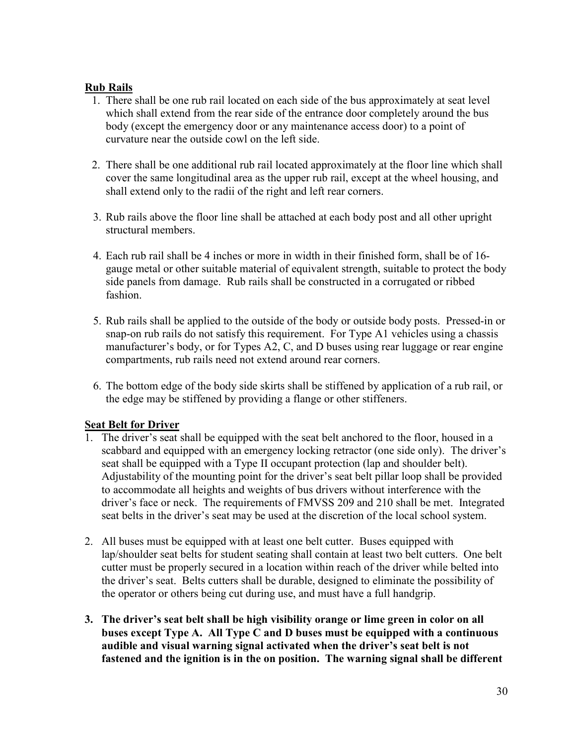## Rub Rails

1. There shall be one rub rail located on each side of the bus approximately at seat level which shall extend from the rear side of the entrance door completely around the bus body (except the emergency door or any maintenance access door) to a point of curvature near the outside cowl on the left side.

2. There shall be one additional rub rail located approximately at the floor line which shall cover the same longitudinal area as the upper rub rail, except at the wheel housing, and shall extend only to the radii of the right and left rear corners.

3. Rub rails above the floor line shall be attached at each body post and all other upright structural members.

4. Each rub rail shall be 4 inches or more in width in their finished form, shall be of 16-gauge metal or other suitable material of equivalent strength, suitable to protect the body side panels from damage. Rub rails shall be constructed in a corrugated or ribbed fashion.

5. Rub rails shall be applied to the outside of the body or outside body posts. Pressed-in or snap-on rub rails do not satisfy this requirement. For Type A1 vehicles using a chassis manufacturer's body, or for Types A2, C, and D buses using rear luggage or rear engine compartments, rub rails need not extend around rear corners.

6. The bottom edge of the body side skirts shall be stiffened by application of a rub rail, or the edge may be stiffened by providing a flange or other stiffeners.

## Seat Belt for Driver

1. The driver's seat shall be equipped with the seat belt anchored to the floor, housed in a scabbard and equipped with an emergency locking retractor (one side only). The driver's seat shall be equipped with a Type II occupant protection (lap and shoulder belt). Adjustability of the mounting point for the driver's seat belt pillar loop shall be provided to accommodate all heights and weights of bus drivers without interference with the driver's face or neck. The requirements of FMVSS 209 and 210 shall be met. Integrated seat belts in the driver's seat may be used at the discretion of the local school system.

2. All buses must be equipped with at least one belt cutter. Buses equipped with lap/shoulder seat belts for student seating shall contain at least two belt cutters. One belt cutter must be properly secured in a location within reach of the driver while belted into the driver's seat. Belts cutters shall be durable, designed to eliminate the possibility of the operator or others being cut during use, and must have a full handgrip.

3. **The driver's seat belt shall be high visibility orange or lime green in color on all buses except Type A. All Type C and D buses must be equipped with a continuous audible and visual warning signal activated when the driver's seat belt is not fastened and the ignition is in the on position. The warning signal shall be different**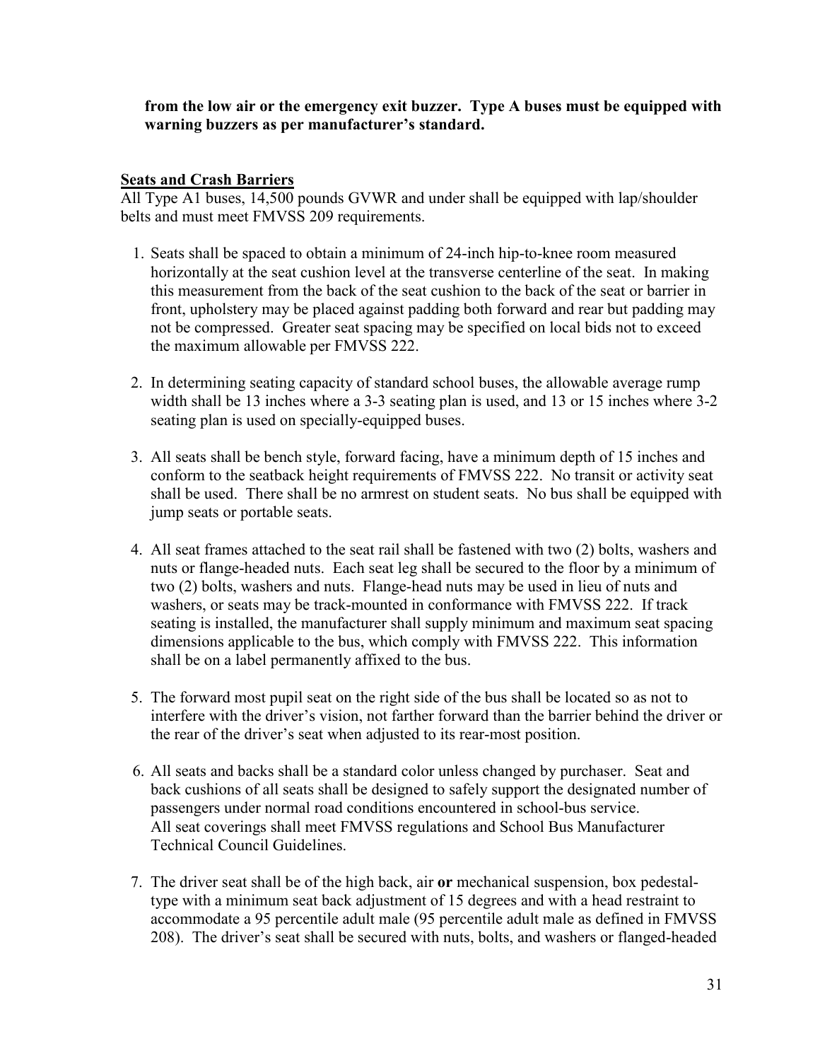**from the low air or the emergency exit buzzer. Type A buses must be equipped with warning buzzers as per manufacturer's standard.**

**Seats and Crash Barriers**

All Type A1 buses, 14,500 pounds GVWR and under shall be equipped with lap/shoulder belts and must meet FMVSS 209 requirements.

1. Seats shall be spaced to obtain a minimum of 24-inch hip-to-knee room measured horizontally at the seat cushion level at the transverse centerline of the seat. In making this measurement from the back of the seat cushion to the back of the seat or barrier in front, upholstery may be placed against padding both forward and rear but padding may not be compressed. Greater seat spacing may be specified on local bids not to exceed the maximum allowable per FMVSS 222.

2. In determining seating capacity of standard school buses, the allowable average rump width shall be 13 inches where a 3-3 seating plan is used, and 13 or 15 inches where 3-2 seating plan is used on specially-equipped buses.

3. All seats shall be bench style, forward facing, have a minimum depth of 15 inches and conform to the seatback height requirements of FMVSS 222. No transit or activity seat shall be used. There shall be no armrest on student seats. No bus shall be equipped with jump seats or portable seats.

4. All seat frames attached to the seat rail shall be fastened with two (2) bolts, washers and nuts or flange-headed nuts. Each seat leg shall be secured to the floor by a minimum of two (2) bolts, washers and nuts. Flange-head nuts may be used in lieu of nuts and washers, or seats may be track-mounted in conformance with FMVSS 222. If track seating is installed, the manufacturer shall supply minimum and maximum seat spacing dimensions applicable to the bus, which comply with FMVSS 222. This information shall be on a label permanently affixed to the bus.

5. The forward most pupil seat on the right side of the bus shall be located so as not to interfere with the driver's vision, not farther forward than the barrier behind the driver or the rear of the driver's seat when adjusted to its rear-most position.

6. All seats and backs shall be a standard color unless changed by purchaser. Seat and back cushions of all seats shall be designed to safely support the designated number of passengers under normal road conditions encountered in school-bus service. All seat coverings shall meet FMVSS regulations and School Bus Manufacturer Technical Council Guidelines.

7. The driver seat shall be of the high back, air **or** mechanical suspension, box pedestal-type with a minimum seat back adjustment of 15 degrees and with a head restraint to accommodate a 95 percentile adult male (95 percentile adult male as defined in FMVSS 208). The driver's seat shall be secured with nuts, bolts, and washers or flanged-headed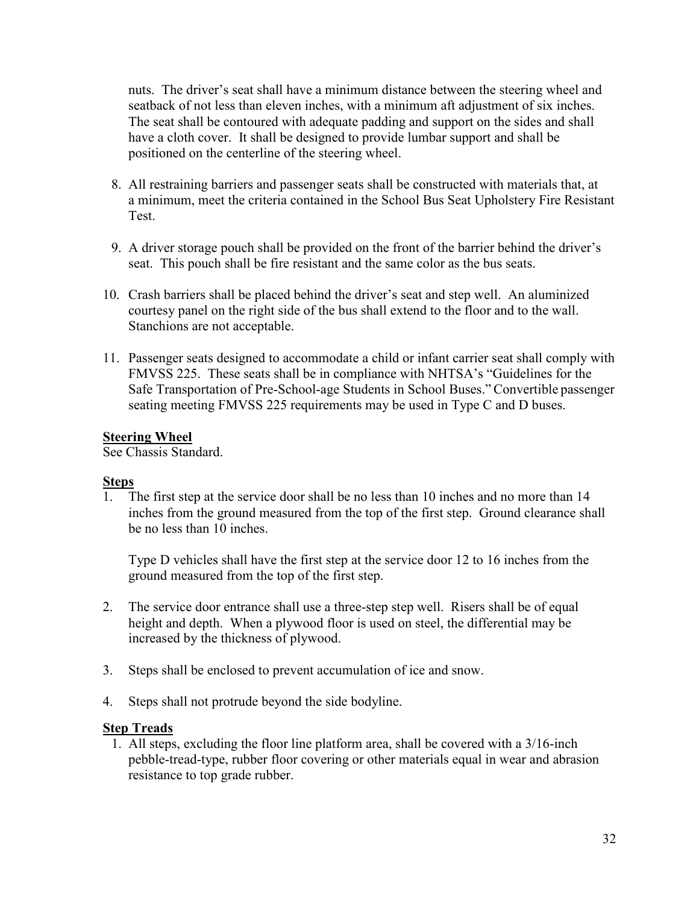nuts. The driver's seat shall have a minimum distance between the steering wheel and seatback of not less than eleven inches, with a minimum aft adjustment of six inches. The seat shall be contoured with adequate padding and support on the sides and shall have a cloth cover. It shall be designed to provide lumbar support and shall be positioned on the centerline of the steering wheel.

8. All restraining barriers and passenger seats shall be constructed with materials that, at a minimum, meet the criteria contained in the School Bus Seat Upholstery Fire Resistant Test.

9. A driver storage pouch shall be provided on the front of the barrier behind the driver's seat. This pouch shall be fire resistant and the same color as the bus seats.

10. Crash barriers shall be placed behind the driver's seat and step well. An aluminized courtesy panel on the right side of the bus shall extend to the floor and to the wall. Stanchions are not acceptable.

11. Passenger seats designed to accommodate a child or infant carrier seat shall comply with FMVSS 225. These seats shall be in compliance with NHTSA's "Guidelines for the Safe Transportation of Pre-School-age Students in School Buses." Convertible passenger seating meeting FMVSS 225 requirements may be used in Type C and D buses.

**Steering Wheel**

See Chassis Standard.

**Steps**

1. The first step at the service door shall be no less than 10 inches and no more than 14 inches from the ground measured from the top of the first step. Ground clearance shall be no less than 10 inches.

   Type D vehicles shall have the first step at the service door 12 to 16 inches from the ground measured from the top of the first step.

2. The service door entrance shall use a three-step step well. Risers shall be of equal height and depth. When a plywood floor is used on steel, the differential may be increased by the thickness of plywood.

3. Steps shall be enclosed to prevent accumulation of ice and snow.

4. Steps shall not protrude beyond the side bodyline.

**Step Treads**

1. All steps, excluding the floor line platform area, shall be covered with a 3/16-inch pebble-tread-type, rubber floor covering or other materials equal in wear and abrasion resistance to top grade rubber.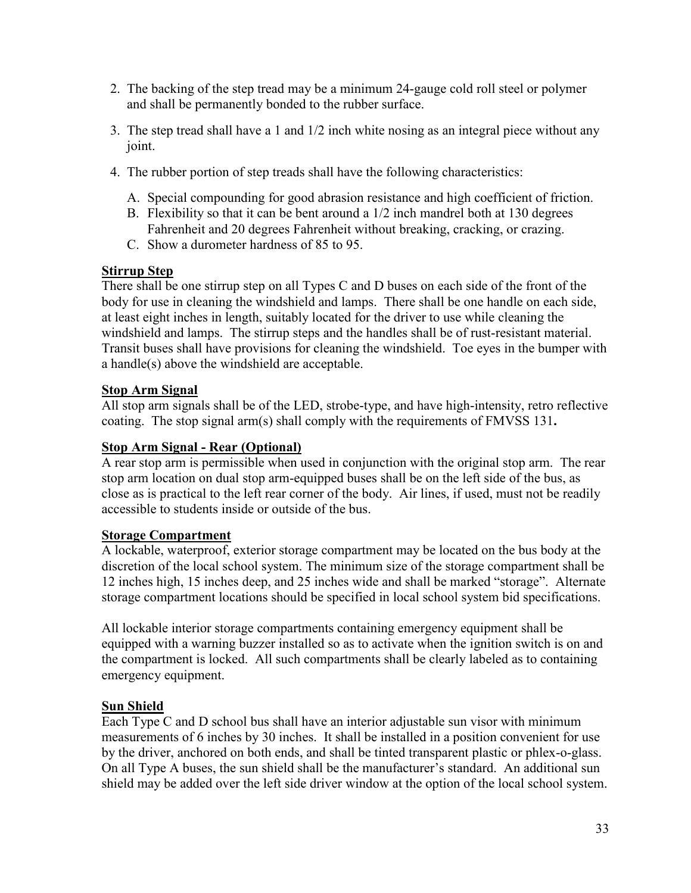2. The backing of the step tread may be a minimum 24-gauge cold roll steel or polymer and shall be permanently bonded to the rubber surface.

3. The step tread shall have a 1 and 1/2 inch white nosing as an integral piece without any joint.

4. The rubber portion of step treads shall have the following characteristics:

   A. Special compounding for good abrasion resistance and high coefficient of friction.
   B. Flexibility so that it can be bent around a 1/2 inch mandrel both at 130 degrees Fahrenheit and 20 degrees Fahrenheit without breaking, cracking, or crazing.
   C. Show a durometer hardness of 85 to 95.

**Stirrup Step**

There shall be one stirrup step on all Types C and D buses on each side of the front of the body for use in cleaning the windshield and lamps. There shall be one handle on each side, at least eight inches in length, suitably located for the driver to use while cleaning the windshield and lamps. The stirrup steps and the handles shall be of rust-resistant material. Transit buses shall have provisions for cleaning the windshield. Toe eyes in the bumper with a handle(s) above the windshield are acceptable.

**Stop Arm Signal**

All stop arm signals shall be of the LED, strobe-type, and have high-intensity, retro reflective coating. The stop signal arm(s) shall comply with the requirements of FMVSS 131**.**

**Stop Arm Signal - Rear (Optional)**

A rear stop arm is permissible when used in conjunction with the original stop arm. The rear stop arm location on dual stop arm-equipped buses shall be on the left side of the bus, as close as is practical to the left rear corner of the body. Air lines, if used, must not be readily accessible to students inside or outside of the bus.

**Storage Compartment**

A lockable, waterproof, exterior storage compartment may be located on the bus body at the discretion of the local school system. The minimum size of the storage compartment shall be 12 inches high, 15 inches deep, and 25 inches wide and shall be marked "storage". Alternate storage compartment locations should be specified in local school system bid specifications.

All lockable interior storage compartments containing emergency equipment shall be equipped with a warning buzzer installed so as to activate when the ignition switch is on and the compartment is locked. All such compartments shall be clearly labeled as to containing emergency equipment.

**Sun Shield**

Each Type C and D school bus shall have an interior adjustable sun visor with minimum measurements of 6 inches by 30 inches. It shall be installed in a position convenient for use by the driver, anchored on both ends, and shall be tinted transparent plastic or phlex-o-glass. On all Type A buses, the sun shield shall be the manufacturer's standard. An additional sun shield may be added over the left side driver window at the option of the local school system.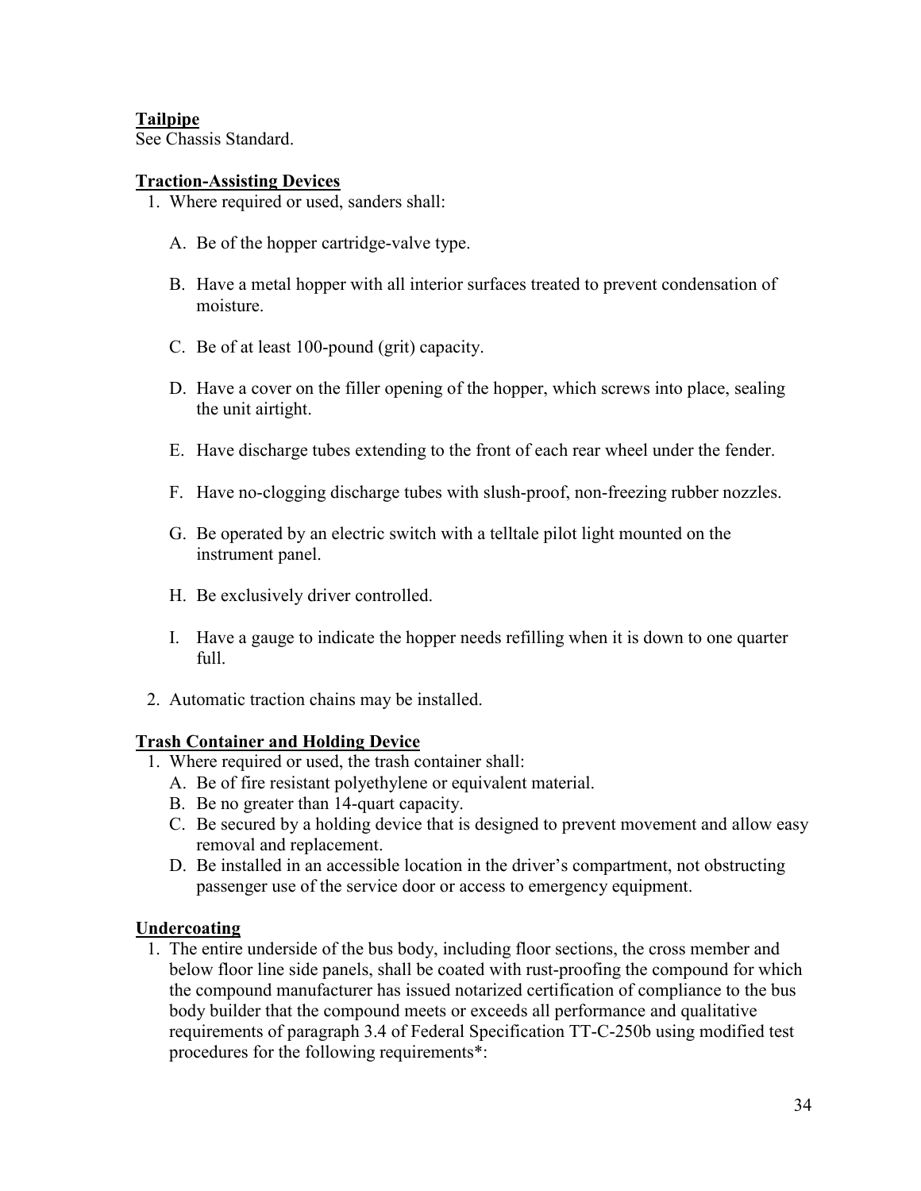**Tailpipe**

See Chassis Standard.

**Traction-Assisting Devices**

1. Where required or used, sanders shall:

   A. Be of the hopper cartridge-valve type.

   B. Have a metal hopper with all interior surfaces treated to prevent condensation of moisture.

   C. Be of at least 100-pound (grit) capacity.

   D. Have a cover on the filler opening of the hopper, which screws into place, sealing the unit airtight.

   E. Have discharge tubes extending to the front of each rear wheel under the fender.

   F. Have no-clogging discharge tubes with slush-proof, non-freezing rubber nozzles.

   G. Be operated by an electric switch with a telltale pilot light mounted on the instrument panel.

   H. Be exclusively driver controlled.

   I. Have a gauge to indicate the hopper needs refilling when it is down to one quarter full.

2. Automatic traction chains may be installed.

**Trash Container and Holding Device**

1. Where required or used, the trash container shall:
   A. Be of fire resistant polyethylene or equivalent material.
   B. Be no greater than 14-quart capacity.
   C. Be secured by a holding device that is designed to prevent movement and allow easy removal and replacement.
   D. Be installed in an accessible location in the driver's compartment, not obstructing passenger use of the service door or access to emergency equipment.

**Undercoating**

1. The entire underside of the bus body, including floor sections, the cross member and below floor line side panels, shall be coated with rust-proofing the compound for which the compound manufacturer has issued notarized certification of compliance to the bus body builder that the compound meets or exceeds all performance and qualitative requirements of paragraph 3.4 of Federal Specification TT-C-250b using modified test procedures for the following requirements*: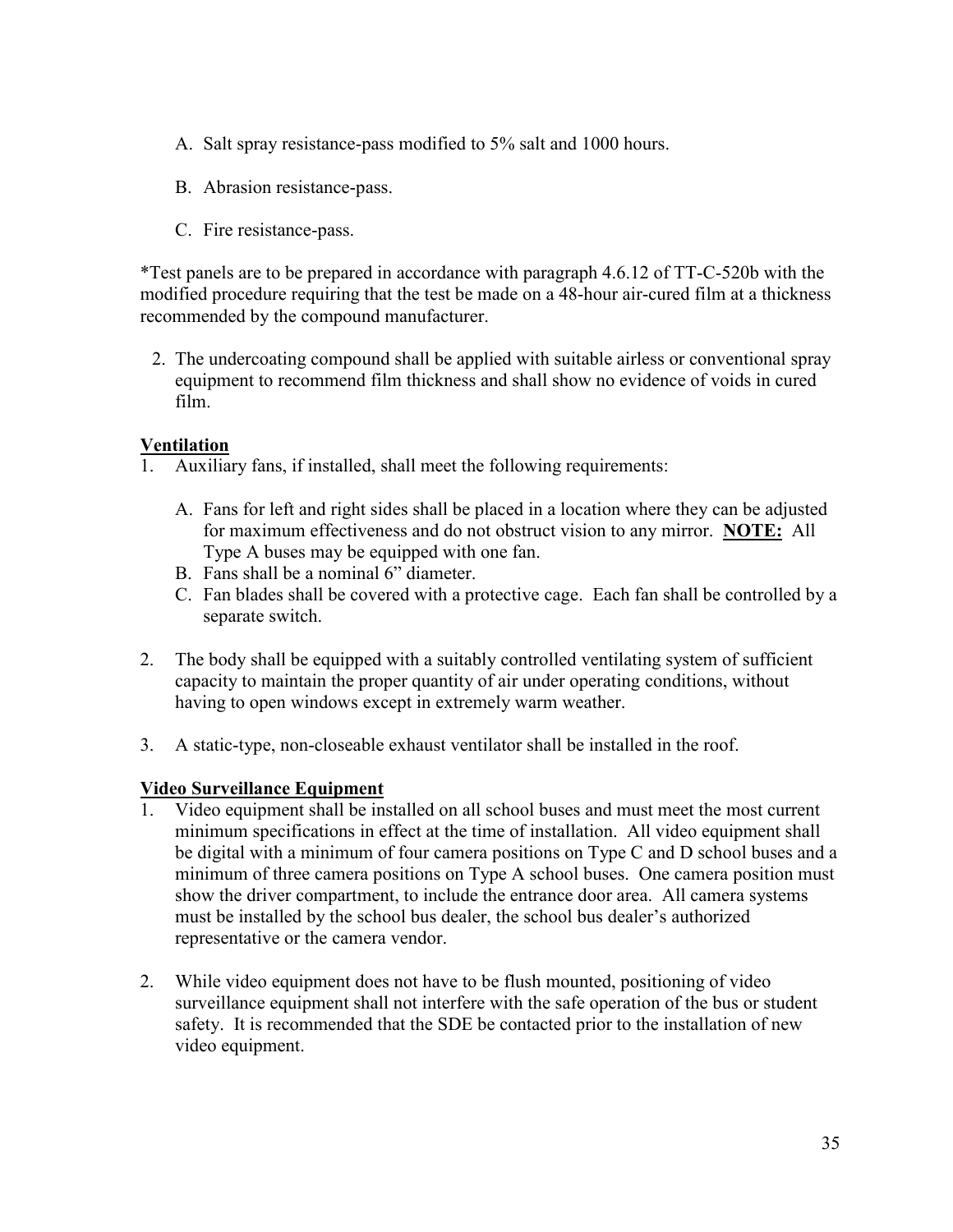A. Salt spray resistance-pass modified to 5% salt and 1000 hours.

B. Abrasion resistance-pass.

C. Fire resistance-pass.

*Test panels are to be prepared in accordance with paragraph 4.6.12 of TT-C-520b with the modified procedure requiring that the test be made on a 48-hour air-cured film at a thickness recommended by the compound manufacturer.

2. The undercoating compound shall be applied with suitable airless or conventional spray equipment to recommend film thickness and shall show no evidence of voids in cured film.

**Ventilation**

1. Auxiliary fans, if installed, shall meet the following requirements:

   A. Fans for left and right sides shall be placed in a location where they can be adjusted for maximum effectiveness and do not obstruct vision to any mirror. **NOTE:** All Type A buses may be equipped with one fan.
   B. Fans shall be a nominal 6" diameter.
   C. Fan blades shall be covered with a protective cage. Each fan shall be controlled by a separate switch.

2. The body shall be equipped with a suitably controlled ventilating system of sufficient capacity to maintain the proper quantity of air under operating conditions, without having to open windows except in extremely warm weather.

3. A static-type, non-closeable exhaust ventilator shall be installed in the roof.

**Video Surveillance Equipment**

1. Video equipment shall be installed on all school buses and must meet the most current minimum specifications in effect at the time of installation. All video equipment shall be digital with a minimum of four camera positions on Type C and D school buses and a minimum of three camera positions on Type A school buses. One camera position must show the driver compartment, to include the entrance door area. All camera systems must be installed by the school bus dealer, the school bus dealer's authorized representative or the camera vendor.

2. While video equipment does not have to be flush mounted, positioning of video surveillance equipment shall not interfere with the safe operation of the bus or student safety. It is recommended that the SDE be contacted prior to the installation of new video equipment.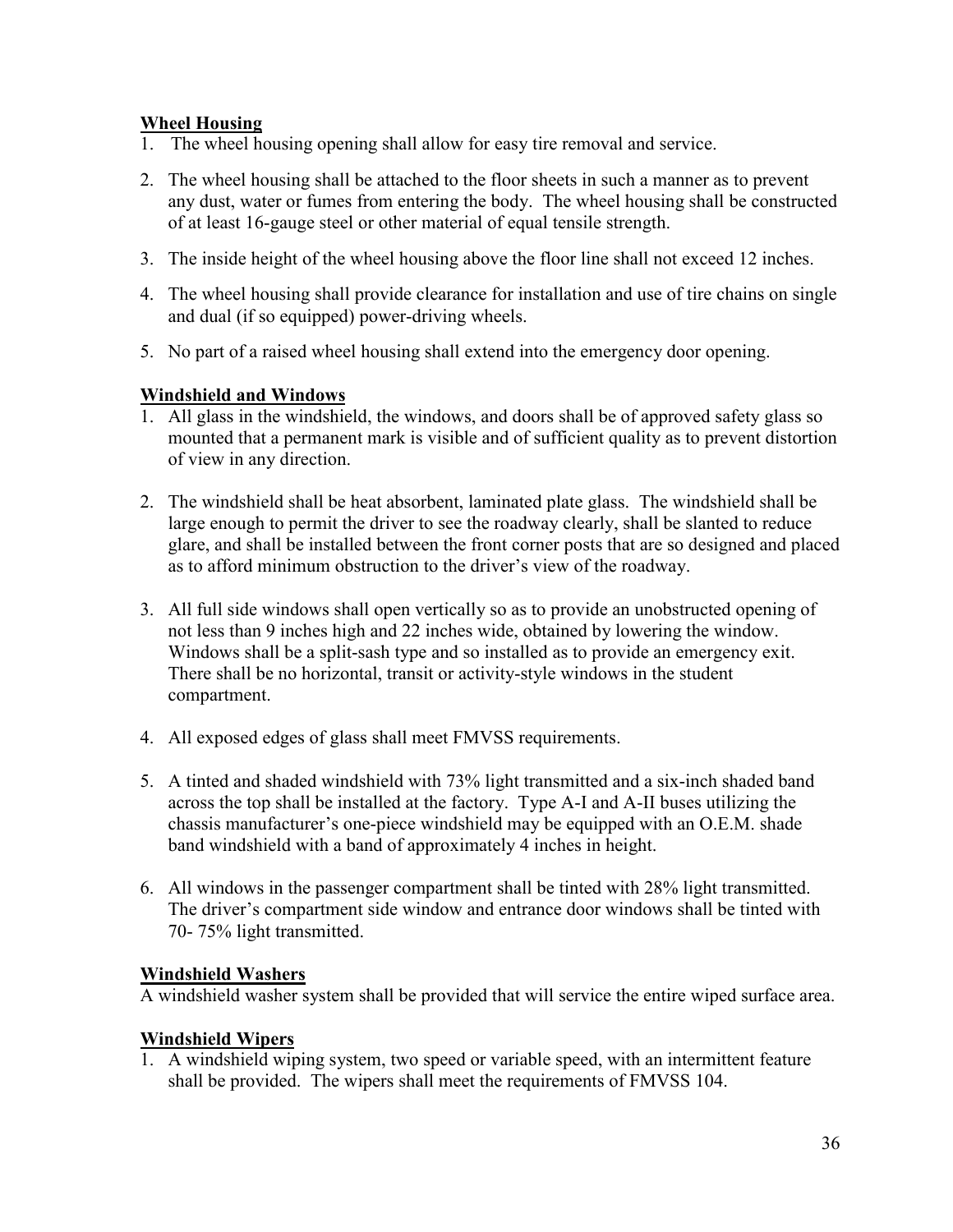**Wheel Housing**

1. The wheel housing opening shall allow for easy tire removal and service.
2. The wheel housing shall be attached to the floor sheets in such a manner as to prevent any dust, water or fumes from entering the body. The wheel housing shall be constructed of at least 16-gauge steel or other material of equal tensile strength.
3. The inside height of the wheel housing above the floor line shall not exceed 12 inches.
4. The wheel housing shall provide clearance for installation and use of tire chains on single and dual (if so equipped) power-driving wheels.
5. No part of a raised wheel housing shall extend into the emergency door opening.

**Windshield and Windows**

1. All glass in the windshield, the windows, and doors shall be of approved safety glass so mounted that a permanent mark is visible and of sufficient quality as to prevent distortion of view in any direction.
2. The windshield shall be heat absorbent, laminated plate glass. The windshield shall be large enough to permit the driver to see the roadway clearly, shall be slanted to reduce glare, and shall be installed between the front corner posts that are so designed and placed as to afford minimum obstruction to the driver's view of the roadway.
3. All full side windows shall open vertically so as to provide an unobstructed opening of not less than 9 inches high and 22 inches wide, obtained by lowering the window. Windows shall be a split-sash type and so installed as to provide an emergency exit. There shall be no horizontal, transit or activity-style windows in the student compartment.
4. All exposed edges of glass shall meet FMVSS requirements.
5. A tinted and shaded windshield with 73% light transmitted and a six-inch shaded band across the top shall be installed at the factory. Type A-I and A-II buses utilizing the chassis manufacturer's one-piece windshield may be equipped with an O.E.M. shade band windshield with a band of approximately 4 inches in height.
6. All windows in the passenger compartment shall be tinted with 28% light transmitted. The driver's compartment side window and entrance door windows shall be tinted with 70- 75% light transmitted.

**Windshield Washers**

A windshield washer system shall be provided that will service the entire wiped surface area.

**Windshield Wipers**

1. A windshield wiping system, two speed or variable speed, with an intermittent feature shall be provided. The wipers shall meet the requirements of FMVSS 104.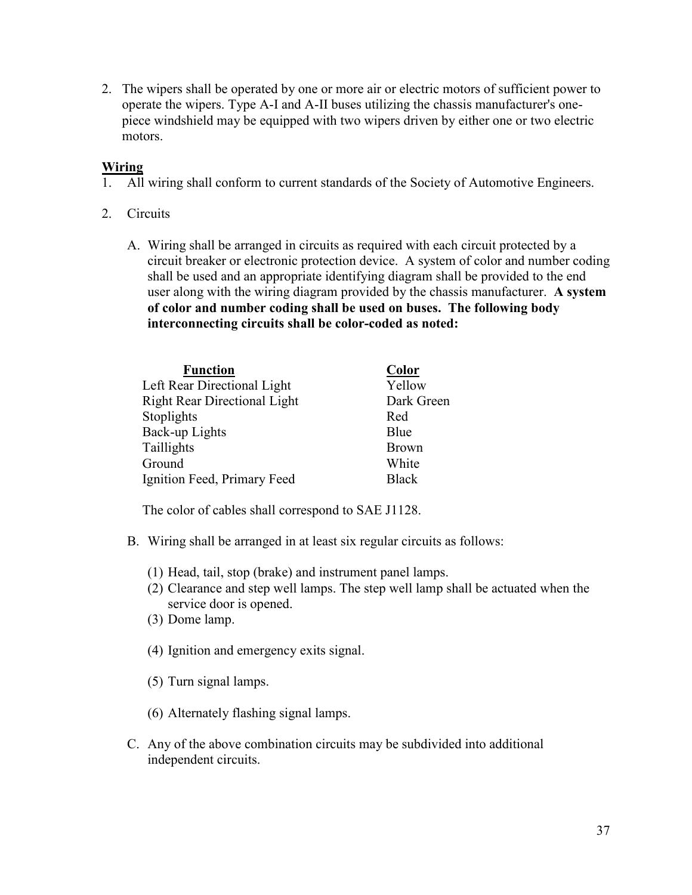2. The wipers shall be operated by one or more air or electric motors of sufficient power to operate the wipers. Type A-I and A-II buses utilizing the chassis manufacturer's one-piece windshield may be equipped with two wipers driven by either one or two electric motors.

**Wiring**

1. All wiring shall conform to current standards of the Society of Automotive Engineers.

2. Circuits

   A. Wiring shall be arranged in circuits as required with each circuit protected by a circuit breaker or electronic protection device. A system of color and number coding shall be used and an appropriate identifying diagram shall be provided to the end user along with the wiring diagram provided by the chassis manufacturer. **A system of color and number coding shall be used on buses. The following body interconnecting circuits shall be color-coded as noted:**

   | Function | Color |
   |---|---|
   | Left Rear Directional Light | Yellow |
   | Right Rear Directional Light | Dark Green |
   | Stoplights | Red |
   | Back-up Lights | Blue |
   | Taillights | Brown |
   | Ground | White |
   | Ignition Feed, Primary Feed | Black |

   The color of cables shall correspond to SAE J1128.

   B. Wiring shall be arranged in at least six regular circuits as follows:

      (1) Head, tail, stop (brake) and instrument panel lamps.
      (2) Clearance and step well lamps. The step well lamp shall be actuated when the service door is opened.
      (3) Dome lamp.
      (4) Ignition and emergency exits signal.
      (5) Turn signal lamps.
      (6) Alternately flashing signal lamps.

   C. Any of the above combination circuits may be subdivided into additional independent circuits.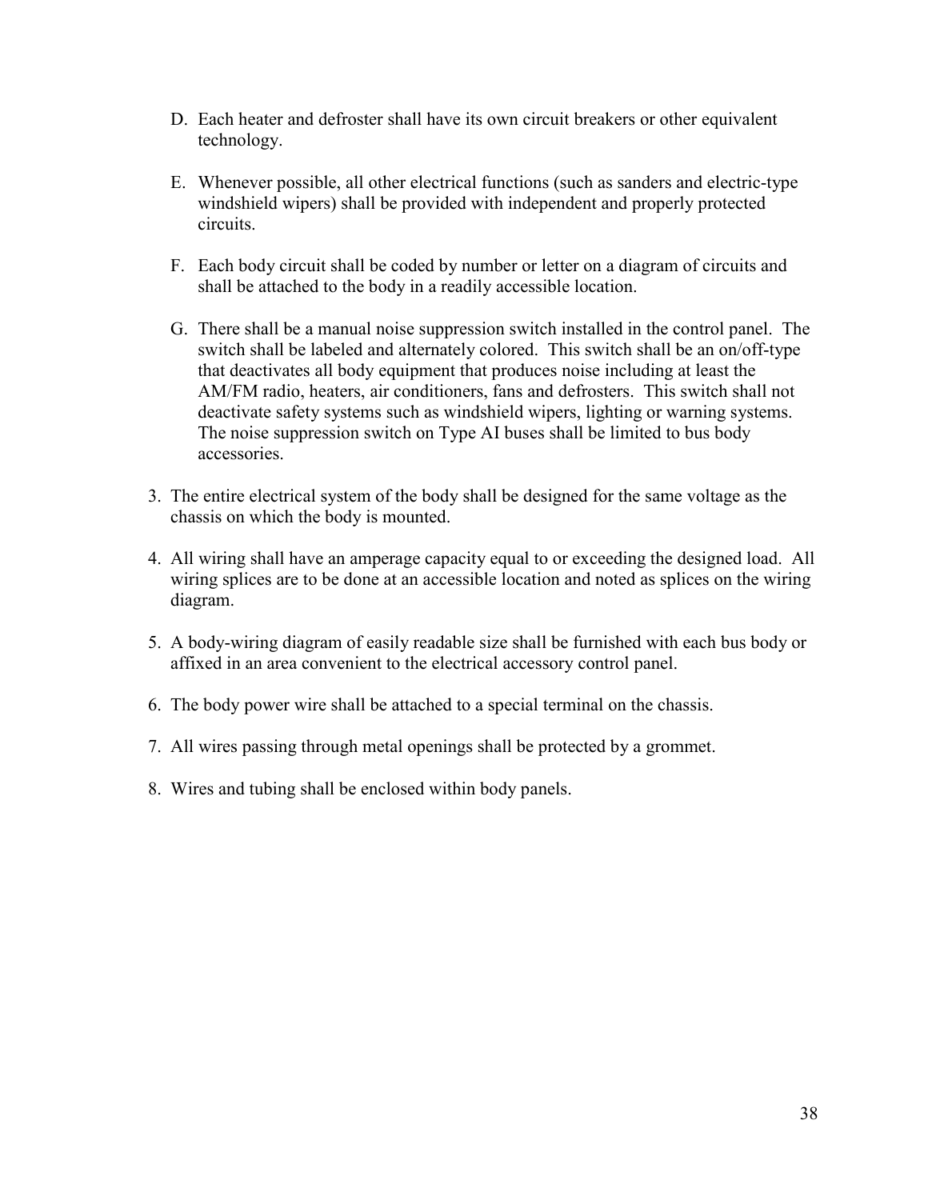D. Each heater and defroster shall have its own circuit breakers or other equivalent technology.

E. Whenever possible, all other electrical functions (such as sanders and electric-type windshield wipers) shall be provided with independent and properly protected circuits.

F. Each body circuit shall be coded by number or letter on a diagram of circuits and shall be attached to the body in a readily accessible location.

G. There shall be a manual noise suppression switch installed in the control panel. The switch shall be labeled and alternately colored. This switch shall be an on/off-type that deactivates all body equipment that produces noise including at least the AM/FM radio, heaters, air conditioners, fans and defrosters. This switch shall not deactivate safety systems such as windshield wipers, lighting or warning systems. The noise suppression switch on Type AI buses shall be limited to bus body accessories.

3. The entire electrical system of the body shall be designed for the same voltage as the chassis on which the body is mounted.

4. All wiring shall have an amperage capacity equal to or exceeding the designed load. All wiring splices are to be done at an accessible location and noted as splices on the wiring diagram.

5. A body-wiring diagram of easily readable size shall be furnished with each bus body or affixed in an area convenient to the electrical accessory control panel.

6. The body power wire shall be attached to a special terminal on the chassis.

7. All wires passing through metal openings shall be protected by a grommet.

8. Wires and tubing shall be enclosed within body panels.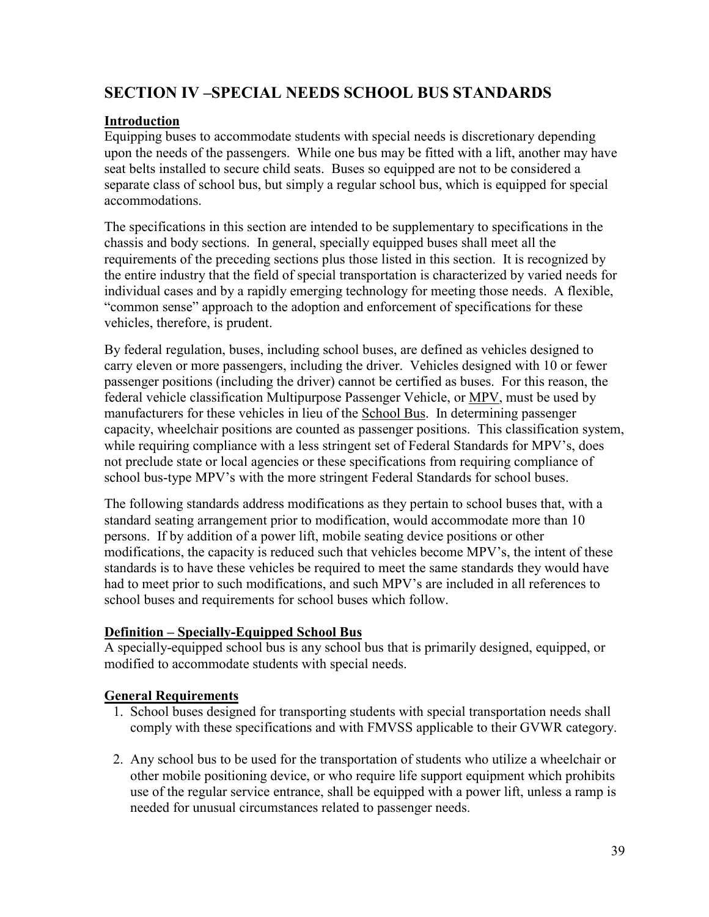## SECTION IV –SPECIAL NEEDS SCHOOL BUS STANDARDS

**Introduction**

Equipping buses to accommodate students with special needs is discretionary depending upon the needs of the passengers. While one bus may be fitted with a lift, another may have seat belts installed to secure child seats. Buses so equipped are not to be considered a separate class of school bus, but simply a regular school bus, which is equipped for special accommodations.

The specifications in this section are intended to be supplementary to specifications in the chassis and body sections. In general, specially equipped buses shall meet all the requirements of the preceding sections plus those listed in this section. It is recognized by the entire industry that the field of special transportation is characterized by varied needs for individual cases and by a rapidly emerging technology for meeting those needs. A flexible, "common sense" approach to the adoption and enforcement of specifications for these vehicles, therefore, is prudent.

By federal regulation, buses, including school buses, are defined as vehicles designed to carry eleven or more passengers, including the driver. Vehicles designed with 10 or fewer passenger positions (including the driver) cannot be certified as buses. For this reason, the federal vehicle classification Multipurpose Passenger Vehicle, or MPV, must be used by manufacturers for these vehicles in lieu of the School Bus. In determining passenger capacity, wheelchair positions are counted as passenger positions. This classification system, while requiring compliance with a less stringent set of Federal Standards for MPV's, does not preclude state or local agencies or these specifications from requiring compliance of school bus-type MPV's with the more stringent Federal Standards for school buses.

The following standards address modifications as they pertain to school buses that, with a standard seating arrangement prior to modification, would accommodate more than 10 persons. If by addition of a power lift, mobile seating device positions or other modifications, the capacity is reduced such that vehicles become MPV's, the intent of these standards is to have these vehicles be required to meet the same standards they would have had to meet prior to such modifications, and such MPV's are included in all references to school buses and requirements for school buses which follow.

**Definition – Specially-Equipped School Bus**

A specially-equipped school bus is any school bus that is primarily designed, equipped, or modified to accommodate students with special needs.

**General Requirements**

1. School buses designed for transporting students with special transportation needs shall comply with these specifications and with FMVSS applicable to their GVWR category.

2. Any school bus to be used for the transportation of students who utilize a wheelchair or other mobile positioning device, or who require life support equipment which prohibits use of the regular service entrance, shall be equipped with a power lift, unless a ramp is needed for unusual circumstances related to passenger needs.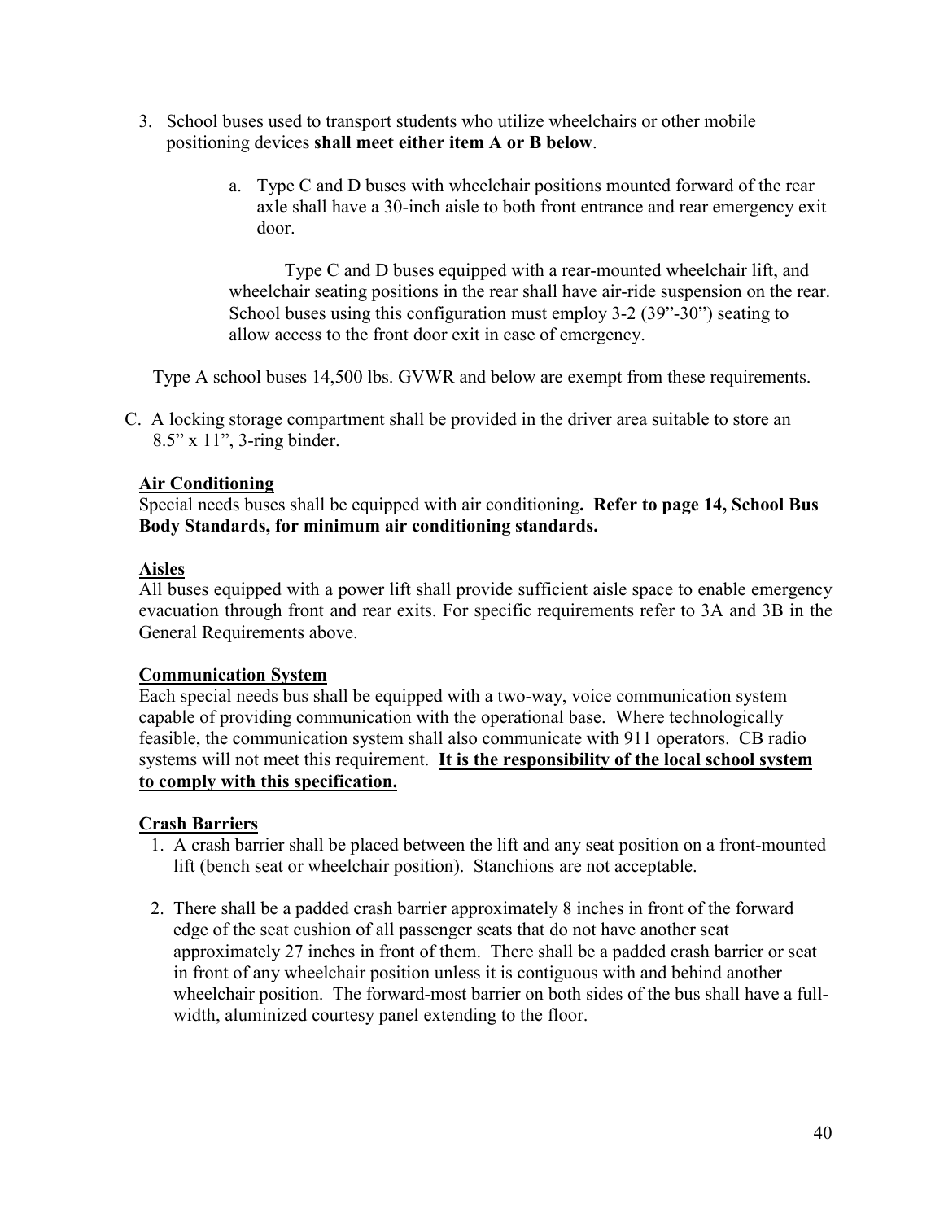3. School buses used to transport students who utilize wheelchairs or other mobile positioning devices **shall meet either item A or B below**.

    a. Type C and D buses with wheelchair positions mounted forward of the rear axle shall have a 30-inch aisle to both front entrance and rear emergency exit door.

    Type C and D buses equipped with a rear-mounted wheelchair lift, and wheelchair seating positions in the rear shall have air-ride suspension on the rear. School buses using this configuration must employ 3-2 (39"-30") seating to allow access to the front door exit in case of emergency.

Type A school buses 14,500 lbs. GVWR and below are exempt from these requirements.

C. A locking storage compartment shall be provided in the driver area suitable to store an 8.5" x 11", 3-ring binder.

**Air Conditioning**

Special needs buses shall be equipped with air conditioning**. Refer to page 14, School Bus Body Standards, for minimum air conditioning standards.**

**Aisles**

All buses equipped with a power lift shall provide sufficient aisle space to enable emergency evacuation through front and rear exits. For specific requirements refer to 3A and 3B in the General Requirements above.

**Communication System**

Each special needs bus shall be equipped with a two-way, voice communication system capable of providing communication with the operational base. Where technologically feasible, the communication system shall also communicate with 911 operators. CB radio systems will not meet this requirement. **It is the responsibility of the local school system to comply with this specification.**

**Crash Barriers**

1. A crash barrier shall be placed between the lift and any seat position on a front-mounted lift (bench seat or wheelchair position). Stanchions are not acceptable.

2. There shall be a padded crash barrier approximately 8 inches in front of the forward edge of the seat cushion of all passenger seats that do not have another seat approximately 27 inches in front of them. There shall be a padded crash barrier or seat in front of any wheelchair position unless it is contiguous with and behind another wheelchair position. The forward-most barrier on both sides of the bus shall have a full-width, aluminized courtesy panel extending to the floor.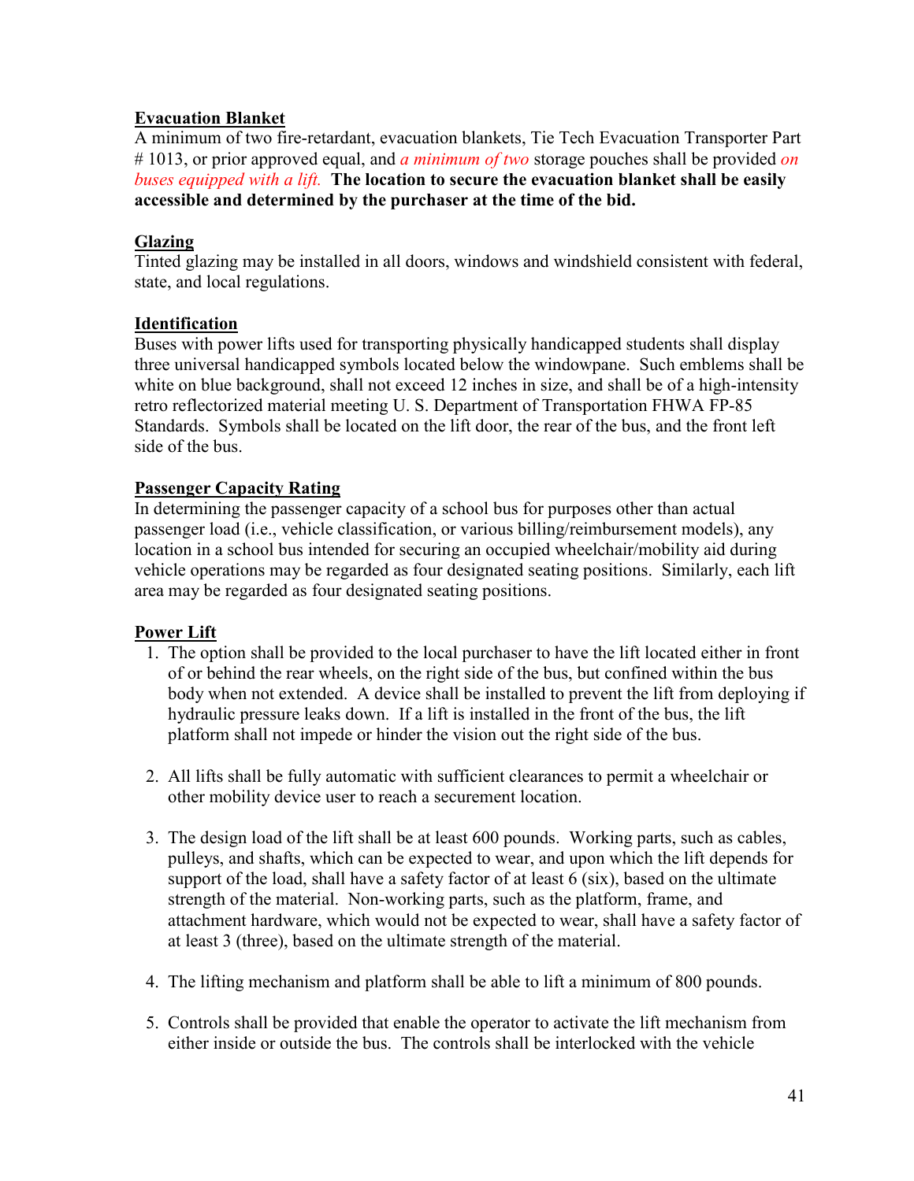**Evacuation Blanket**

A minimum of two fire-retardant, evacuation blankets, Tie Tech Evacuation Transporter Part # 1013, or prior approved equal, and *a minimum of two* storage pouches shall be provided *on buses equipped with a lift.* **The location to secure the evacuation blanket shall be easily accessible and determined by the purchaser at the time of the bid.**

**Glazing**

Tinted glazing may be installed in all doors, windows and windshield consistent with federal, state, and local regulations.

**Identification**

Buses with power lifts used for transporting physically handicapped students shall display three universal handicapped symbols located below the windowpane. Such emblems shall be white on blue background, shall not exceed 12 inches in size, and shall be of a high-intensity retro reflectorized material meeting U. S. Department of Transportation FHWA FP-85 Standards. Symbols shall be located on the lift door, the rear of the bus, and the front left side of the bus.

**Passenger Capacity Rating**

In determining the passenger capacity of a school bus for purposes other than actual passenger load (i.e., vehicle classification, or various billing/reimbursement models), any location in a school bus intended for securing an occupied wheelchair/mobility aid during vehicle operations may be regarded as four designated seating positions. Similarly, each lift area may be regarded as four designated seating positions.

**Power Lift**

1. The option shall be provided to the local purchaser to have the lift located either in front of or behind the rear wheels, on the right side of the bus, but confined within the bus body when not extended. A device shall be installed to prevent the lift from deploying if hydraulic pressure leaks down. If a lift is installed in the front of the bus, the lift platform shall not impede or hinder the vision out the right side of the bus.

2. All lifts shall be fully automatic with sufficient clearances to permit a wheelchair or other mobility device user to reach a securement location.

3. The design load of the lift shall be at least 600 pounds. Working parts, such as cables, pulleys, and shafts, which can be expected to wear, and upon which the lift depends for support of the load, shall have a safety factor of at least 6 (six), based on the ultimate strength of the material. Non-working parts, such as the platform, frame, and attachment hardware, which would not be expected to wear, shall have a safety factor of at least 3 (three), based on the ultimate strength of the material.

4. The lifting mechanism and platform shall be able to lift a minimum of 800 pounds.

5. Controls shall be provided that enable the operator to activate the lift mechanism from either inside or outside the bus. The controls shall be interlocked with the vehicle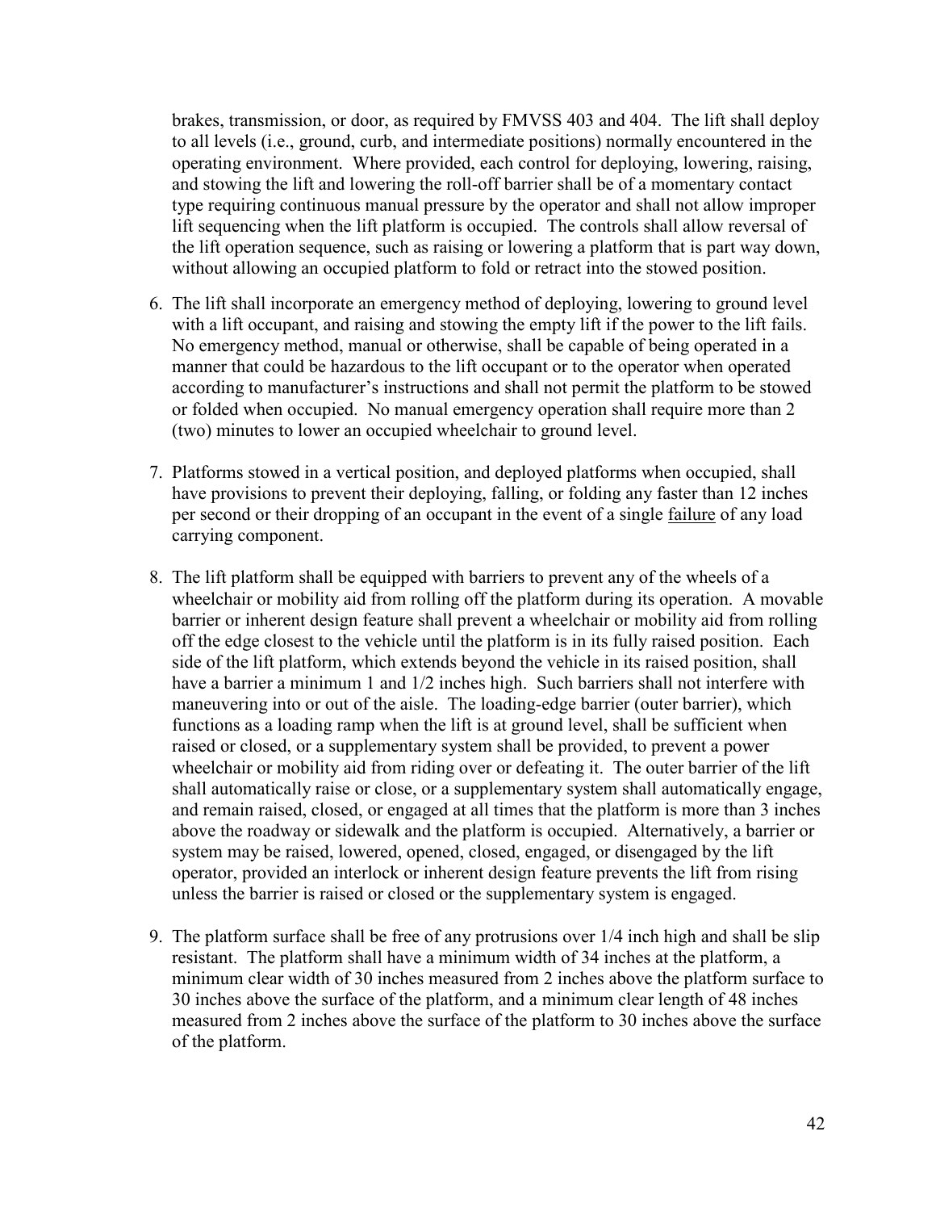brakes, transmission, or door, as required by FMVSS 403 and 404. The lift shall deploy to all levels (i.e., ground, curb, and intermediate positions) normally encountered in the operating environment. Where provided, each control for deploying, lowering, raising, and stowing the lift and lowering the roll-off barrier shall be of a momentary contact type requiring continuous manual pressure by the operator and shall not allow improper lift sequencing when the lift platform is occupied. The controls shall allow reversal of the lift operation sequence, such as raising or lowering a platform that is part way down, without allowing an occupied platform to fold or retract into the stowed position.

6. The lift shall incorporate an emergency method of deploying, lowering to ground level with a lift occupant, and raising and stowing the empty lift if the power to the lift fails. No emergency method, manual or otherwise, shall be capable of being operated in a manner that could be hazardous to the lift occupant or to the operator when operated according to manufacturer's instructions and shall not permit the platform to be stowed or folded when occupied. No manual emergency operation shall require more than 2 (two) minutes to lower an occupied wheelchair to ground level.

7. Platforms stowed in a vertical position, and deployed platforms when occupied, shall have provisions to prevent their deploying, falling, or folding any faster than 12 inches per second or their dropping of an occupant in the event of a single failure of any load carrying component.

8. The lift platform shall be equipped with barriers to prevent any of the wheels of a wheelchair or mobility aid from rolling off the platform during its operation. A movable barrier or inherent design feature shall prevent a wheelchair or mobility aid from rolling off the edge closest to the vehicle until the platform is in its fully raised position. Each side of the lift platform, which extends beyond the vehicle in its raised position, shall have a barrier a minimum 1 and 1/2 inches high. Such barriers shall not interfere with maneuvering into or out of the aisle. The loading-edge barrier (outer barrier), which functions as a loading ramp when the lift is at ground level, shall be sufficient when raised or closed, or a supplementary system shall be provided, to prevent a power wheelchair or mobility aid from riding over or defeating it. The outer barrier of the lift shall automatically raise or close, or a supplementary system shall automatically engage, and remain raised, closed, or engaged at all times that the platform is more than 3 inches above the roadway or sidewalk and the platform is occupied. Alternatively, a barrier or system may be raised, lowered, opened, closed, engaged, or disengaged by the lift operator, provided an interlock or inherent design feature prevents the lift from rising unless the barrier is raised or closed or the supplementary system is engaged.

9. The platform surface shall be free of any protrusions over 1/4 inch high and shall be slip resistant. The platform shall have a minimum width of 34 inches at the platform, a minimum clear width of 30 inches measured from 2 inches above the platform surface to 30 inches above the surface of the platform, and a minimum clear length of 48 inches measured from 2 inches above the surface of the platform to 30 inches above the surface of the platform.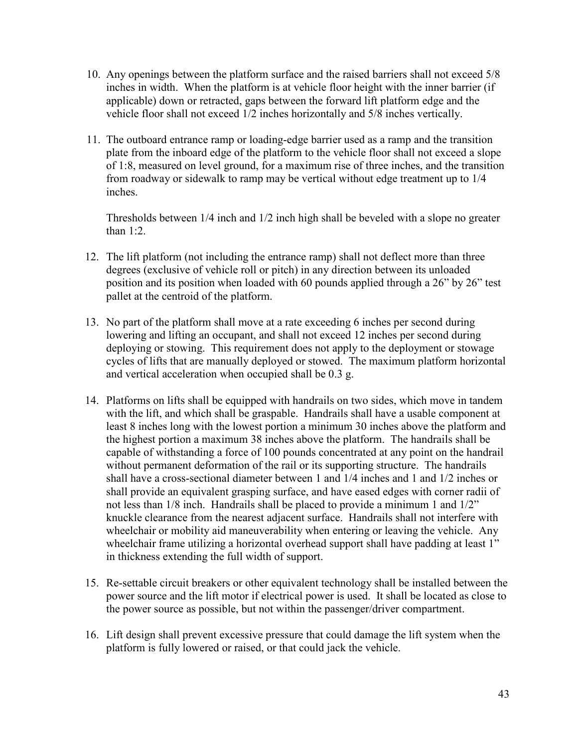10. Any openings between the platform surface and the raised barriers shall not exceed 5/8 inches in width. When the platform is at vehicle floor height with the inner barrier (if applicable) down or retracted, gaps between the forward lift platform edge and the vehicle floor shall not exceed 1/2 inches horizontally and 5/8 inches vertically.

11. The outboard entrance ramp or loading-edge barrier used as a ramp and the transition plate from the inboard edge of the platform to the vehicle floor shall not exceed a slope of 1:8, measured on level ground, for a maximum rise of three inches, and the transition from roadway or sidewalk to ramp may be vertical without edge treatment up to 1/4 inches.

    Thresholds between 1/4 inch and 1/2 inch high shall be beveled with a slope no greater than 1:2.

12. The lift platform (not including the entrance ramp) shall not deflect more than three degrees (exclusive of vehicle roll or pitch) in any direction between its unloaded position and its position when loaded with 60 pounds applied through a 26" by 26" test pallet at the centroid of the platform.

13. No part of the platform shall move at a rate exceeding 6 inches per second during lowering and lifting an occupant, and shall not exceed 12 inches per second during deploying or stowing. This requirement does not apply to the deployment or stowage cycles of lifts that are manually deployed or stowed. The maximum platform horizontal and vertical acceleration when occupied shall be 0.3 g.

14. Platforms on lifts shall be equipped with handrails on two sides, which move in tandem with the lift, and which shall be graspable. Handrails shall have a usable component at least 8 inches long with the lowest portion a minimum 30 inches above the platform and the highest portion a maximum 38 inches above the platform. The handrails shall be capable of withstanding a force of 100 pounds concentrated at any point on the handrail without permanent deformation of the rail or its supporting structure. The handrails shall have a cross-sectional diameter between 1 and 1/4 inches and 1 and 1/2 inches or shall provide an equivalent grasping surface, and have eased edges with corner radii of not less than 1/8 inch. Handrails shall be placed to provide a minimum 1 and 1/2" knuckle clearance from the nearest adjacent surface. Handrails shall not interfere with wheelchair or mobility aid maneuverability when entering or leaving the vehicle. Any wheelchair frame utilizing a horizontal overhead support shall have padding at least 1" in thickness extending the full width of support.

15. Re-settable circuit breakers or other equivalent technology shall be installed between the power source and the lift motor if electrical power is used. It shall be located as close to the power source as possible, but not within the passenger/driver compartment.

16. Lift design shall prevent excessive pressure that could damage the lift system when the platform is fully lowered or raised, or that could jack the vehicle.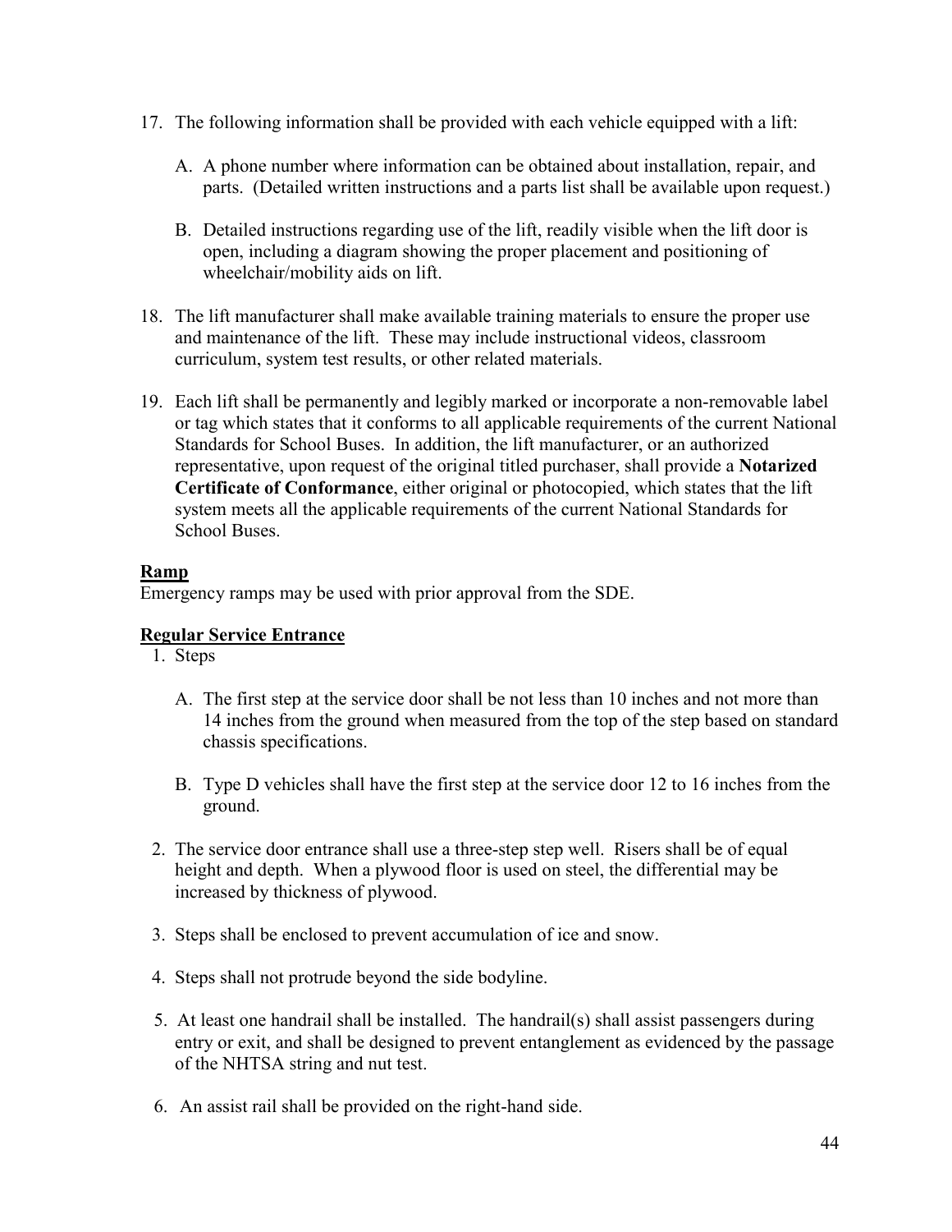17. The following information shall be provided with each vehicle equipped with a lift:

    A. A phone number where information can be obtained about installation, repair, and parts. (Detailed written instructions and a parts list shall be available upon request.)

    B. Detailed instructions regarding use of the lift, readily visible when the lift door is open, including a diagram showing the proper placement and positioning of wheelchair/mobility aids on lift.

18. The lift manufacturer shall make available training materials to ensure the proper use and maintenance of the lift. These may include instructional videos, classroom curriculum, system test results, or other related materials.

19. Each lift shall be permanently and legibly marked or incorporate a non-removable label or tag which states that it conforms to all applicable requirements of the current National Standards for School Buses. In addition, the lift manufacturer, or an authorized representative, upon request of the original titled purchaser, shall provide a **Notarized Certificate of Conformance**, either original or photocopied, which states that the lift system meets all the applicable requirements of the current National Standards for School Buses.

**Ramp**

Emergency ramps may be used with prior approval from the SDE.

**Regular Service Entrance**

1. Steps

    A. The first step at the service door shall be not less than 10 inches and not more than 14 inches from the ground when measured from the top of the step based on standard chassis specifications.

    B. Type D vehicles shall have the first step at the service door 12 to 16 inches from the ground.

2. The service door entrance shall use a three-step step well. Risers shall be of equal height and depth. When a plywood floor is used on steel, the differential may be increased by thickness of plywood.

3. Steps shall be enclosed to prevent accumulation of ice and snow.

4. Steps shall not protrude beyond the side bodyline.

5. At least one handrail shall be installed. The handrail(s) shall assist passengers during entry or exit, and shall be designed to prevent entanglement as evidenced by the passage of the NHTSA string and nut test.

6. An assist rail shall be provided on the right-hand side.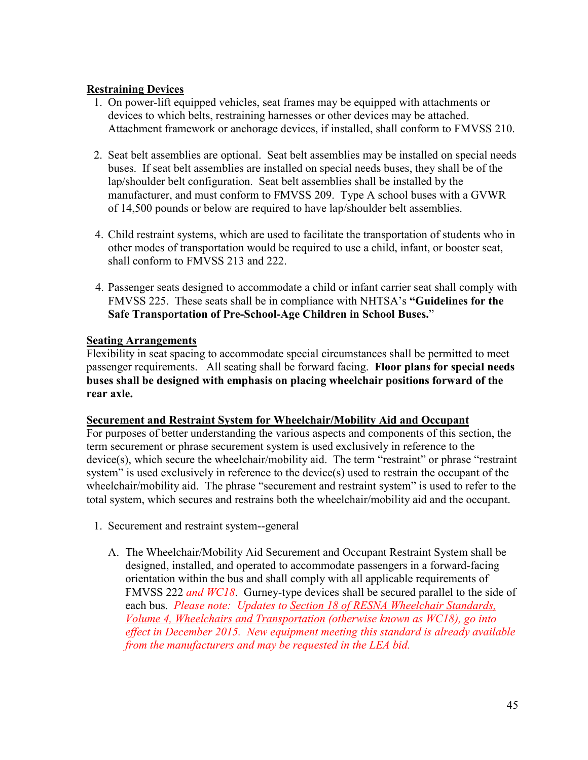**Restraining Devices**

1. On power-lift equipped vehicles, seat frames may be equipped with attachments or devices to which belts, restraining harnesses or other devices may be attached. Attachment framework or anchorage devices, if installed, shall conform to FMVSS 210.

2. Seat belt assemblies are optional. Seat belt assemblies may be installed on special needs buses. If seat belt assemblies are installed on special needs buses, they shall be of the lap/shoulder belt configuration. Seat belt assemblies shall be installed by the manufacturer, and must conform to FMVSS 209. Type A school buses with a GVWR of 14,500 pounds or below are required to have lap/shoulder belt assemblies.

4. Child restraint systems, which are used to facilitate the transportation of students who in other modes of transportation would be required to use a child, infant, or booster seat, shall conform to FMVSS 213 and 222.

4. Passenger seats designed to accommodate a child or infant carrier seat shall comply with FMVSS 225. These seats shall be in compliance with NHTSA's **"Guidelines for the Safe Transportation of Pre-School-Age Children in School Buses.**"

**Seating Arrangements**

Flexibility in seat spacing to accommodate special circumstances shall be permitted to meet passenger requirements. All seating shall be forward facing. **Floor plans for special needs buses shall be designed with emphasis on placing wheelchair positions forward of the rear axle.**

**Securement and Restraint System for Wheelchair/Mobility Aid and Occupant**

For purposes of better understanding the various aspects and components of this section, the term securement or phrase securement system is used exclusively in reference to the device(s), which secure the wheelchair/mobility aid. The term "restraint" or phrase "restraint system" is used exclusively in reference to the device(s) used to restrain the occupant of the wheelchair/mobility aid. The phrase "securement and restraint system" is used to refer to the total system, which secures and restrains both the wheelchair/mobility aid and the occupant.

1. Securement and restraint system--general

   A. The Wheelchair/Mobility Aid Securement and Occupant Restraint System shall be designed, installed, and operated to accommodate passengers in a forward-facing orientation within the bus and shall comply with all applicable requirements of FMVSS 222 *and WC18*. Gurney-type devices shall be secured parallel to the side of each bus. *Please note: Updates to Section 18 of RESNA Wheelchair Standards, Volume 4, Wheelchairs and Transportation (otherwise known as WC18), go into effect in December 2015. New equipment meeting this standard is already available from the manufacturers and may be requested in the LEA bid.*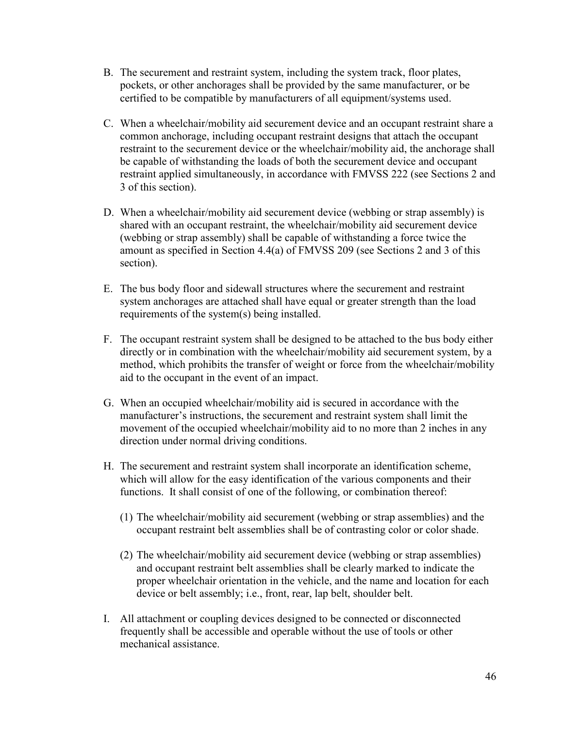B. The securement and restraint system, including the system track, floor plates, pockets, or other anchorages shall be provided by the same manufacturer, or be certified to be compatible by manufacturers of all equipment/systems used.

C. When a wheelchair/mobility aid securement device and an occupant restraint share a common anchorage, including occupant restraint designs that attach the occupant restraint to the securement device or the wheelchair/mobility aid, the anchorage shall be capable of withstanding the loads of both the securement device and occupant restraint applied simultaneously, in accordance with FMVSS 222 (see Sections 2 and 3 of this section).

D. When a wheelchair/mobility aid securement device (webbing or strap assembly) is shared with an occupant restraint, the wheelchair/mobility aid securement device (webbing or strap assembly) shall be capable of withstanding a force twice the amount as specified in Section 4.4(a) of FMVSS 209 (see Sections 2 and 3 of this section).

E. The bus body floor and sidewall structures where the securement and restraint system anchorages are attached shall have equal or greater strength than the load requirements of the system(s) being installed.

F. The occupant restraint system shall be designed to be attached to the bus body either directly or in combination with the wheelchair/mobility aid securement system, by a method, which prohibits the transfer of weight or force from the wheelchair/mobility aid to the occupant in the event of an impact.

G. When an occupied wheelchair/mobility aid is secured in accordance with the manufacturer's instructions, the securement and restraint system shall limit the movement of the occupied wheelchair/mobility aid to no more than 2 inches in any direction under normal driving conditions.

H. The securement and restraint system shall incorporate an identification scheme, which will allow for the easy identification of the various components and their functions. It shall consist of one of the following, or combination thereof:

   (1) The wheelchair/mobility aid securement (webbing or strap assemblies) and the occupant restraint belt assemblies shall be of contrasting color or color shade.

   (2) The wheelchair/mobility aid securement device (webbing or strap assemblies) and occupant restraint belt assemblies shall be clearly marked to indicate the proper wheelchair orientation in the vehicle, and the name and location for each device or belt assembly; i.e., front, rear, lap belt, shoulder belt.

I. All attachment or coupling devices designed to be connected or disconnected frequently shall be accessible and operable without the use of tools or other mechanical assistance.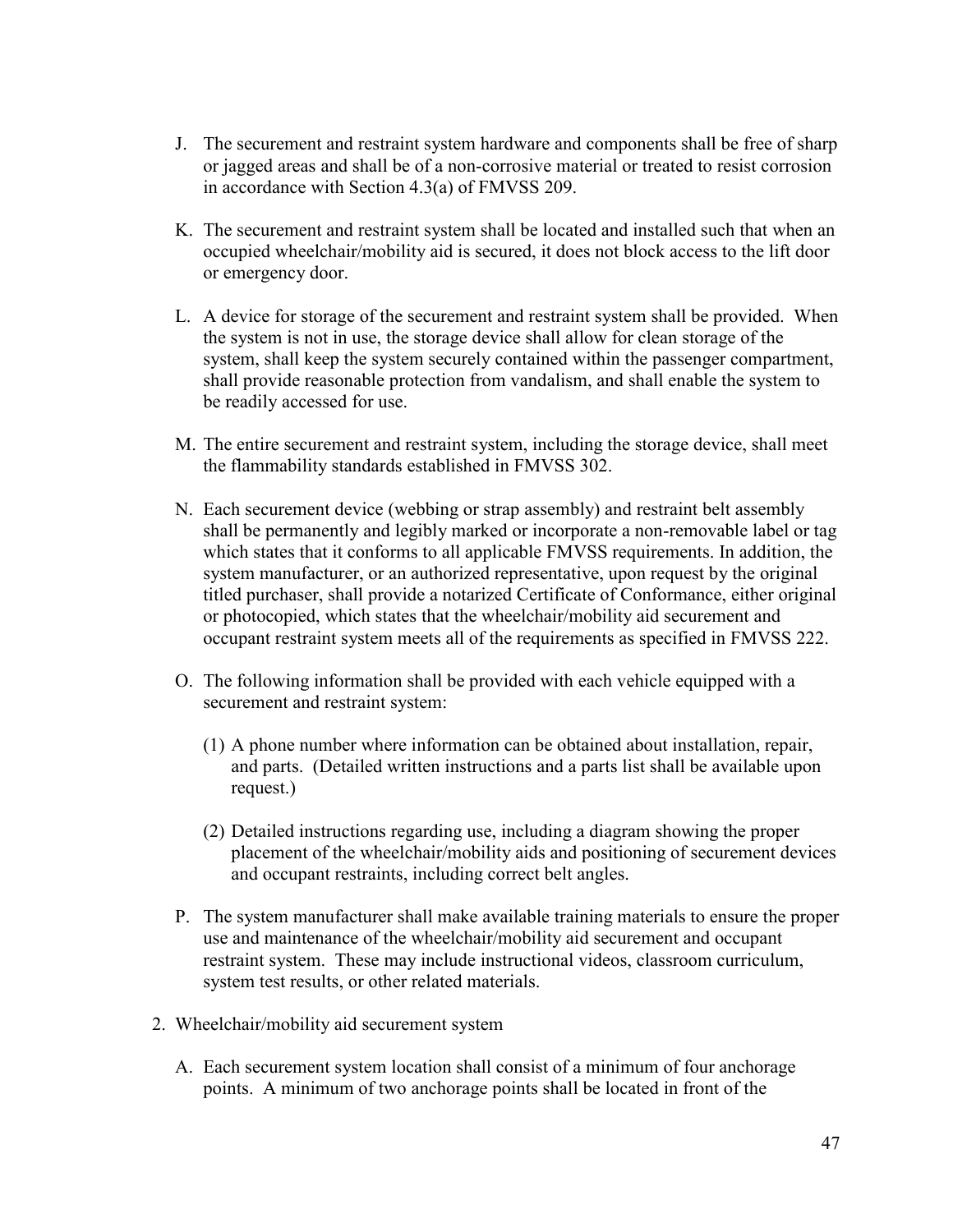J. The securement and restraint system hardware and components shall be free of sharp or jagged areas and shall be of a non-corrosive material or treated to resist corrosion in accordance with Section 4.3(a) of FMVSS 209.

K. The securement and restraint system shall be located and installed such that when an occupied wheelchair/mobility aid is secured, it does not block access to the lift door or emergency door.

L. A device for storage of the securement and restraint system shall be provided. When the system is not in use, the storage device shall allow for clean storage of the system, shall keep the system securely contained within the passenger compartment, shall provide reasonable protection from vandalism, and shall enable the system to be readily accessed for use.

M. The entire securement and restraint system, including the storage device, shall meet the flammability standards established in FMVSS 302.

N. Each securement device (webbing or strap assembly) and restraint belt assembly shall be permanently and legibly marked or incorporate a non-removable label or tag which states that it conforms to all applicable FMVSS requirements. In addition, the system manufacturer, or an authorized representative, upon request by the original titled purchaser, shall provide a notarized Certificate of Conformance, either original or photocopied, which states that the wheelchair/mobility aid securement and occupant restraint system meets all of the requirements as specified in FMVSS 222.

O. The following information shall be provided with each vehicle equipped with a securement and restraint system:

   (1) A phone number where information can be obtained about installation, repair, and parts. (Detailed written instructions and a parts list shall be available upon request.)

   (2) Detailed instructions regarding use, including a diagram showing the proper placement of the wheelchair/mobility aids and positioning of securement devices and occupant restraints, including correct belt angles.

P. The system manufacturer shall make available training materials to ensure the proper use and maintenance of the wheelchair/mobility aid securement and occupant restraint system. These may include instructional videos, classroom curriculum, system test results, or other related materials.

2. Wheelchair/mobility aid securement system

   A. Each securement system location shall consist of a minimum of four anchorage points. A minimum of two anchorage points shall be located in front of the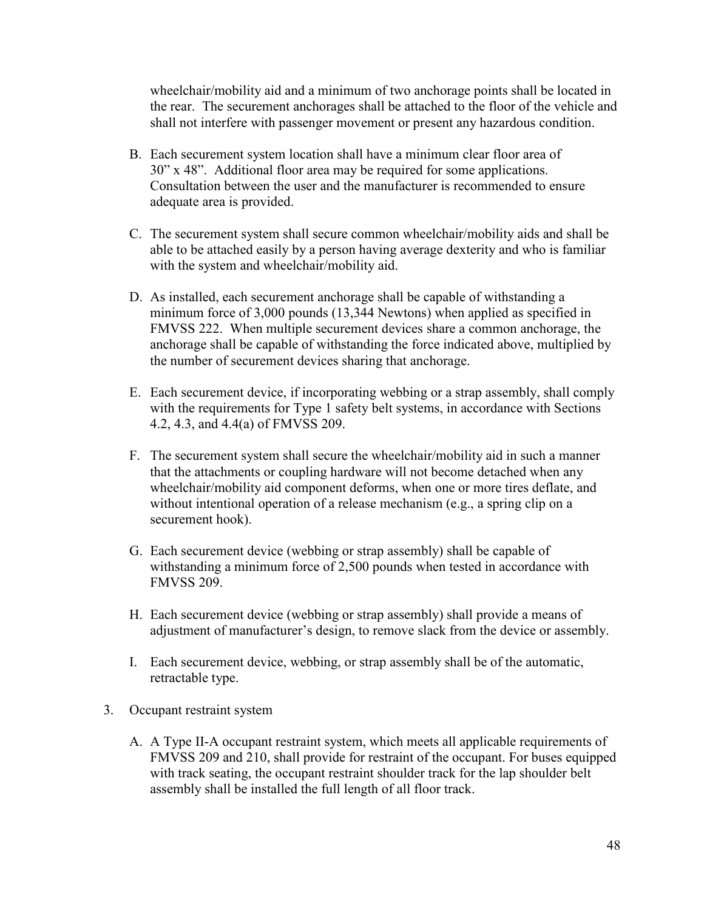wheelchair/mobility aid and a minimum of two anchorage points shall be located in the rear. The securement anchorages shall be attached to the floor of the vehicle and shall not interfere with passenger movement or present any hazardous condition.

B. Each securement system location shall have a minimum clear floor area of 30" x 48". Additional floor area may be required for some applications. Consultation between the user and the manufacturer is recommended to ensure adequate area is provided.

C. The securement system shall secure common wheelchair/mobility aids and shall be able to be attached easily by a person having average dexterity and who is familiar with the system and wheelchair/mobility aid.

D. As installed, each securement anchorage shall be capable of withstanding a minimum force of 3,000 pounds (13,344 Newtons) when applied as specified in FMVSS 222. When multiple securement devices share a common anchorage, the anchorage shall be capable of withstanding the force indicated above, multiplied by the number of securement devices sharing that anchorage.

E. Each securement device, if incorporating webbing or a strap assembly, shall comply with the requirements for Type 1 safety belt systems, in accordance with Sections 4.2, 4.3, and 4.4(a) of FMVSS 209.

F. The securement system shall secure the wheelchair/mobility aid in such a manner that the attachments or coupling hardware will not become detached when any wheelchair/mobility aid component deforms, when one or more tires deflate, and without intentional operation of a release mechanism (e.g., a spring clip on a securement hook).

G. Each securement device (webbing or strap assembly) shall be capable of withstanding a minimum force of 2,500 pounds when tested in accordance with FMVSS 209.

H. Each securement device (webbing or strap assembly) shall provide a means of adjustment of manufacturer's design, to remove slack from the device or assembly.

I. Each securement device, webbing, or strap assembly shall be of the automatic, retractable type.

3. Occupant restraint system

A. A Type II-A occupant restraint system, which meets all applicable requirements of FMVSS 209 and 210, shall provide for restraint of the occupant. For buses equipped with track seating, the occupant restraint shoulder track for the lap shoulder belt assembly shall be installed the full length of all floor track.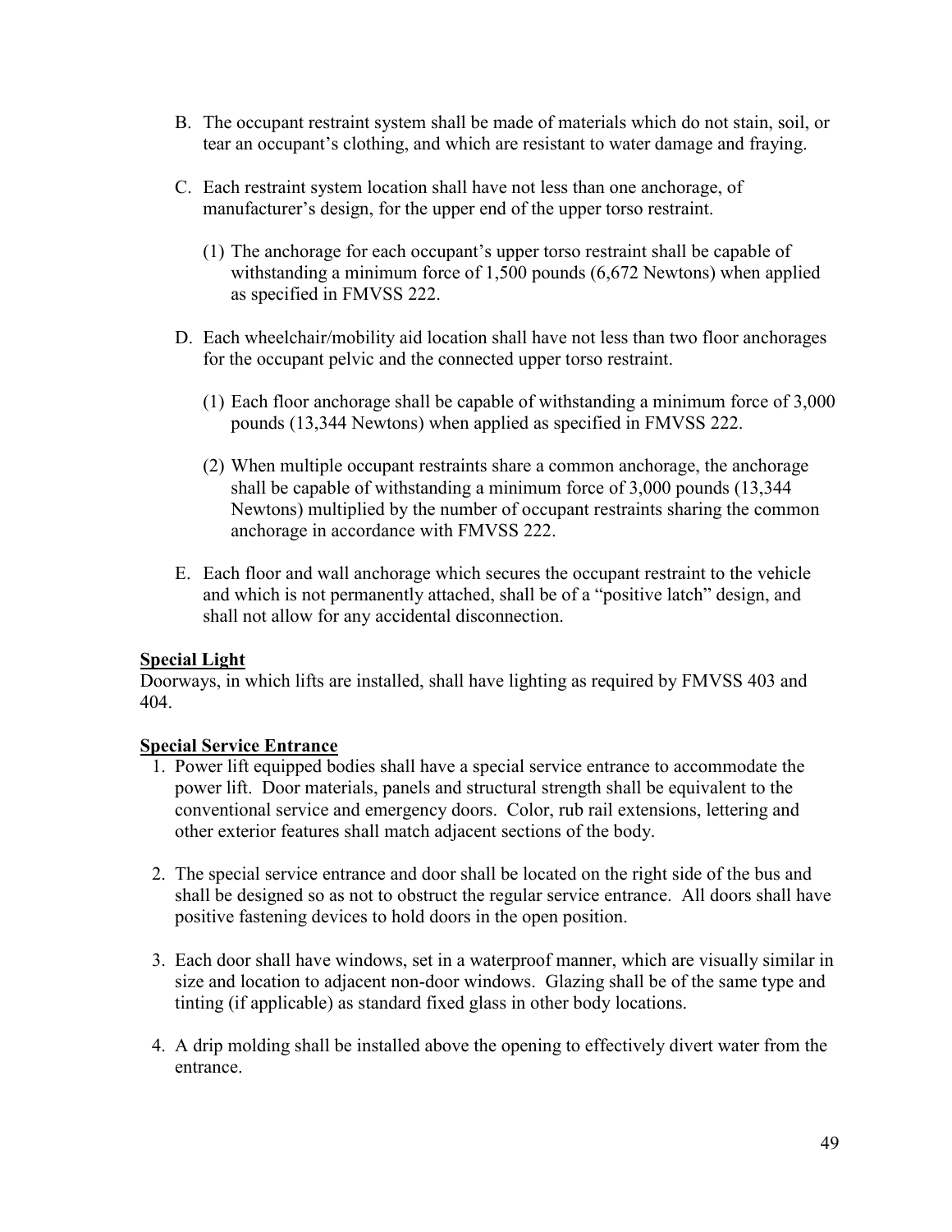B. The occupant restraint system shall be made of materials which do not stain, soil, or tear an occupant's clothing, and which are resistant to water damage and fraying.

C. Each restraint system location shall have not less than one anchorage, of manufacturer's design, for the upper end of the upper torso restraint.

   (1) The anchorage for each occupant's upper torso restraint shall be capable of withstanding a minimum force of 1,500 pounds (6,672 Newtons) when applied as specified in FMVSS 222.

D. Each wheelchair/mobility aid location shall have not less than two floor anchorages for the occupant pelvic and the connected upper torso restraint.

   (1) Each floor anchorage shall be capable of withstanding a minimum force of 3,000 pounds (13,344 Newtons) when applied as specified in FMVSS 222.

   (2) When multiple occupant restraints share a common anchorage, the anchorage shall be capable of withstanding a minimum force of 3,000 pounds (13,344 Newtons) multiplied by the number of occupant restraints sharing the common anchorage in accordance with FMVSS 222.

E. Each floor and wall anchorage which secures the occupant restraint to the vehicle and which is not permanently attached, shall be of a "positive latch" design, and shall not allow for any accidental disconnection.

**Special Light**

Doorways, in which lifts are installed, shall have lighting as required by FMVSS 403 and 404.

**Special Service Entrance**

1. Power lift equipped bodies shall have a special service entrance to accommodate the power lift. Door materials, panels and structural strength shall be equivalent to the conventional service and emergency doors. Color, rub rail extensions, lettering and other exterior features shall match adjacent sections of the body.

2. The special service entrance and door shall be located on the right side of the bus and shall be designed so as not to obstruct the regular service entrance. All doors shall have positive fastening devices to hold doors in the open position.

3. Each door shall have windows, set in a waterproof manner, which are visually similar in size and location to adjacent non-door windows. Glazing shall be of the same type and tinting (if applicable) as standard fixed glass in other body locations.

4. A drip molding shall be installed above the opening to effectively divert water from the entrance.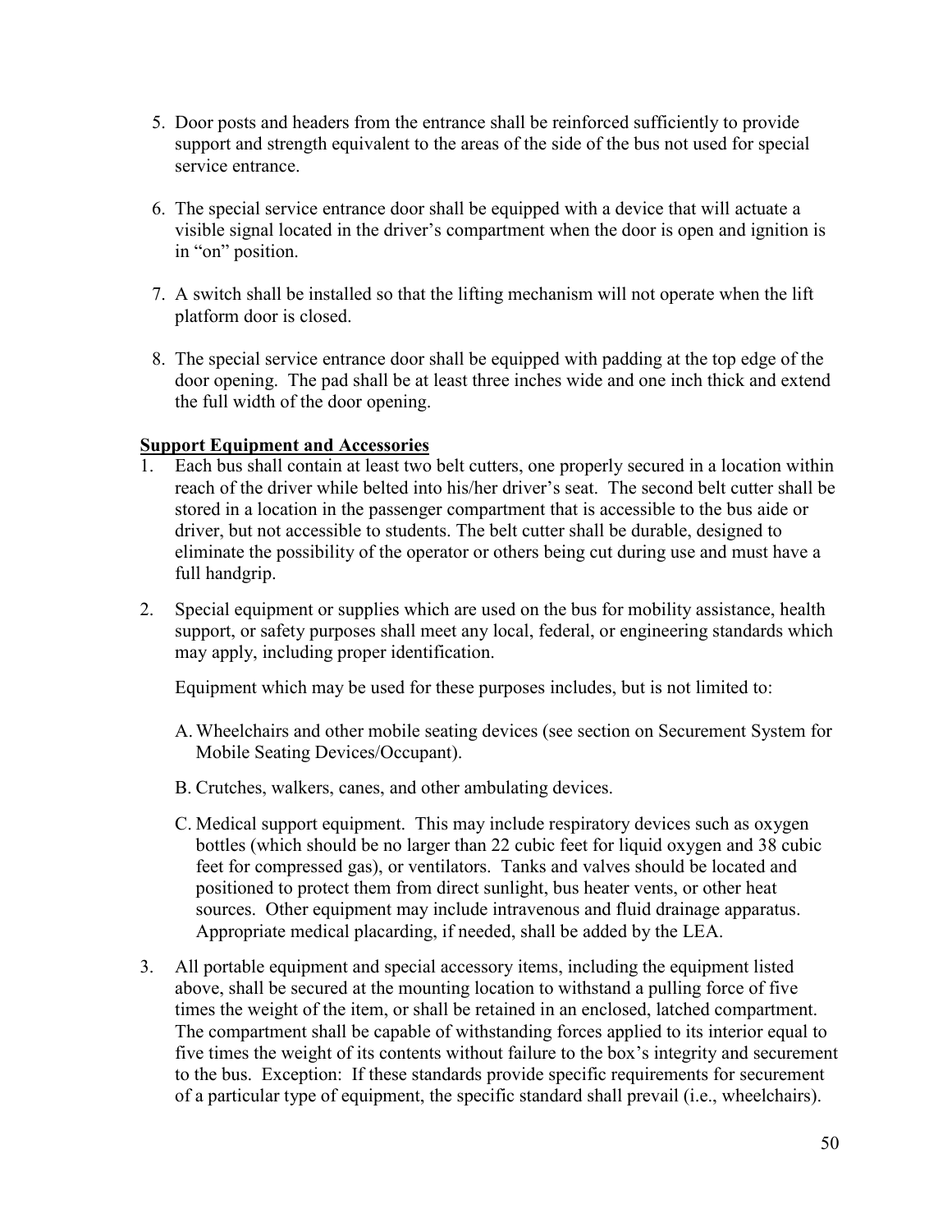5. Door posts and headers from the entrance shall be reinforced sufficiently to provide support and strength equivalent to the areas of the side of the bus not used for special service entrance.

6. The special service entrance door shall be equipped with a device that will actuate a visible signal located in the driver's compartment when the door is open and ignition is in "on" position.

7. A switch shall be installed so that the lifting mechanism will not operate when the lift platform door is closed.

8. The special service entrance door shall be equipped with padding at the top edge of the door opening. The pad shall be at least three inches wide and one inch thick and extend the full width of the door opening.

**Support Equipment and Accessories**

1. Each bus shall contain at least two belt cutters, one properly secured in a location within reach of the driver while belted into his/her driver's seat. The second belt cutter shall be stored in a location in the passenger compartment that is accessible to the bus aide or driver, but not accessible to students. The belt cutter shall be durable, designed to eliminate the possibility of the operator or others being cut during use and must have a full handgrip.

2. Special equipment or supplies which are used on the bus for mobility assistance, health support, or safety purposes shall meet any local, federal, or engineering standards which may apply, including proper identification.

   Equipment which may be used for these purposes includes, but is not limited to:

   A. Wheelchairs and other mobile seating devices (see section on Securement System for Mobile Seating Devices/Occupant).

   B. Crutches, walkers, canes, and other ambulating devices.

   C. Medical support equipment. This may include respiratory devices such as oxygen bottles (which should be no larger than 22 cubic feet for liquid oxygen and 38 cubic feet for compressed gas), or ventilators. Tanks and valves should be located and positioned to protect them from direct sunlight, bus heater vents, or other heat sources. Other equipment may include intravenous and fluid drainage apparatus. Appropriate medical placarding, if needed, shall be added by the LEA.

3. All portable equipment and special accessory items, including the equipment listed above, shall be secured at the mounting location to withstand a pulling force of five times the weight of the item, or shall be retained in an enclosed, latched compartment. The compartment shall be capable of withstanding forces applied to its interior equal to five times the weight of its contents without failure to the box's integrity and securement to the bus. Exception: If these standards provide specific requirements for securement of a particular type of equipment, the specific standard shall prevail (i.e., wheelchairs).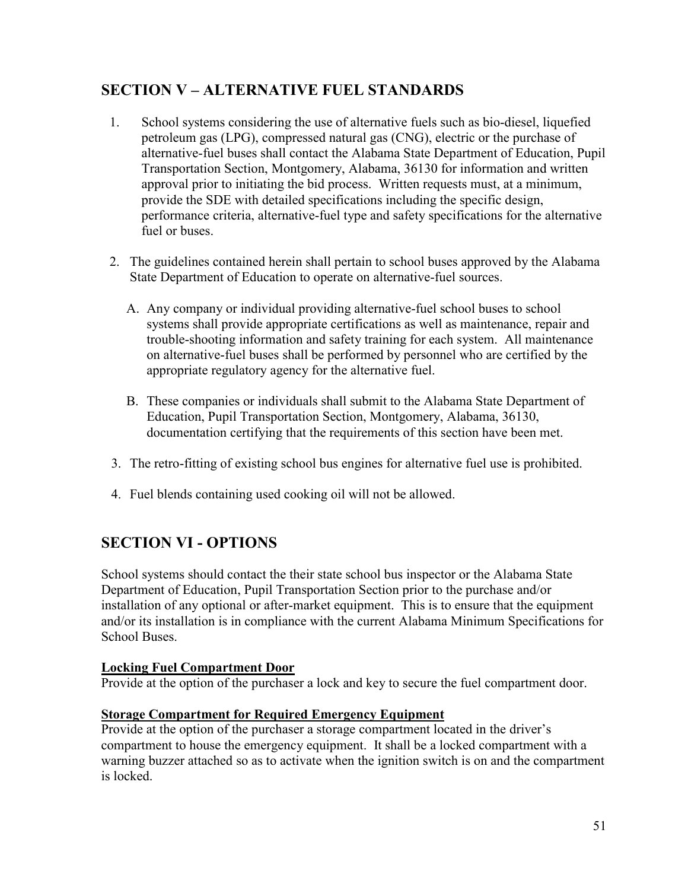## SECTION V – ALTERNATIVE FUEL STANDARDS

1. School systems considering the use of alternative fuels such as bio-diesel, liquefied petroleum gas (LPG), compressed natural gas (CNG), electric or the purchase of alternative-fuel buses shall contact the Alabama State Department of Education, Pupil Transportation Section, Montgomery, Alabama, 36130 for information and written approval prior to initiating the bid process. Written requests must, at a minimum, provide the SDE with detailed specifications including the specific design, performance criteria, alternative-fuel type and safety specifications for the alternative fuel or buses.

2. The guidelines contained herein shall pertain to school buses approved by the Alabama State Department of Education to operate on alternative-fuel sources.

   A. Any company or individual providing alternative-fuel school buses to school systems shall provide appropriate certifications as well as maintenance, repair and trouble-shooting information and safety training for each system. All maintenance on alternative-fuel buses shall be performed by personnel who are certified by the appropriate regulatory agency for the alternative fuel.

   B. These companies or individuals shall submit to the Alabama State Department of Education, Pupil Transportation Section, Montgomery, Alabama, 36130, documentation certifying that the requirements of this section have been met.

3. The retro-fitting of existing school bus engines for alternative fuel use is prohibited.

4. Fuel blends containing used cooking oil will not be allowed.

## SECTION VI - OPTIONS

School systems should contact the their state school bus inspector or the Alabama State Department of Education, Pupil Transportation Section prior to the purchase and/or installation of any optional or after-market equipment. This is to ensure that the equipment and/or its installation is in compliance with the current Alabama Minimum Specifications for School Buses.

**Locking Fuel Compartment Door**

Provide at the option of the purchaser a lock and key to secure the fuel compartment door.

**Storage Compartment for Required Emergency Equipment**

Provide at the option of the purchaser a storage compartment located in the driver's compartment to house the emergency equipment. It shall be a locked compartment with a warning buzzer attached so as to activate when the ignition switch is on and the compartment is locked.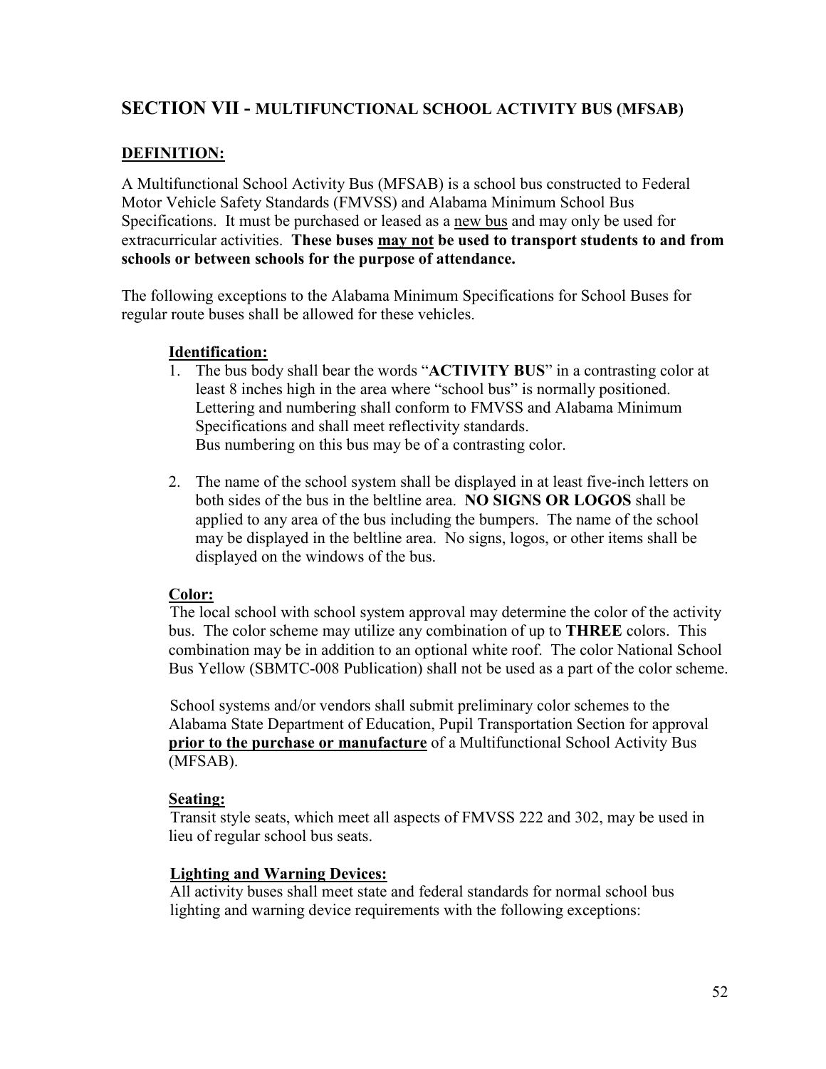## SECTION VII - MULTIFUNCTIONAL SCHOOL ACTIVITY BUS (MFSAB)

### DEFINITION:

A Multifunctional School Activity Bus (MFSAB) is a school bus constructed to Federal Motor Vehicle Safety Standards (FMVSS) and Alabama Minimum School Bus Specifications. It must be purchased or leased as a new bus and may only be used for extracurricular activities. **These buses may not be used to transport students to and from schools or between schools for the purpose of attendance.**

The following exceptions to the Alabama Minimum Specifications for School Buses for regular route buses shall be allowed for these vehicles.

**Identification:**

1. The bus body shall bear the words "**ACTIVITY BUS**" in a contrasting color at least 8 inches high in the area where "school bus" is normally positioned. Lettering and numbering shall conform to FMVSS and Alabama Minimum Specifications and shall meet reflectivity standards.
   Bus numbering on this bus may be of a contrasting color.

2. The name of the school system shall be displayed in at least five-inch letters on both sides of the bus in the beltline area. **NO SIGNS OR LOGOS** shall be applied to any area of the bus including the bumpers. The name of the school may be displayed in the beltline area. No signs, logos, or other items shall be displayed on the windows of the bus.

**Color:**

The local school with school system approval may determine the color of the activity bus. The color scheme may utilize any combination of up to **THREE** colors. This combination may be in addition to an optional white roof. The color National School Bus Yellow (SBMTC-008 Publication) shall not be used as a part of the color scheme.

School systems and/or vendors shall submit preliminary color schemes to the Alabama State Department of Education, Pupil Transportation Section for approval **prior to the purchase or manufacture** of a Multifunctional School Activity Bus (MFSAB).

**Seating:**

Transit style seats, which meet all aspects of FMVSS 222 and 302, may be used in lieu of regular school bus seats.

**Lighting and Warning Devices:**

All activity buses shall meet state and federal standards for normal school bus lighting and warning device requirements with the following exceptions: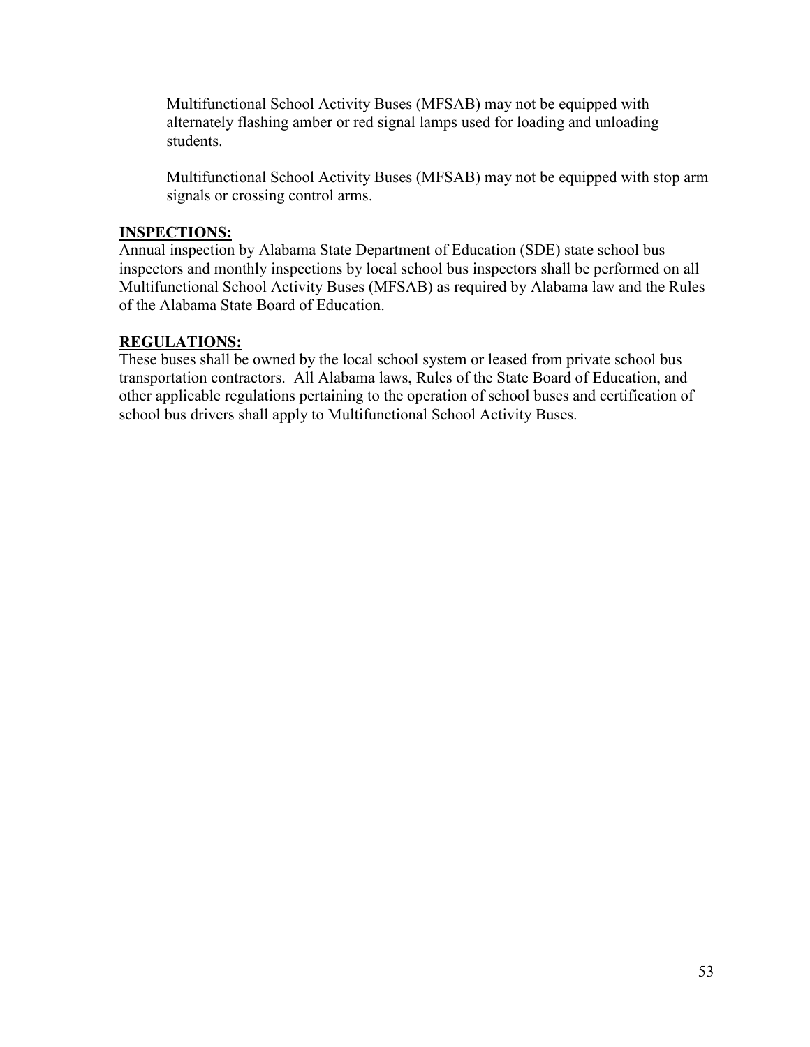Multifunctional School Activity Buses (MFSAB) may not be equipped with alternately flashing amber or red signal lamps used for loading and unloading students.

Multifunctional School Activity Buses (MFSAB) may not be equipped with stop arm signals or crossing control arms.

**INSPECTIONS:**

Annual inspection by Alabama State Department of Education (SDE) state school bus inspectors and monthly inspections by local school bus inspectors shall be performed on all Multifunctional School Activity Buses (MFSAB) as required by Alabama law and the Rules of the Alabama State Board of Education.

**REGULATIONS:**

These buses shall be owned by the local school system or leased from private school bus transportation contractors. All Alabama laws, Rules of the State Board of Education, and other applicable regulations pertaining to the operation of school buses and certification of school bus drivers shall apply to Multifunctional School Activity Buses.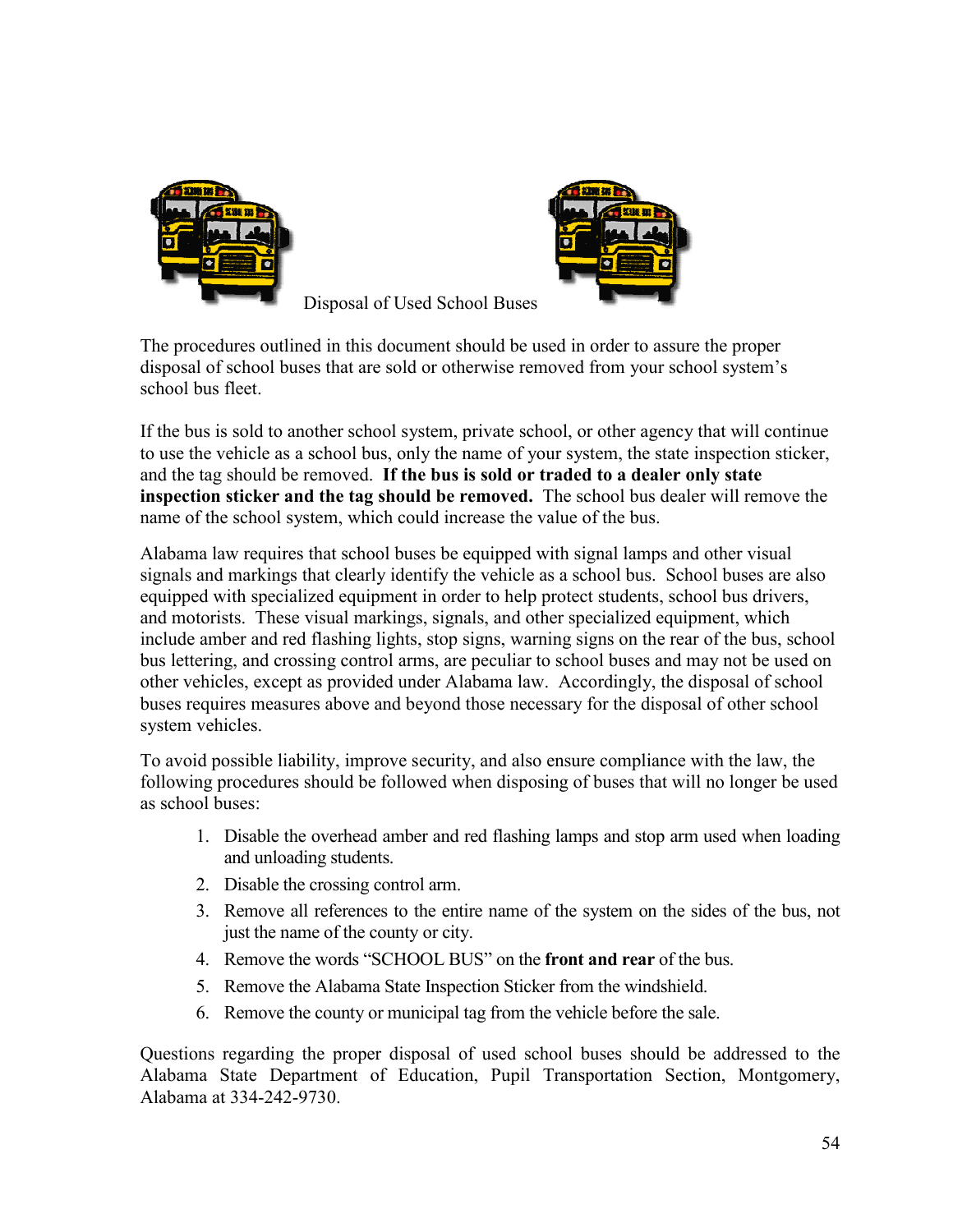# Disposal of Used School Buses

The procedures outlined in this document should be used in order to assure the proper disposal of school buses that are sold or otherwise removed from your school system's school bus fleet.

If the bus is sold to another school system, private school, or other agency that will continue to use the vehicle as a school bus, only the name of your system, the state inspection sticker, and the tag should be removed. **If the bus is sold or traded to a dealer only state inspection sticker and the tag should be removed.** The school bus dealer will remove the name of the school system, which could increase the value of the bus.

Alabama law requires that school buses be equipped with signal lamps and other visual signals and markings that clearly identify the vehicle as a school bus. School buses are also equipped with specialized equipment in order to help protect students, school bus drivers, and motorists. These visual markings, signals, and other specialized equipment, which include amber and red flashing lights, stop signs, warning signs on the rear of the bus, school bus lettering, and crossing control arms, are peculiar to school buses and may not be used on other vehicles, except as provided under Alabama law. Accordingly, the disposal of school buses requires measures above and beyond those necessary for the disposal of other school system vehicles.

To avoid possible liability, improve security, and also ensure compliance with the law, the following procedures should be followed when disposing of buses that will no longer be used as school buses:

1. Disable the overhead amber and red flashing lamps and stop arm used when loading and unloading students.
2. Disable the crossing control arm.
3. Remove all references to the entire name of the system on the sides of the bus, not just the name of the county or city.
4. Remove the words "SCHOOL BUS" on the **front and rear** of the bus.
5. Remove the Alabama State Inspection Sticker from the windshield.
6. Remove the county or municipal tag from the vehicle before the sale.

Questions regarding the proper disposal of used school buses should be addressed to the Alabama State Department of Education, Pupil Transportation Section, Montgomery, Alabama at 334-242-9730.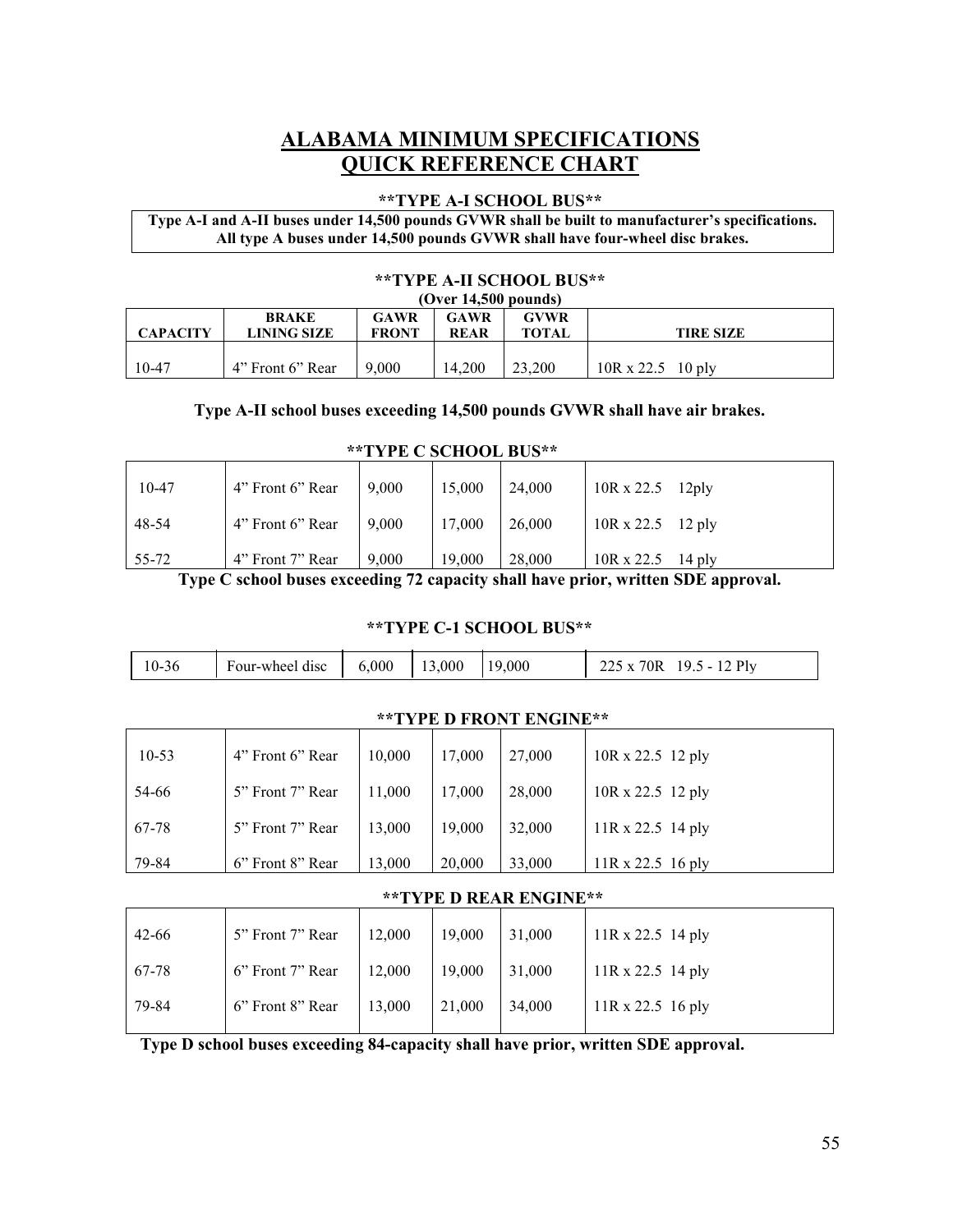# ALABAMA MINIMUM SPECIFICATIONS QUICK REFERENCE CHART

### **TYPE A-I SCHOOL BUS**

**Type A-I and A-II buses under 14,500 pounds GVWR shall be built to manufacturer's specifications. All type A buses under 14,500 pounds GVWR shall have four-wheel disc brakes.**

### **TYPE A-II SCHOOL BUS**

**(Over 14,500 pounds)**

| CAPACITY | BRAKE LINING SIZE | GAWR FRONT | GAWR REAR | GVWR TOTAL | TIRE SIZE |
|---|---|---|---|---|---|
| 10-47 | 4" Front 6" Rear | 9,000 | 14,200 | 23,200 | 10R x 22.5 10 ply |

**Type A-II school buses exceeding 14,500 pounds GVWR shall have air brakes.**

### **TYPE C SCHOOL BUS**

| | | | | | |
|---|---|---|---|---|---|
| 10-47 | 4" Front 6" Rear | 9,000 | 15,000 | 24,000 | 10R x 22.5 12ply |
| 48-54 | 4" Front 6" Rear | 9,000 | 17,000 | 26,000 | 10R x 22.5 12 ply |
| 55-72 | 4" Front 7" Rear | 9,000 | 19,000 | 28,000 | 10R x 22.5 14 ply |

**Type C school buses exceeding 72 capacity shall have prior, written SDE approval.**

### **TYPE C-1 SCHOOL BUS**

| | | | | | |
|---|---|---|---|---|---|
| 10-36 | Four-wheel disc | 6,000 | 13,000 | 19,000 | 225 x 70R 19.5 - 12 Ply |

### **TYPE D FRONT ENGINE**

| | | | | | |
|---|---|---|---|---|---|
| 10-53 | 4" Front 6" Rear | 10,000 | 17,000 | 27,000 | 10R x 22.5 12 ply |
| 54-66 | 5" Front 7" Rear | 11,000 | 17,000 | 28,000 | 10R x 22.5 12 ply |
| 67-78 | 5" Front 7" Rear | 13,000 | 19,000 | 32,000 | 11R x 22.5 14 ply |
| 79-84 | 6" Front 8" Rear | 13,000 | 20,000 | 33,000 | 11R x 22.5 16 ply |

### **TYPE D REAR ENGINE**

| | | | | | |
|---|---|---|---|---|---|
| 42-66 | 5" Front 7" Rear | 12,000 | 19,000 | 31,000 | 11R x 22.5 14 ply |
| 67-78 | 6" Front 7" Rear | 12,000 | 19,000 | 31,000 | 11R x 22.5 14 ply |
| 79-84 | 6" Front 8" Rear | 13,000 | 21,000 | 34,000 | 11R x 22.5 16 ply |

**Type D school buses exceeding 84-capacity shall have prior, written SDE approval.**